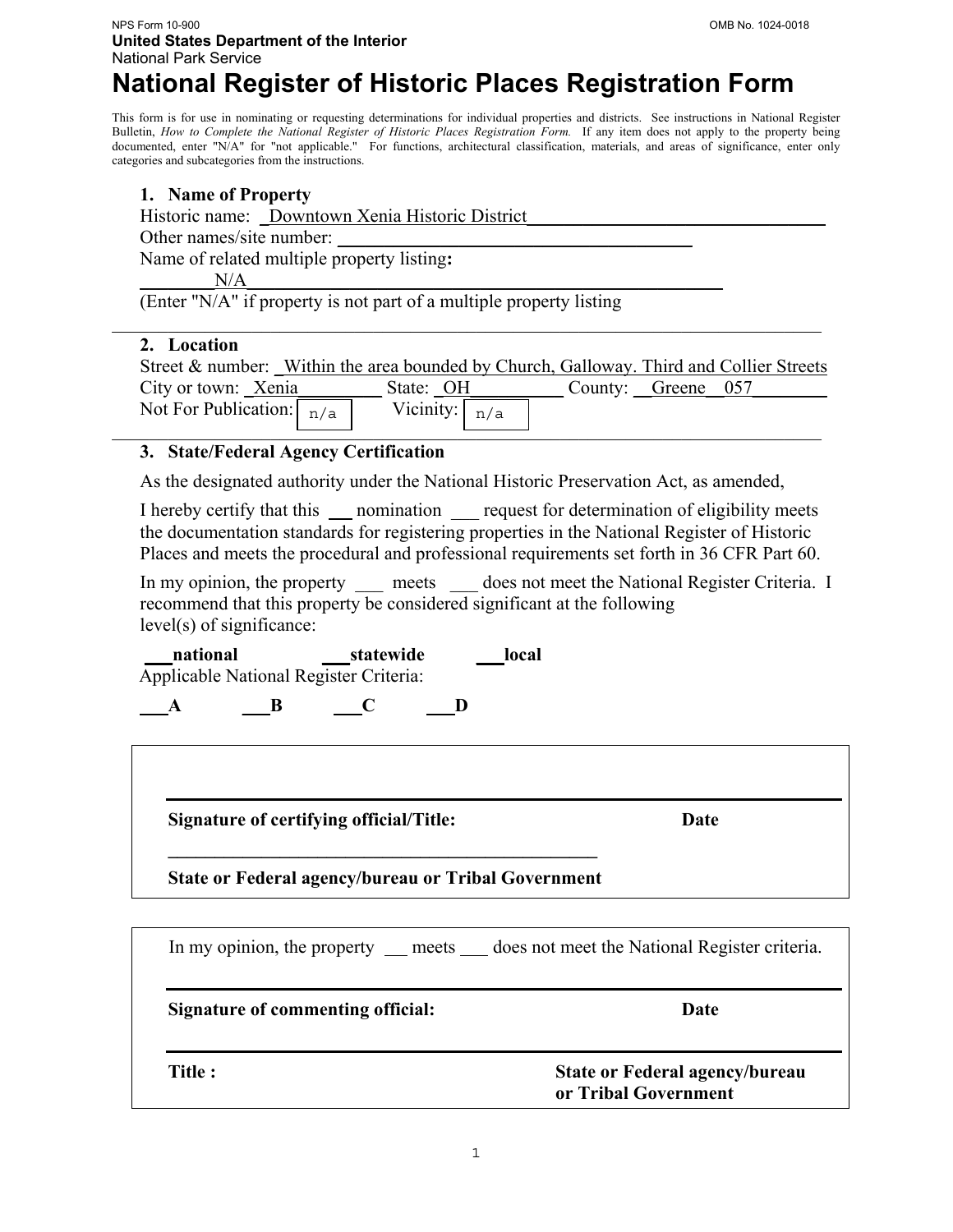NPS Form 10-900 OMB No. 1024-0018

**United States Department of the Interior**
National Park Service

# National Register of Historic Places Registration Form

This form is for use in nominating or requesting determinations for individual properties and districts. See instructions in National Register Bulletin, *How to Complete the National Register of Historic Places Registration Form.* If any item does not apply to the property being documented, enter "N/A" for "not applicable." For functions, architectural classification, materials, and areas of significance, enter only categories and subcategories from the instructions.

## 1. Name of Property

Historic name: Downtown Xenia Historic District

Other names/site number: ______

Name of related multiple property listing**:**

N/A

(Enter "N/A" if property is not part of a multiple property listing

## 2. Location

Street & number: Within the area bounded by Church, Galloway. Third and Collier Streets

City or town: Xenia State: OH County: Greene 057

Not For Publication: n/a Vicinity: n/a

## 3. State/Federal Agency Certification

As the designated authority under the National Historic Preservation Act, as amended,

I hereby certify that this ___ nomination ___ request for determination of eligibility meets the documentation standards for registering properties in the National Register of Historic Places and meets the procedural and professional requirements set forth in 36 CFR Part 60.

In my opinion, the property ___ meets ___ does not meet the National Register Criteria. I recommend that this property be considered significant at the following level(s) of significance:

**___national ___statewide ___local**

Applicable National Register Criteria:

**___A ___B ___C ___D**

______________________________________________

**Signature of certifying official/Title: Date**

______________________________________________

**State or Federal agency/bureau or Tribal Government**

In my opinion, the property ___ meets ___ does not meet the National Register criteria.

______________________________________________

**Signature of commenting official: Date**

______________________________________________

**Title : State or Federal agency/bureau or Tribal Government**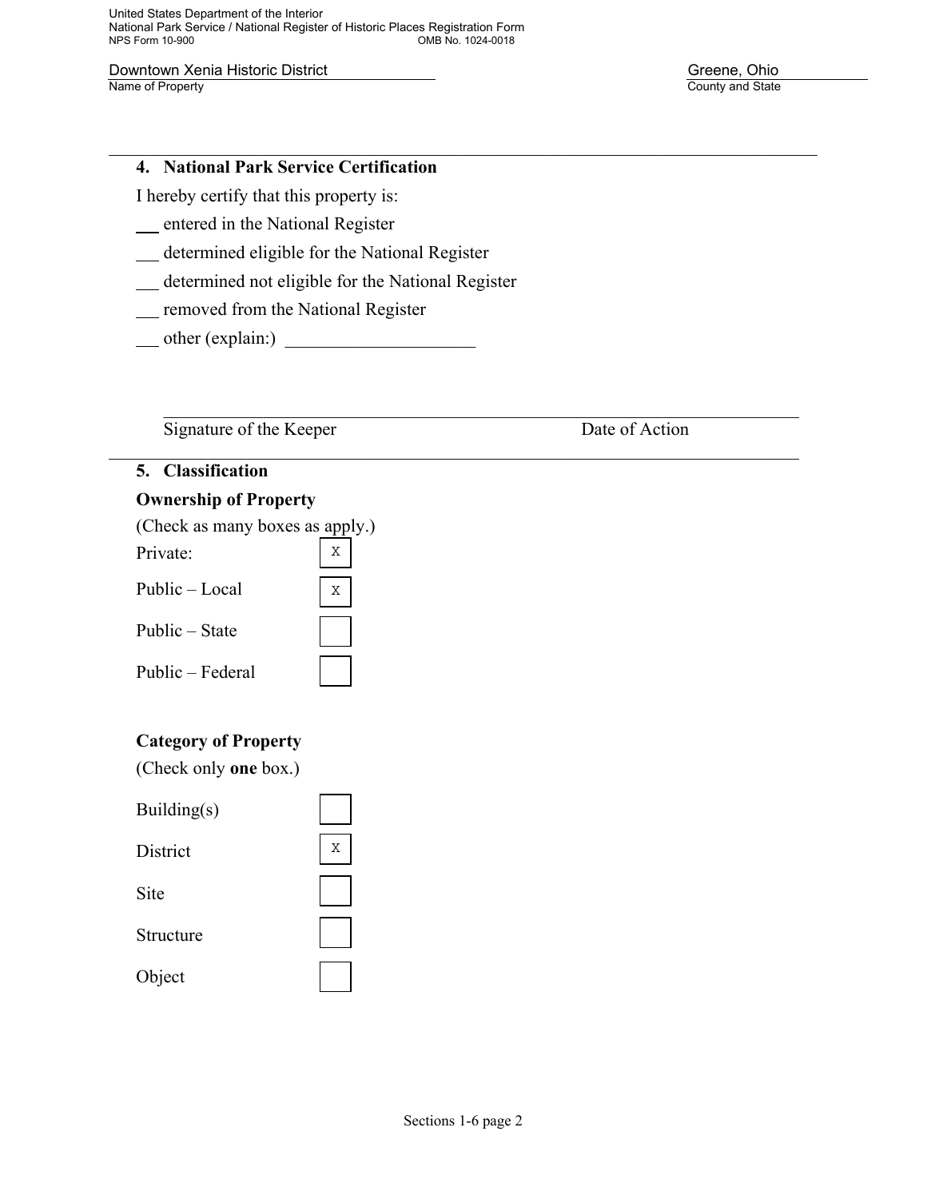## 4. National Park Service Certification

I hereby certify that this property is:

___ entered in the National Register

___ determined eligible for the National Register

___ determined not eligible for the National Register

___ removed from the National Register

___ other (explain:) ____________________

______________________________________________________________

Signature of the Keeper                                        Date of Action

## 5. Classification

### Ownership of Property

(Check as many boxes as apply.)

| | |
|---|---|
| Private: | X |
| Public – Local | X |
| Public – State | |
| Public – Federal | |

### Category of Property

(Check only **one** box.)

| | |
|---|---|
| Building(s) | |
| District | X |
| Site | |
| Structure | |
| Object | |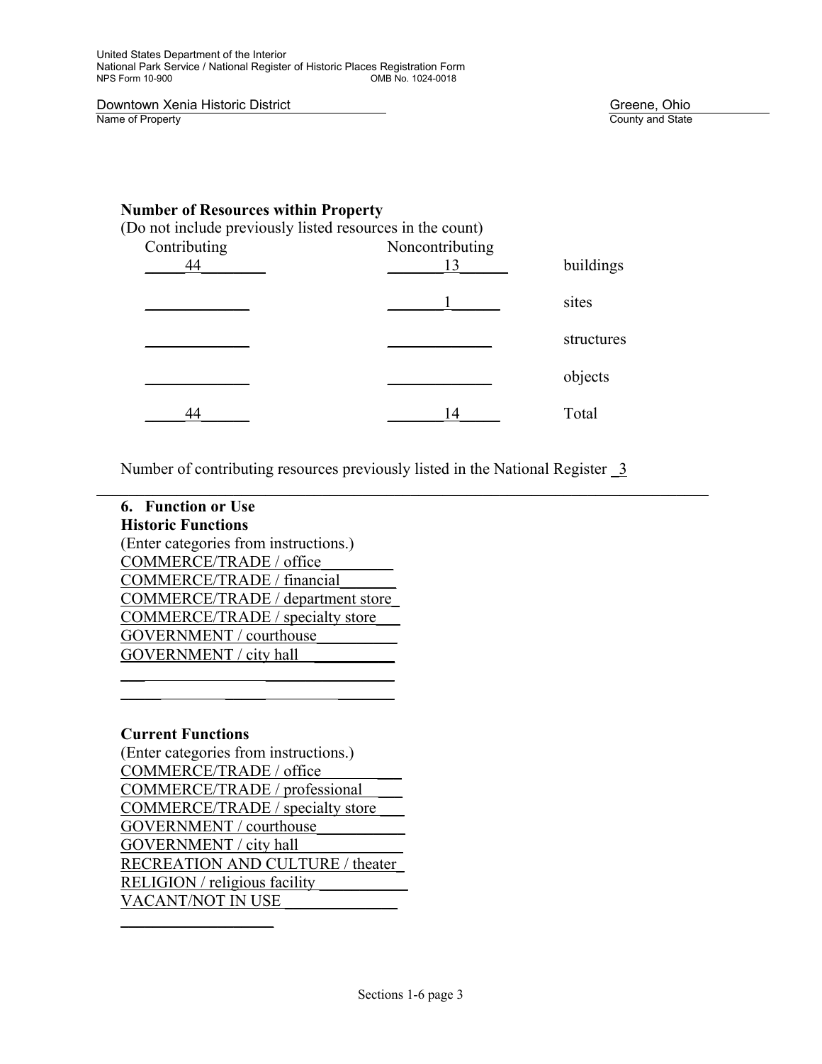**Number of Resources within Property**

(Do not include previously listed resources in the count)

| Contributing | Noncontributing | |
|---|---|---|
| 44 | 13 | buildings |
| | 1 | sites |
| | | structures |
| | | objects |
| 44 | 14 | Total |

Number of contributing resources previously listed in the National Register 3

---

**6. Function or Use**

**Historic Functions**

(Enter categories from instructions.)

COMMERCE/TRADE / office
COMMERCE/TRADE / financial
COMMERCE/TRADE / department store
COMMERCE/TRADE / specialty store
GOVERNMENT / courthouse
GOVERNMENT / city hall

**Current Functions**

(Enter categories from instructions.)

COMMERCE/TRADE / office
COMMERCE/TRADE / professional
COMMERCE/TRADE / specialty store
GOVERNMENT / courthouse
GOVERNMENT / city hall
RECREATION AND CULTURE / theater
RELIGION / religious facility
VACANT/NOT IN USE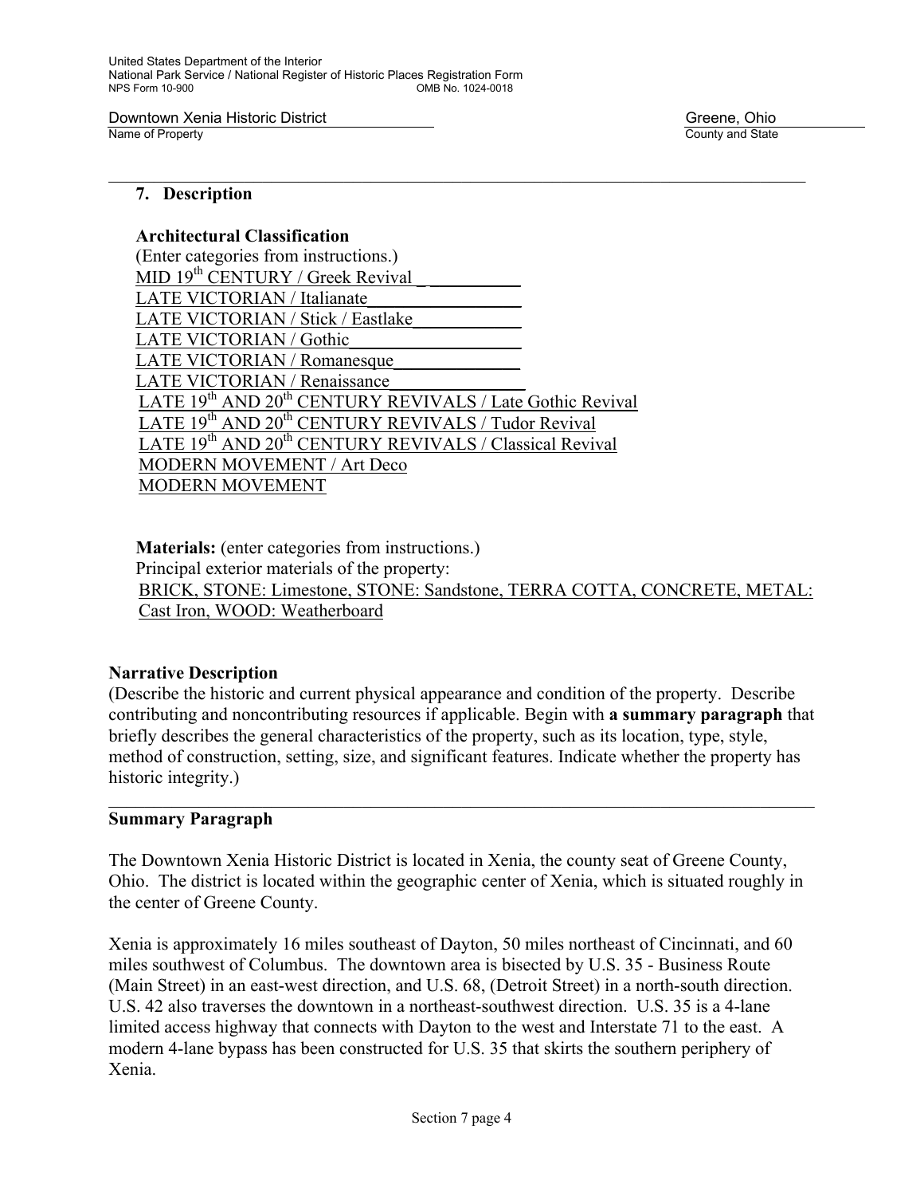## 7. Description

**Architectural Classification**
(Enter categories from instructions.)

MID 19th CENTURY / Greek Revival
LATE VICTORIAN / Italianate
LATE VICTORIAN / Stick / Eastlake
LATE VICTORIAN / Gothic
LATE VICTORIAN / Romanesque
LATE VICTORIAN / Renaissance
LATE 19th AND 20th CENTURY REVIVALS / Late Gothic Revival
LATE 19th AND 20th CENTURY REVIVALS / Tudor Revival
LATE 19th AND 20th CENTURY REVIVALS / Classical Revival
MODERN MOVEMENT / Art Deco
MODERN MOVEMENT

**Materials:** (enter categories from instructions.)
Principal exterior materials of the property:
BRICK, STONE: Limestone, STONE: Sandstone, TERRA COTTA, CONCRETE, METAL: Cast Iron, WOOD: Weatherboard

**Narrative Description**
(Describe the historic and current physical appearance and condition of the property. Describe contributing and noncontributing resources if applicable. Begin with **a summary paragraph** that briefly describes the general characteristics of the property, such as its location, type, style, method of construction, setting, size, and significant features. Indicate whether the property has historic integrity.)

---

**Summary Paragraph**

The Downtown Xenia Historic District is located in Xenia, the county seat of Greene County, Ohio. The district is located within the geographic center of Xenia, which is situated roughly in the center of Greene County.

Xenia is approximately 16 miles southeast of Dayton, 50 miles northeast of Cincinnati, and 60 miles southwest of Columbus. The downtown area is bisected by U.S. 35 - Business Route (Main Street) in an east-west direction, and U.S. 68, (Detroit Street) in a north-south direction. U.S. 42 also traverses the downtown in a northeast-southwest direction. U.S. 35 is a 4-lane limited access highway that connects with Dayton to the west and Interstate 71 to the east. A modern 4-lane bypass has been constructed for U.S. 35 that skirts the southern periphery of Xenia.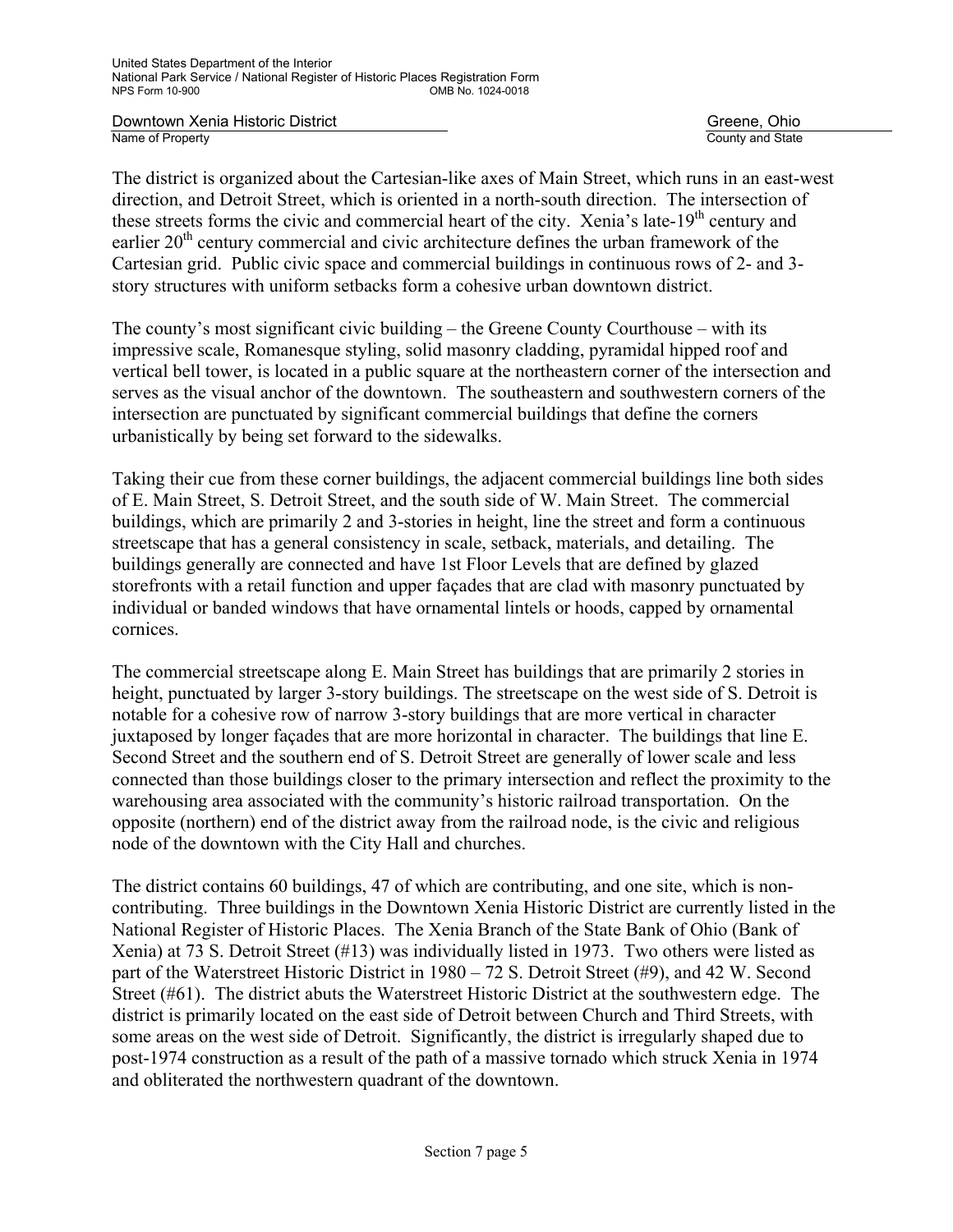The district is organized about the Cartesian-like axes of Main Street, which runs in an east-west direction, and Detroit Street, which is oriented in a north-south direction. The intersection of these streets forms the civic and commercial heart of the city. Xenia's late-19th century and earlier 20th century commercial and civic architecture defines the urban framework of the Cartesian grid. Public civic space and commercial buildings in continuous rows of 2- and 3-story structures with uniform setbacks form a cohesive urban downtown district.

The county's most significant civic building – the Greene County Courthouse – with its impressive scale, Romanesque styling, solid masonry cladding, pyramidal hipped roof and vertical bell tower, is located in a public square at the northeastern corner of the intersection and serves as the visual anchor of the downtown. The southeastern and southwestern corners of the intersection are punctuated by significant commercial buildings that define the corners urbanistically by being set forward to the sidewalks.

Taking their cue from these corner buildings, the adjacent commercial buildings line both sides of E. Main Street, S. Detroit Street, and the south side of W. Main Street. The commercial buildings, which are primarily 2 and 3-stories in height, line the street and form a continuous streetscape that has a general consistency in scale, setback, materials, and detailing. The buildings generally are connected and have 1st Floor Levels that are defined by glazed storefronts with a retail function and upper façades that are clad with masonry punctuated by individual or banded windows that have ornamental lintels or hoods, capped by ornamental cornices.

The commercial streetscape along E. Main Street has buildings that are primarily 2 stories in height, punctuated by larger 3-story buildings. The streetscape on the west side of S. Detroit is notable for a cohesive row of narrow 3-story buildings that are more vertical in character juxtaposed by longer façades that are more horizontal in character. The buildings that line E. Second Street and the southern end of S. Detroit Street are generally of lower scale and less connected than those buildings closer to the primary intersection and reflect the proximity to the warehousing area associated with the community's historic railroad transportation. On the opposite (northern) end of the district away from the railroad node, is the civic and religious node of the downtown with the City Hall and churches.

The district contains 60 buildings, 47 of which are contributing, and one site, which is non-contributing. Three buildings in the Downtown Xenia Historic District are currently listed in the National Register of Historic Places. The Xenia Branch of the State Bank of Ohio (Bank of Xenia) at 73 S. Detroit Street (#13) was individually listed in 1973. Two others were listed as part of the Waterstreet Historic District in 1980 – 72 S. Detroit Street (#9), and 42 W. Second Street (#61). The district abuts the Waterstreet Historic District at the southwestern edge. The district is primarily located on the east side of Detroit between Church and Third Streets, with some areas on the west side of Detroit. Significantly, the district is irregularly shaped due to post-1974 construction as a result of the path of a massive tornado which struck Xenia in 1974 and obliterated the northwestern quadrant of the downtown.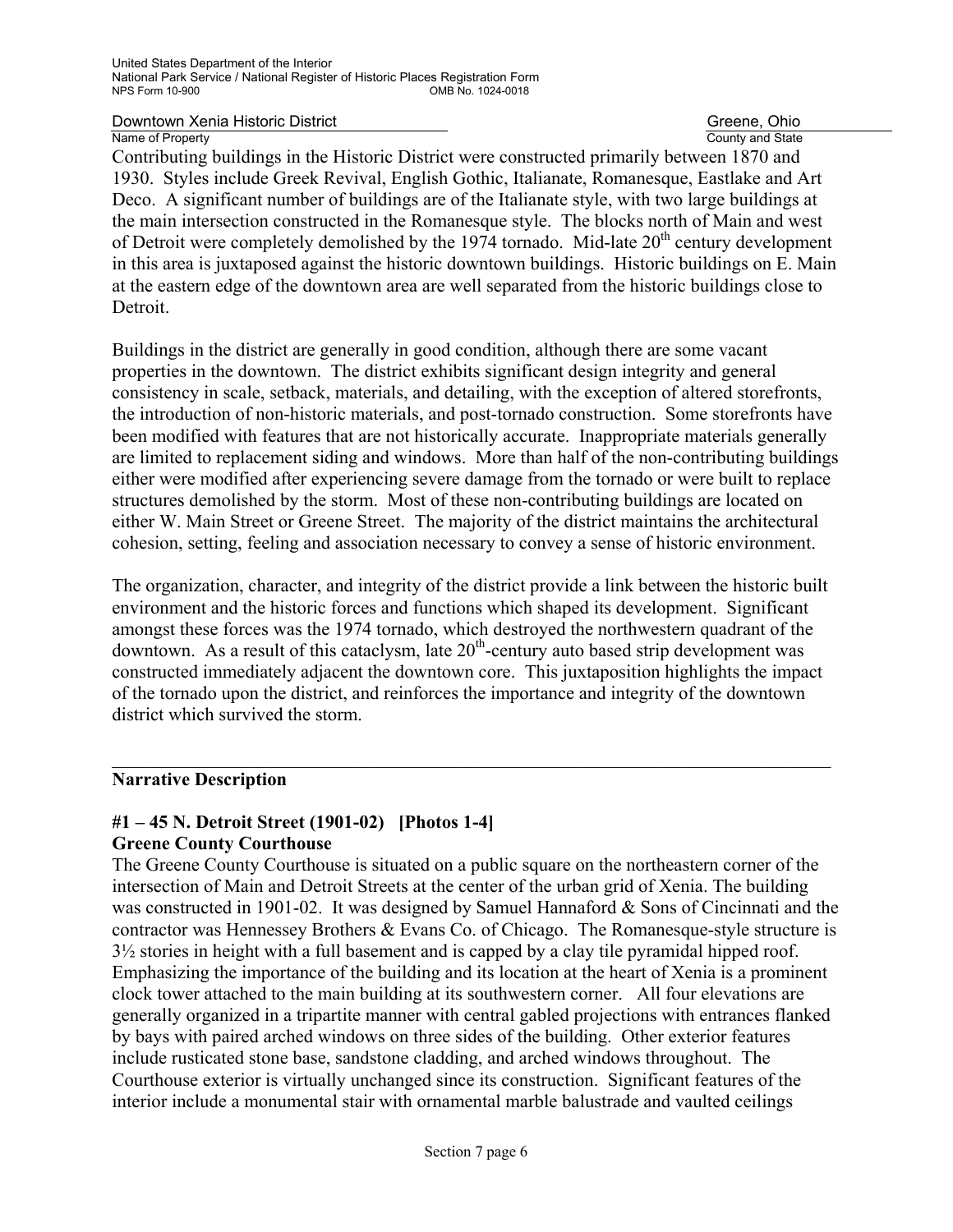Contributing buildings in the Historic District were constructed primarily between 1870 and 1930. Styles include Greek Revival, English Gothic, Italianate, Romanesque, Eastlake and Art Deco. A significant number of buildings are of the Italianate style, with two large buildings at the main intersection constructed in the Romanesque style. The blocks north of Main and west of Detroit were completely demolished by the 1974 tornado. Mid-late 20th century development in this area is juxtaposed against the historic downtown buildings. Historic buildings on E. Main at the eastern edge of the downtown area are well separated from the historic buildings close to Detroit.

Buildings in the district are generally in good condition, although there are some vacant properties in the downtown. The district exhibits significant design integrity and general consistency in scale, setback, materials, and detailing, with the exception of altered storefronts, the introduction of non-historic materials, and post-tornado construction. Some storefronts have been modified with features that are not historically accurate. Inappropriate materials generally are limited to replacement siding and windows. More than half of the non-contributing buildings either were modified after experiencing severe damage from the tornado or were built to replace structures demolished by the storm. Most of these non-contributing buildings are located on either W. Main Street or Greene Street. The majority of the district maintains the architectural cohesion, setting, feeling and association necessary to convey a sense of historic environment.

The organization, character, and integrity of the district provide a link between the historic built environment and the historic forces and functions which shaped its development. Significant amongst these forces was the 1974 tornado, which destroyed the northwestern quadrant of the downtown. As a result of this cataclysm, late 20th-century auto based strip development was constructed immediately adjacent the downtown core. This juxtaposition highlights the impact of the tornado upon the district, and reinforces the importance and integrity of the downtown district which survived the storm.

---

## Narrative Description

### #1 – 45 N. Detroit Street (1901-02) [Photos 1-4]
### Greene County Courthouse

The Greene County Courthouse is situated on a public square on the northeastern corner of the intersection of Main and Detroit Streets at the center of the urban grid of Xenia. The building was constructed in 1901-02. It was designed by Samuel Hannaford & Sons of Cincinnati and the contractor was Hennessey Brothers & Evans Co. of Chicago. The Romanesque-style structure is 3½ stories in height with a full basement and is capped by a clay tile pyramidal hipped roof. Emphasizing the importance of the building and its location at the heart of Xenia is a prominent clock tower attached to the main building at its southwestern corner. All four elevations are generally organized in a tripartite manner with central gabled projections with entrances flanked by bays with paired arched windows on three sides of the building. Other exterior features include rusticated stone base, sandstone cladding, and arched windows throughout. The Courthouse exterior is virtually unchanged since its construction. Significant features of the interior include a monumental stair with ornamental marble balustrade and vaulted ceilings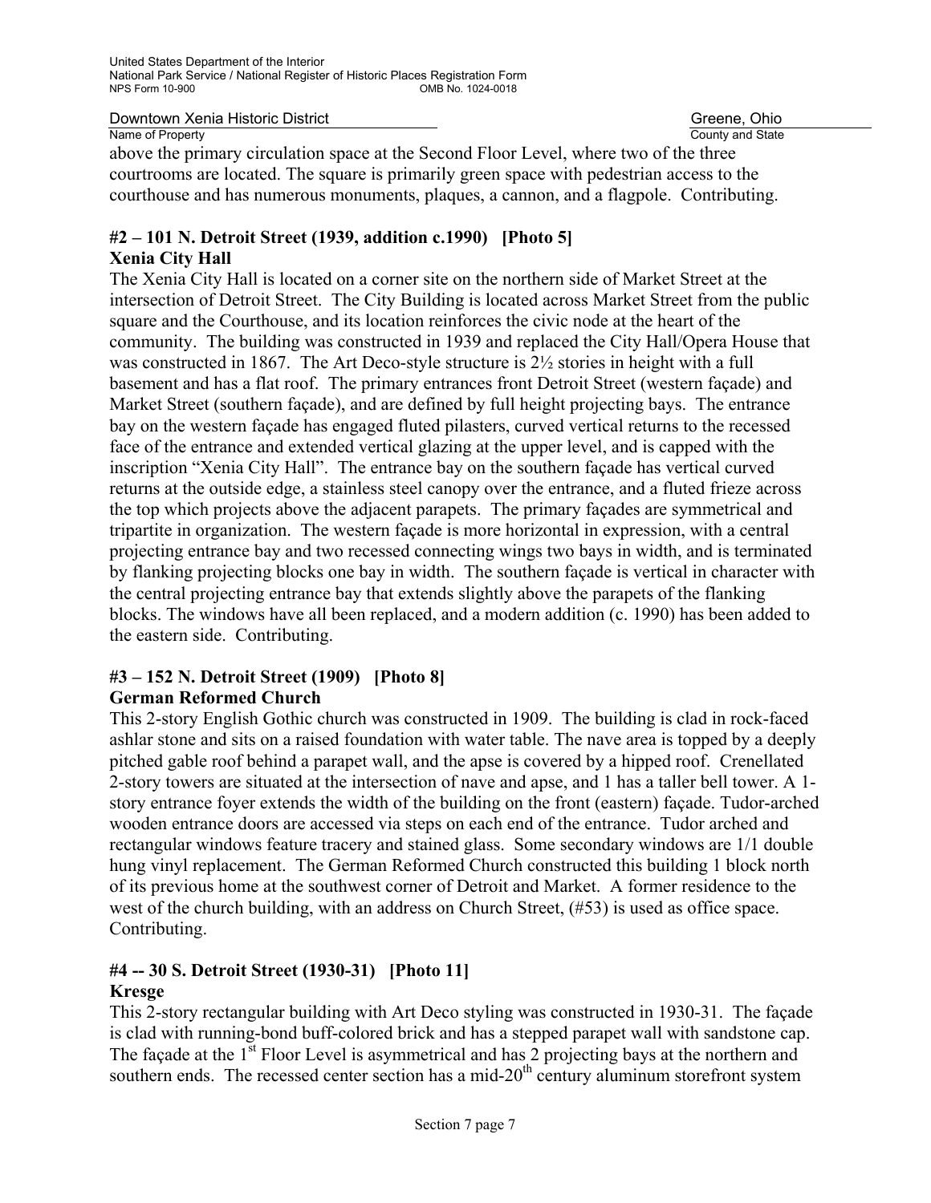above the primary circulation space at the Second Floor Level, where two of the three courtrooms are located. The square is primarily green space with pedestrian access to the courthouse and has numerous monuments, plaques, a cannon, and a flagpole. Contributing.

**#2 – 101 N. Detroit Street (1939, addition c.1990) [Photo 5]**
**Xenia City Hall**

The Xenia City Hall is located on a corner site on the northern side of Market Street at the intersection of Detroit Street. The City Building is located across Market Street from the public square and the Courthouse, and its location reinforces the civic node at the heart of the community. The building was constructed in 1939 and replaced the City Hall/Opera House that was constructed in 1867. The Art Deco-style structure is 2½ stories in height with a full basement and has a flat roof. The primary entrances front Detroit Street (western façade) and Market Street (southern façade), and are defined by full height projecting bays. The entrance bay on the western façade has engaged fluted pilasters, curved vertical returns to the recessed face of the entrance and extended vertical glazing at the upper level, and is capped with the inscription "Xenia City Hall". The entrance bay on the southern façade has vertical curved returns at the outside edge, a stainless steel canopy over the entrance, and a fluted frieze across the top which projects above the adjacent parapets. The primary façades are symmetrical and tripartite in organization. The western façade is more horizontal in expression, with a central projecting entrance bay and two recessed connecting wings two bays in width, and is terminated by flanking projecting blocks one bay in width. The southern façade is vertical in character with the central projecting entrance bay that extends slightly above the parapets of the flanking blocks. The windows have all been replaced, and a modern addition (c. 1990) has been added to the eastern side. Contributing.

**#3 – 152 N. Detroit Street (1909) [Photo 8]**
**German Reformed Church**

This 2-story English Gothic church was constructed in 1909. The building is clad in rock-faced ashlar stone and sits on a raised foundation with water table. The nave area is topped by a deeply pitched gable roof behind a parapet wall, and the apse is covered by a hipped roof. Crenellated 2-story towers are situated at the intersection of nave and apse, and 1 has a taller bell tower. A 1-story entrance foyer extends the width of the building on the front (eastern) façade. Tudor-arched wooden entrance doors are accessed via steps on each end of the entrance. Tudor arched and rectangular windows feature tracery and stained glass. Some secondary windows are 1/1 double hung vinyl replacement. The German Reformed Church constructed this building 1 block north of its previous home at the southwest corner of Detroit and Market. A former residence to the west of the church building, with an address on Church Street, (#53) is used as office space. Contributing.

**#4 -- 30 S. Detroit Street (1930-31) [Photo 11]**
**Kresge**

This 2-story rectangular building with Art Deco styling was constructed in 1930-31. The façade is clad with running-bond buff-colored brick and has a stepped parapet wall with sandstone cap. The façade at the 1st Floor Level is asymmetrical and has 2 projecting bays at the northern and southern ends. The recessed center section has a mid-20th century aluminum storefront system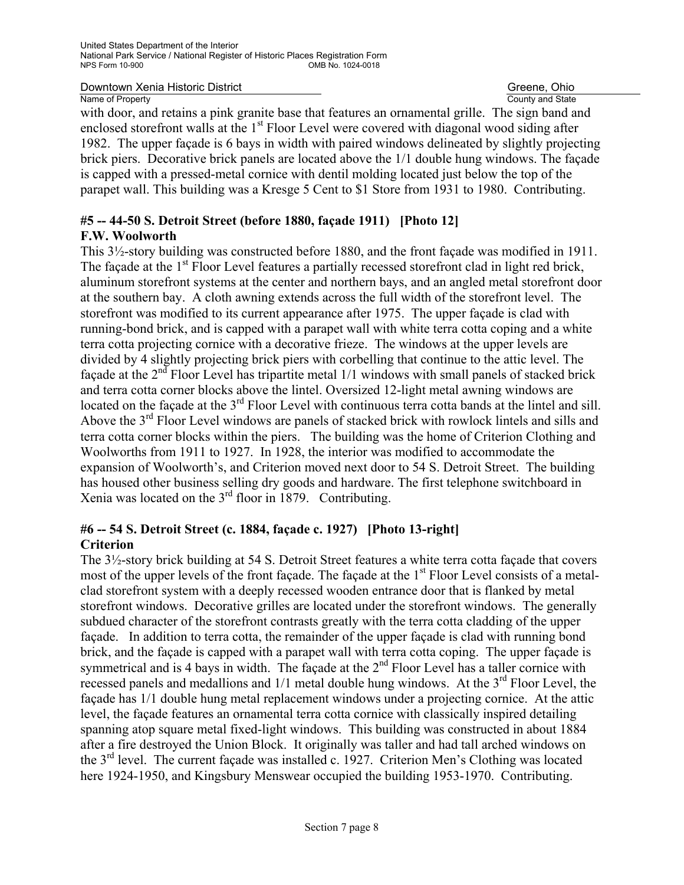with door, and retains a pink granite base that features an ornamental grille. The sign band and enclosed storefront walls at the 1st Floor Level were covered with diagonal wood siding after 1982. The upper façade is 6 bays in width with paired windows delineated by slightly projecting brick piers. Decorative brick panels are located above the 1/1 double hung windows. The façade is capped with a pressed-metal cornice with dentil molding located just below the top of the parapet wall. This building was a Kresge 5 Cent to $1 Store from 1931 to 1980. Contributing.

**#5 -- 44-50 S. Detroit Street (before 1880, façade 1911) [Photo 12]**
**F.W. Woolworth**

This 3½-story building was constructed before 1880, and the front façade was modified in 1911. The façade at the 1st Floor Level features a partially recessed storefront clad in light red brick, aluminum storefront systems at the center and northern bays, and an angled metal storefront door at the southern bay. A cloth awning extends across the full width of the storefront level. The storefront was modified to its current appearance after 1975. The upper façade is clad with running-bond brick, and is capped with a parapet wall with white terra cotta coping and a white terra cotta projecting cornice with a decorative frieze. The windows at the upper levels are divided by 4 slightly projecting brick piers with corbelling that continue to the attic level. The façade at the 2nd Floor Level has tripartite metal 1/1 windows with small panels of stacked brick and terra cotta corner blocks above the lintel. Oversized 12-light metal awning windows are located on the façade at the 3rd Floor Level with continuous terra cotta bands at the lintel and sill. Above the 3rd Floor Level windows are panels of stacked brick with rowlock lintels and sills and terra cotta corner blocks within the piers. The building was the home of Criterion Clothing and Woolworths from 1911 to 1927. In 1928, the interior was modified to accommodate the expansion of Woolworth's, and Criterion moved next door to 54 S. Detroit Street. The building has housed other business selling dry goods and hardware. The first telephone switchboard in Xenia was located on the 3rd floor in 1879. Contributing.

**#6 -- 54 S. Detroit Street (c. 1884, façade c. 1927) [Photo 13-right]**
**Criterion**

The 3½-story brick building at 54 S. Detroit Street features a white terra cotta façade that covers most of the upper levels of the front façade. The façade at the 1st Floor Level consists of a metal-clad storefront system with a deeply recessed wooden entrance door that is flanked by metal storefront windows. Decorative grilles are located under the storefront windows. The generally subdued character of the storefront contrasts greatly with the terra cotta cladding of the upper façade. In addition to terra cotta, the remainder of the upper façade is clad with running bond brick, and the façade is capped with a parapet wall with terra cotta coping. The upper façade is symmetrical and is 4 bays in width. The façade at the 2nd Floor Level has a taller cornice with recessed panels and medallions and 1/1 metal double hung windows. At the 3rd Floor Level, the façade has 1/1 double hung metal replacement windows under a projecting cornice. At the attic level, the façade features an ornamental terra cotta cornice with classically inspired detailing spanning atop square metal fixed-light windows. This building was constructed in about 1884 after a fire destroyed the Union Block. It originally was taller and had tall arched windows on the 3rd level. The current façade was installed c. 1927. Criterion Men's Clothing was located here 1924-1950, and Kingsbury Menswear occupied the building 1953-1970. Contributing.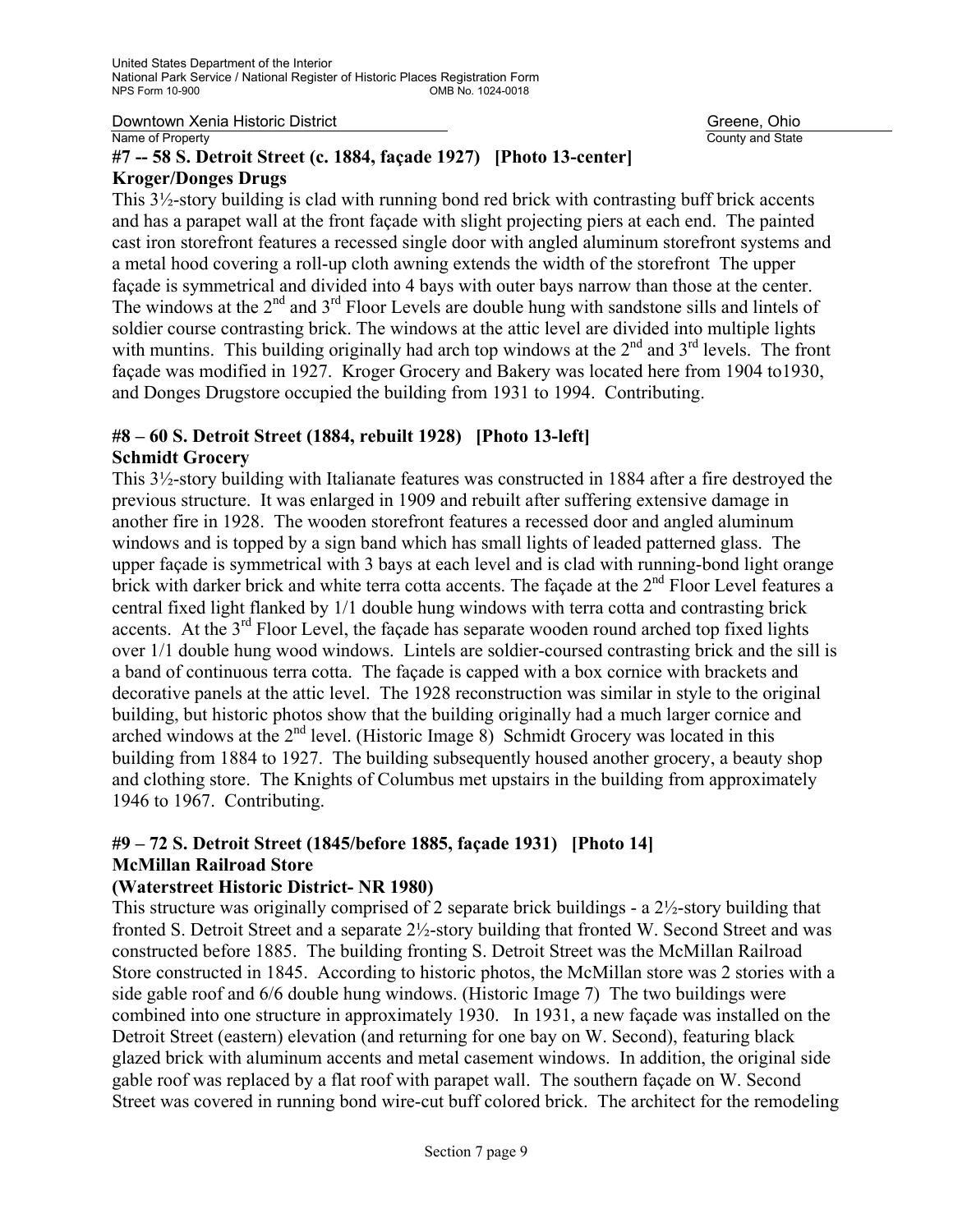**#7 -- 58 S. Detroit Street (c. 1884, façade 1927) [Photo 13-center]**
**Kroger/Donges Drugs**

This 3½-story building is clad with running bond red brick with contrasting buff brick accents and has a parapet wall at the front façade with slight projecting piers at each end. The painted cast iron storefront features a recessed single door with angled aluminum storefront systems and a metal hood covering a roll-up cloth awning extends the width of the storefront The upper façade is symmetrical and divided into 4 bays with outer bays narrow than those at the center. The windows at the 2nd and 3rd Floor Levels are double hung with sandstone sills and lintels of soldier course contrasting brick. The windows at the attic level are divided into multiple lights with muntins. This building originally had arch top windows at the 2nd and 3rd levels. The front façade was modified in 1927. Kroger Grocery and Bakery was located here from 1904 to1930, and Donges Drugstore occupied the building from 1931 to 1994. Contributing.

**#8 – 60 S. Detroit Street (1884, rebuilt 1928) [Photo 13-left]**
**Schmidt Grocery**

This 3½-story building with Italianate features was constructed in 1884 after a fire destroyed the previous structure. It was enlarged in 1909 and rebuilt after suffering extensive damage in another fire in 1928. The wooden storefront features a recessed door and angled aluminum windows and is topped by a sign band which has small lights of leaded patterned glass. The upper façade is symmetrical with 3 bays at each level and is clad with running-bond light orange brick with darker brick and white terra cotta accents. The façade at the 2nd Floor Level features a central fixed light flanked by 1/1 double hung windows with terra cotta and contrasting brick accents. At the 3rd Floor Level, the façade has separate wooden round arched top fixed lights over 1/1 double hung wood windows. Lintels are soldier-coursed contrasting brick and the sill is a band of continuous terra cotta. The façade is capped with a box cornice with brackets and decorative panels at the attic level. The 1928 reconstruction was similar in style to the original building, but historic photos show that the building originally had a much larger cornice and arched windows at the 2nd level. (Historic Image 8) Schmidt Grocery was located in this building from 1884 to 1927. The building subsequently housed another grocery, a beauty shop and clothing store. The Knights of Columbus met upstairs in the building from approximately 1946 to 1967. Contributing.

**#9 – 72 S. Detroit Street (1845/before 1885, façade 1931) [Photo 14]**
**McMillan Railroad Store**
**(Waterstreet Historic District- NR 1980)**

This structure was originally comprised of 2 separate brick buildings - a 2½-story building that fronted S. Detroit Street and a separate 2½-story building that fronted W. Second Street and was constructed before 1885. The building fronting S. Detroit Street was the McMillan Railroad Store constructed in 1845. According to historic photos, the McMillan store was 2 stories with a side gable roof and 6/6 double hung windows. (Historic Image 7) The two buildings were combined into one structure in approximately 1930. In 1931, a new façade was installed on the Detroit Street (eastern) elevation (and returning for one bay on W. Second), featuring black glazed brick with aluminum accents and metal casement windows. In addition, the original side gable roof was replaced by a flat roof with parapet wall. The southern façade on W. Second Street was covered in running bond wire-cut buff colored brick. The architect for the remodeling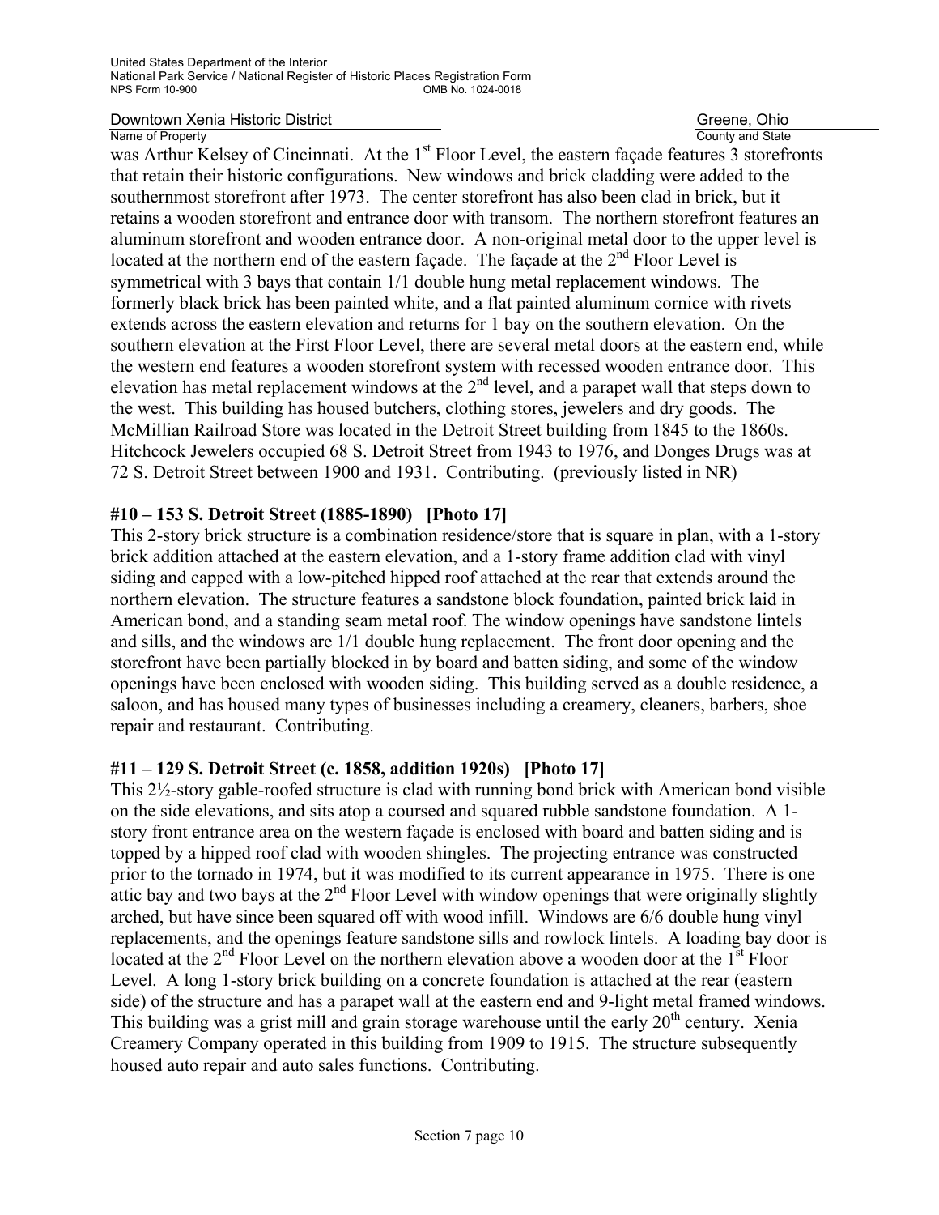was Arthur Kelsey of Cincinnati. At the 1st Floor Level, the eastern façade features 3 storefronts that retain their historic configurations. New windows and brick cladding were added to the southernmost storefront after 1973. The center storefront has also been clad in brick, but it retains a wooden storefront and entrance door with transom. The northern storefront features an aluminum storefront and wooden entrance door. A non-original metal door to the upper level is located at the northern end of the eastern façade. The façade at the 2nd Floor Level is symmetrical with 3 bays that contain 1/1 double hung metal replacement windows. The formerly black brick has been painted white, and a flat painted aluminum cornice with rivets extends across the eastern elevation and returns for 1 bay on the southern elevation. On the southern elevation at the First Floor Level, there are several metal doors at the eastern end, while the western end features a wooden storefront system with recessed wooden entrance door. This elevation has metal replacement windows at the 2nd level, and a parapet wall that steps down to the west. This building has housed butchers, clothing stores, jewelers and dry goods. The McMillian Railroad Store was located in the Detroit Street building from 1845 to the 1860s. Hitchcock Jewelers occupied 68 S. Detroit Street from 1943 to 1976, and Donges Drugs was at 72 S. Detroit Street between 1900 and 1931. Contributing. (previously listed in NR)

**#10 – 153 S. Detroit Street (1885-1890) [Photo 17]**

This 2-story brick structure is a combination residence/store that is square in plan, with a 1-story brick addition attached at the eastern elevation, and a 1-story frame addition clad with vinyl siding and capped with a low-pitched hipped roof attached at the rear that extends around the northern elevation. The structure features a sandstone block foundation, painted brick laid in American bond, and a standing seam metal roof. The window openings have sandstone lintels and sills, and the windows are 1/1 double hung replacement. The front door opening and the storefront have been partially blocked in by board and batten siding, and some of the window openings have been enclosed with wooden siding. This building served as a double residence, a saloon, and has housed many types of businesses including a creamery, cleaners, barbers, shoe repair and restaurant. Contributing.

**#11 – 129 S. Detroit Street (c. 1858, addition 1920s) [Photo 17]**

This 2½-story gable-roofed structure is clad with running bond brick with American bond visible on the side elevations, and sits atop a coursed and squared rubble sandstone foundation. A 1-story front entrance area on the western façade is enclosed with board and batten siding and is topped by a hipped roof clad with wooden shingles. The projecting entrance was constructed prior to the tornado in 1974, but it was modified to its current appearance in 1975. There is one attic bay and two bays at the 2nd Floor Level with window openings that were originally slightly arched, but have since been squared off with wood infill. Windows are 6/6 double hung vinyl replacements, and the openings feature sandstone sills and rowlock lintels. A loading bay door is located at the 2nd Floor Level on the northern elevation above a wooden door at the 1st Floor Level. A long 1-story brick building on a concrete foundation is attached at the rear (eastern side) of the structure and has a parapet wall at the eastern end and 9-light metal framed windows. This building was a grist mill and grain storage warehouse until the early 20th century. Xenia Creamery Company operated in this building from 1909 to 1915. The structure subsequently housed auto repair and auto sales functions. Contributing.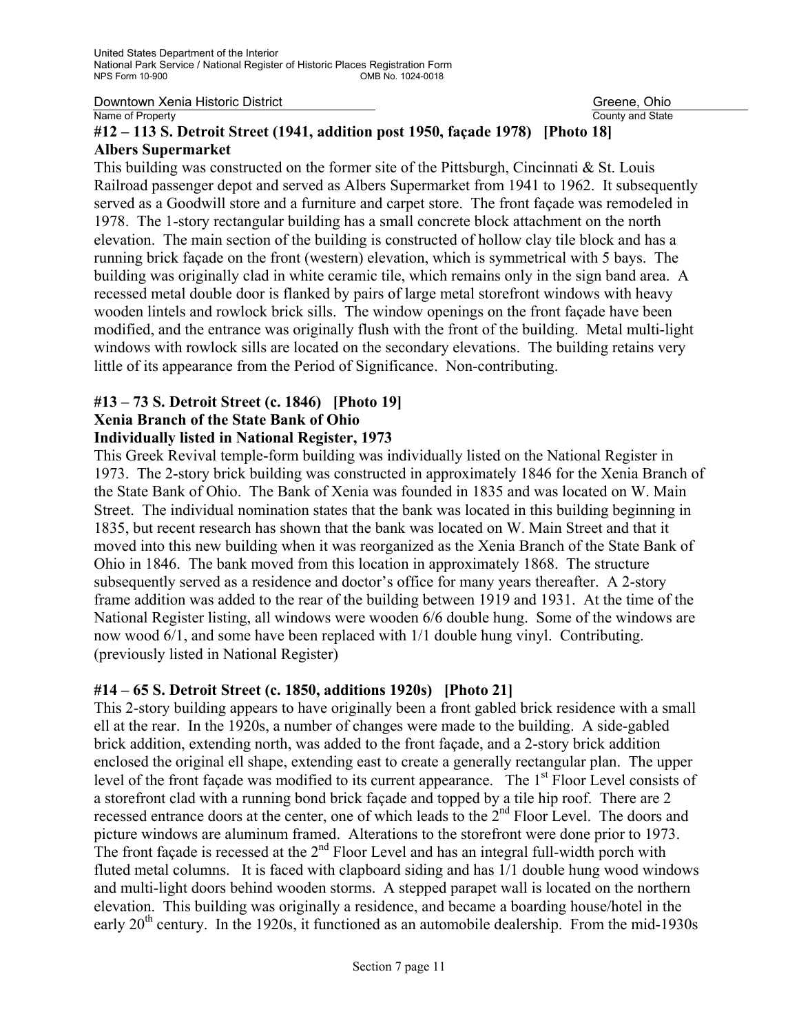**#12 – 113 S. Detroit Street (1941, addition post 1950, façade 1978) [Photo 18]**
**Albers Supermarket**

This building was constructed on the former site of the Pittsburgh, Cincinnati & St. Louis Railroad passenger depot and served as Albers Supermarket from 1941 to 1962. It subsequently served as a Goodwill store and a furniture and carpet store. The front façade was remodeled in 1978. The 1-story rectangular building has a small concrete block attachment on the north elevation. The main section of the building is constructed of hollow clay tile block and has a running brick façade on the front (western) elevation, which is symmetrical with 5 bays. The building was originally clad in white ceramic tile, which remains only in the sign band area. A recessed metal double door is flanked by pairs of large metal storefront windows with heavy wooden lintels and rowlock brick sills. The window openings on the front façade have been modified, and the entrance was originally flush with the front of the building. Metal multi-light windows with rowlock sills are located on the secondary elevations. The building retains very little of its appearance from the Period of Significance. Non-contributing.

**#13 – 73 S. Detroit Street (c. 1846) [Photo 19]**
**Xenia Branch of the State Bank of Ohio**
**Individually listed in National Register, 1973**

This Greek Revival temple-form building was individually listed on the National Register in 1973. The 2-story brick building was constructed in approximately 1846 for the Xenia Branch of the State Bank of Ohio. The Bank of Xenia was founded in 1835 and was located on W. Main Street. The individual nomination states that the bank was located in this building beginning in 1835, but recent research has shown that the bank was located on W. Main Street and that it moved into this new building when it was reorganized as the Xenia Branch of the State Bank of Ohio in 1846. The bank moved from this location in approximately 1868. The structure subsequently served as a residence and doctor's office for many years thereafter. A 2-story frame addition was added to the rear of the building between 1919 and 1931. At the time of the National Register listing, all windows were wooden 6/6 double hung. Some of the windows are now wood 6/1, and some have been replaced with 1/1 double hung vinyl. Contributing. (previously listed in National Register)

**#14 – 65 S. Detroit Street (c. 1850, additions 1920s) [Photo 21]**

This 2-story building appears to have originally been a front gabled brick residence with a small ell at the rear. In the 1920s, a number of changes were made to the building. A side-gabled brick addition, extending north, was added to the front façade, and a 2-story brick addition enclosed the original ell shape, extending east to create a generally rectangular plan. The upper level of the front façade was modified to its current appearance. The 1st Floor Level consists of a storefront clad with a running bond brick façade and topped by a tile hip roof. There are 2 recessed entrance doors at the center, one of which leads to the 2nd Floor Level. The doors and picture windows are aluminum framed. Alterations to the storefront were done prior to 1973. The front façade is recessed at the 2nd Floor Level and has an integral full-width porch with fluted metal columns. It is faced with clapboard siding and has 1/1 double hung wood windows and multi-light doors behind wooden storms. A stepped parapet wall is located on the northern elevation. This building was originally a residence, and became a boarding house/hotel in the early 20th century. In the 1920s, it functioned as an automobile dealership. From the mid-1930s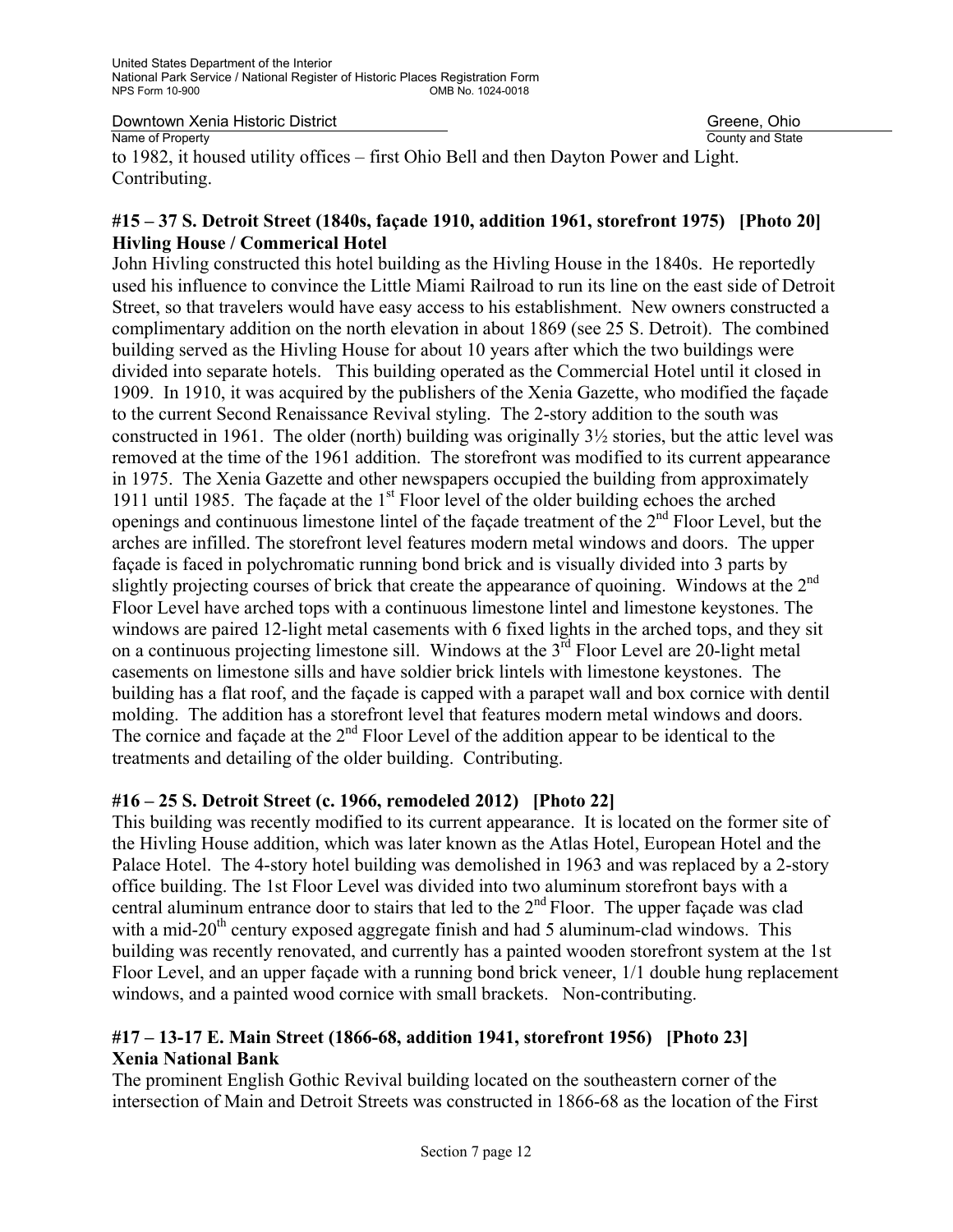to 1982, it housed utility offices – first Ohio Bell and then Dayton Power and Light. Contributing.

**#15 – 37 S. Detroit Street (1840s, façade 1910, addition 1961, storefront 1975) [Photo 20] Hivling House / Commerical Hotel**

John Hivling constructed this hotel building as the Hivling House in the 1840s. He reportedly used his influence to convince the Little Miami Railroad to run its line on the east side of Detroit Street, so that travelers would have easy access to his establishment. New owners constructed a complimentary addition on the north elevation in about 1869 (see 25 S. Detroit). The combined building served as the Hivling House for about 10 years after which the two buildings were divided into separate hotels. This building operated as the Commercial Hotel until it closed in 1909. In 1910, it was acquired by the publishers of the Xenia Gazette, who modified the façade to the current Second Renaissance Revival styling. The 2-story addition to the south was constructed in 1961. The older (north) building was originally 3½ stories, but the attic level was removed at the time of the 1961 addition. The storefront was modified to its current appearance in 1975. The Xenia Gazette and other newspapers occupied the building from approximately 1911 until 1985. The façade at the 1st Floor level of the older building echoes the arched openings and continuous limestone lintel of the façade treatment of the 2nd Floor Level, but the arches are infilled. The storefront level features modern metal windows and doors. The upper façade is faced in polychromatic running bond brick and is visually divided into 3 parts by slightly projecting courses of brick that create the appearance of quoining. Windows at the 2nd Floor Level have arched tops with a continuous limestone lintel and limestone keystones. The windows are paired 12-light metal casements with 6 fixed lights in the arched tops, and they sit on a continuous projecting limestone sill. Windows at the 3rd Floor Level are 20-light metal casements on limestone sills and have soldier brick lintels with limestone keystones. The building has a flat roof, and the façade is capped with a parapet wall and box cornice with dentil molding. The addition has a storefront level that features modern metal windows and doors. The cornice and façade at the 2nd Floor Level of the addition appear to be identical to the treatments and detailing of the older building. Contributing.

**#16 – 25 S. Detroit Street (c. 1966, remodeled 2012) [Photo 22]**

This building was recently modified to its current appearance. It is located on the former site of the Hivling House addition, which was later known as the Atlas Hotel, European Hotel and the Palace Hotel. The 4-story hotel building was demolished in 1963 and was replaced by a 2-story office building. The 1st Floor Level was divided into two aluminum storefront bays with a central aluminum entrance door to stairs that led to the 2nd Floor. The upper façade was clad with a mid-20th century exposed aggregate finish and had 5 aluminum-clad windows. This building was recently renovated, and currently has a painted wooden storefront system at the 1st Floor Level, and an upper façade with a running bond brick veneer, 1/1 double hung replacement windows, and a painted wood cornice with small brackets. Non-contributing.

**#17 – 13-17 E. Main Street (1866-68, addition 1941, storefront 1956) [Photo 23] Xenia National Bank**

The prominent English Gothic Revival building located on the southeastern corner of the intersection of Main and Detroit Streets was constructed in 1866-68 as the location of the First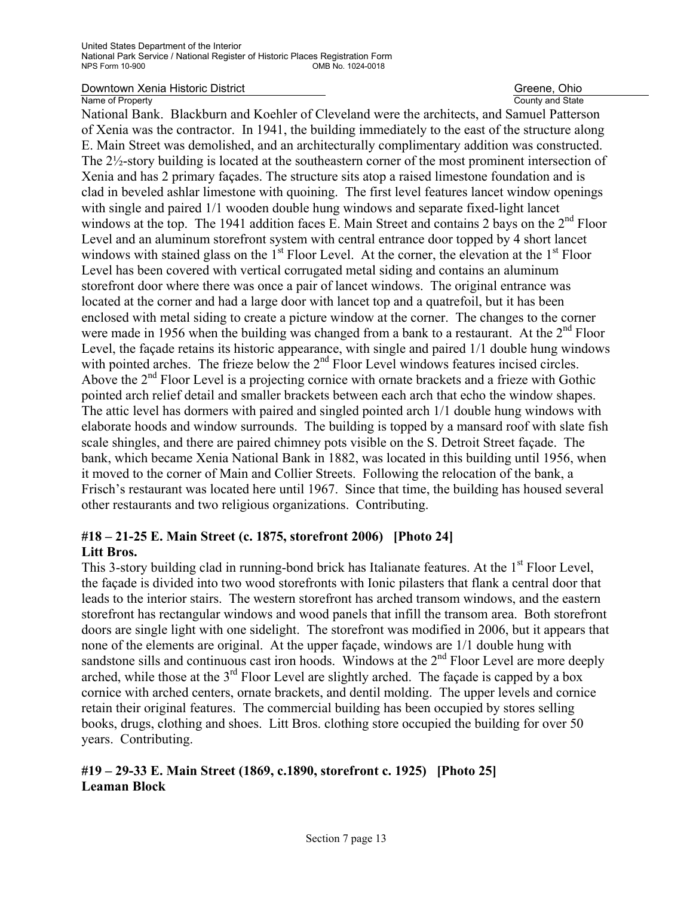National Bank. Blackburn and Koehler of Cleveland were the architects, and Samuel Patterson of Xenia was the contractor. In 1941, the building immediately to the east of the structure along E. Main Street was demolished, and an architecturally complimentary addition was constructed. The 2½-story building is located at the southeastern corner of the most prominent intersection of Xenia and has 2 primary façades. The structure sits atop a raised limestone foundation and is clad in beveled ashlar limestone with quoining. The first level features lancet window openings with single and paired 1/1 wooden double hung windows and separate fixed-light lancet windows at the top. The 1941 addition faces E. Main Street and contains 2 bays on the 2nd Floor Level and an aluminum storefront system with central entrance door topped by 4 short lancet windows with stained glass on the 1st Floor Level. At the corner, the elevation at the 1st Floor Level has been covered with vertical corrugated metal siding and contains an aluminum storefront door where there was once a pair of lancet windows. The original entrance was located at the corner and had a large door with lancet top and a quatrefoil, but it has been enclosed with metal siding to create a picture window at the corner. The changes to the corner were made in 1956 when the building was changed from a bank to a restaurant. At the 2nd Floor Level, the façade retains its historic appearance, with single and paired 1/1 double hung windows with pointed arches. The frieze below the 2nd Floor Level windows features incised circles. Above the 2nd Floor Level is a projecting cornice with ornate brackets and a frieze with Gothic pointed arch relief detail and smaller brackets between each arch that echo the window shapes. The attic level has dormers with paired and singled pointed arch 1/1 double hung windows with elaborate hoods and window surrounds. The building is topped by a mansard roof with slate fish scale shingles, and there are paired chimney pots visible on the S. Detroit Street façade. The bank, which became Xenia National Bank in 1882, was located in this building until 1956, when it moved to the corner of Main and Collier Streets. Following the relocation of the bank, a Frisch's restaurant was located here until 1967. Since that time, the building has housed several other restaurants and two religious organizations. Contributing.

**#18 – 21-25 E. Main Street (c. 1875, storefront 2006) [Photo 24]**
**Litt Bros.**

This 3-story building clad in running-bond brick has Italianate features. At the 1st Floor Level, the façade is divided into two wood storefronts with Ionic pilasters that flank a central door that leads to the interior stairs. The western storefront has arched transom windows, and the eastern storefront has rectangular windows and wood panels that infill the transom area. Both storefront doors are single light with one sidelight. The storefront was modified in 2006, but it appears that none of the elements are original. At the upper façade, windows are 1/1 double hung with sandstone sills and continuous cast iron hoods. Windows at the 2nd Floor Level are more deeply arched, while those at the 3rd Floor Level are slightly arched. The façade is capped by a box cornice with arched centers, ornate brackets, and dentil molding. The upper levels and cornice retain their original features. The commercial building has been occupied by stores selling books, drugs, clothing and shoes. Litt Bros. clothing store occupied the building for over 50 years. Contributing.

**#19 – 29-33 E. Main Street (1869, c.1890, storefront c. 1925) [Photo 25]**
**Leaman Block**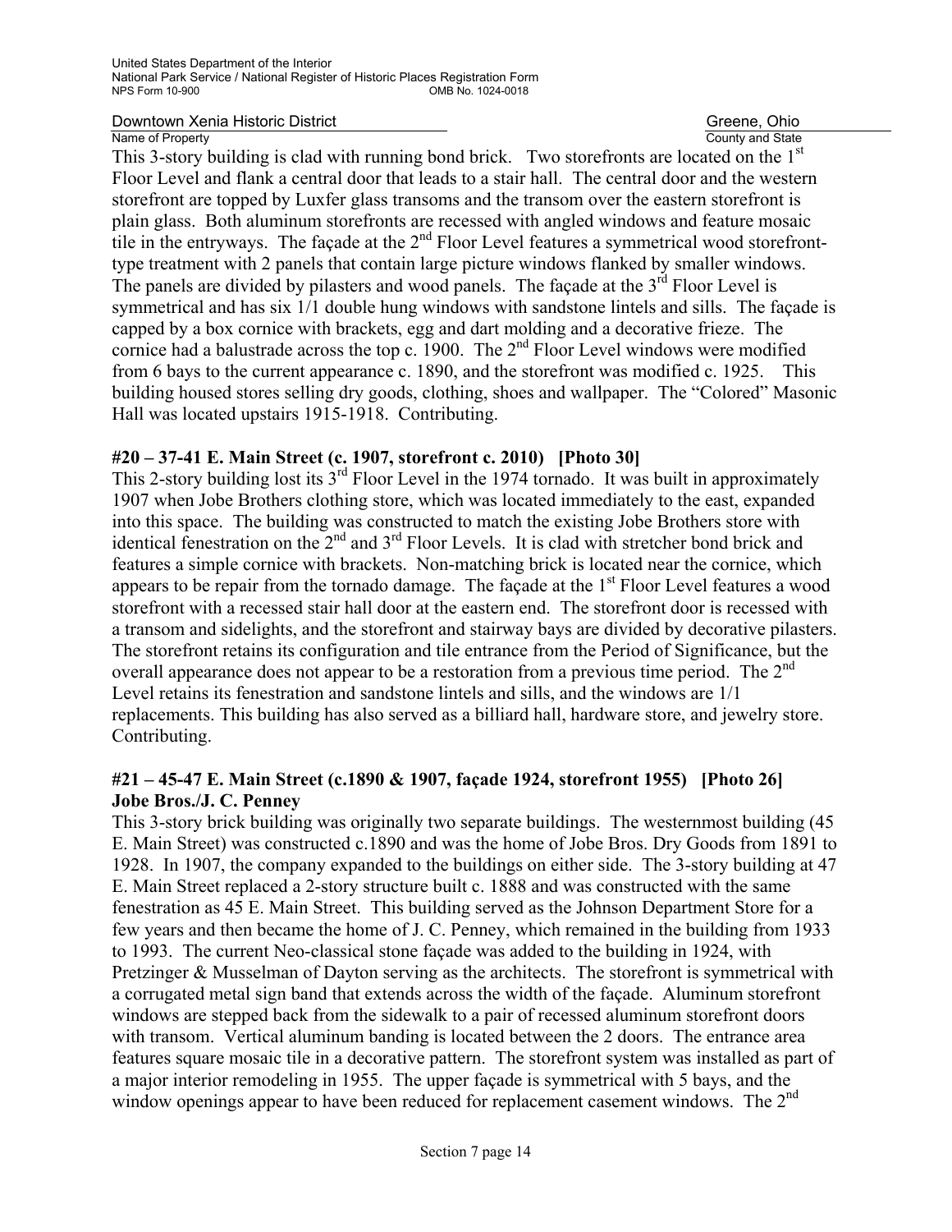This 3-story building is clad with running bond brick. Two storefronts are located on the 1st Floor Level and flank a central door that leads to a stair hall. The central door and the western storefront are topped by Luxfer glass transoms and the transom over the eastern storefront is plain glass. Both aluminum storefronts are recessed with angled windows and feature mosaic tile in the entryways. The façade at the 2nd Floor Level features a symmetrical wood storefront-type treatment with 2 panels that contain large picture windows flanked by smaller windows. The panels are divided by pilasters and wood panels. The façade at the 3rd Floor Level is symmetrical and has six 1/1 double hung windows with sandstone lintels and sills. The façade is capped by a box cornice with brackets, egg and dart molding and a decorative frieze. The cornice had a balustrade across the top c. 1900. The 2nd Floor Level windows were modified from 6 bays to the current appearance c. 1890, and the storefront was modified c. 1925. This building housed stores selling dry goods, clothing, shoes and wallpaper. The "Colored" Masonic Hall was located upstairs 1915-1918. Contributing.

**#20 – 37-41 E. Main Street (c. 1907, storefront c. 2010) [Photo 30]**

This 2-story building lost its 3rd Floor Level in the 1974 tornado. It was built in approximately 1907 when Jobe Brothers clothing store, which was located immediately to the east, expanded into this space. The building was constructed to match the existing Jobe Brothers store with identical fenestration on the 2nd and 3rd Floor Levels. It is clad with stretcher bond brick and features a simple cornice with brackets. Non-matching brick is located near the cornice, which appears to be repair from the tornado damage. The façade at the 1st Floor Level features a wood storefront with a recessed stair hall door at the eastern end. The storefront door is recessed with a transom and sidelights, and the storefront and stairway bays are divided by decorative pilasters. The storefront retains its configuration and tile entrance from the Period of Significance, but the overall appearance does not appear to be a restoration from a previous time period. The 2nd Level retains its fenestration and sandstone lintels and sills, and the windows are 1/1 replacements. This building has also served as a billiard hall, hardware store, and jewelry store. Contributing.

**#21 – 45-47 E. Main Street (c.1890 & 1907, façade 1924, storefront 1955) [Photo 26]**
**Jobe Bros./J. C. Penney**

This 3-story brick building was originally two separate buildings. The westernmost building (45 E. Main Street) was constructed c.1890 and was the home of Jobe Bros. Dry Goods from 1891 to 1928. In 1907, the company expanded to the buildings on either side. The 3-story building at 47 E. Main Street replaced a 2-story structure built c. 1888 and was constructed with the same fenestration as 45 E. Main Street. This building served as the Johnson Department Store for a few years and then became the home of J. C. Penney, which remained in the building from 1933 to 1993. The current Neo-classical stone façade was added to the building in 1924, with Pretzinger & Musselman of Dayton serving as the architects. The storefront is symmetrical with a corrugated metal sign band that extends across the width of the façade. Aluminum storefront windows are stepped back from the sidewalk to a pair of recessed aluminum storefront doors with transom. Vertical aluminum banding is located between the 2 doors. The entrance area features square mosaic tile in a decorative pattern. The storefront system was installed as part of a major interior remodeling in 1955. The upper façade is symmetrical with 5 bays, and the window openings appear to have been reduced for replacement casement windows. The 2nd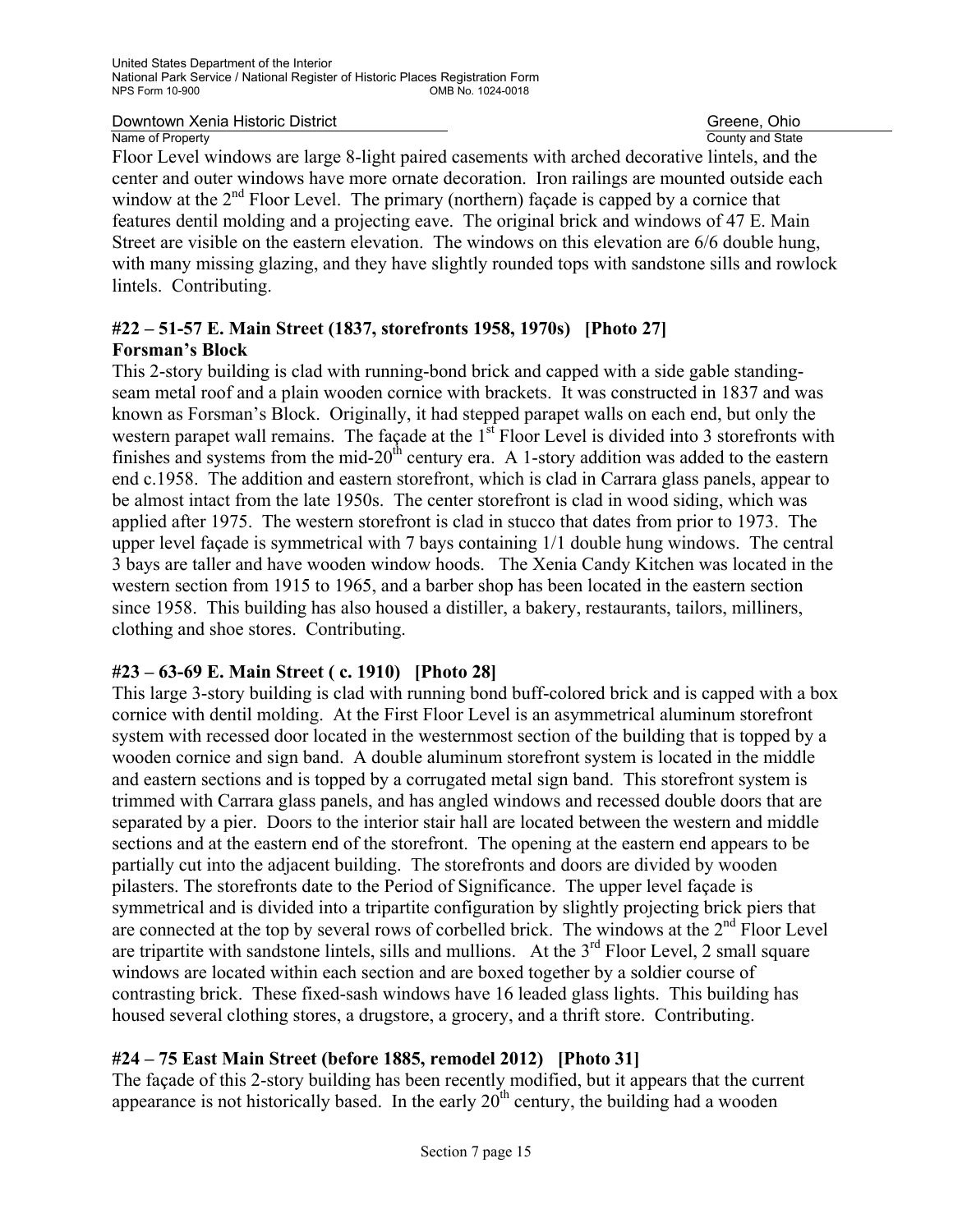Floor Level windows are large 8-light paired casements with arched decorative lintels, and the center and outer windows have more ornate decoration. Iron railings are mounted outside each window at the 2nd Floor Level. The primary (northern) façade is capped by a cornice that features dentil molding and a projecting eave. The original brick and windows of 47 E. Main Street are visible on the eastern elevation. The windows on this elevation are 6/6 double hung, with many missing glazing, and they have slightly rounded tops with sandstone sills and rowlock lintels. Contributing.

**#22 – 51-57 E. Main Street (1837, storefronts 1958, 1970s) [Photo 27]**
**Forsman's Block**

This 2-story building is clad with running-bond brick and capped with a side gable standing-seam metal roof and a plain wooden cornice with brackets. It was constructed in 1837 and was known as Forsman's Block. Originally, it had stepped parapet walls on each end, but only the western parapet wall remains. The façade at the 1st Floor Level is divided into 3 storefronts with finishes and systems from the mid-20th century era. A 1-story addition was added to the eastern end c.1958. The addition and eastern storefront, which is clad in Carrara glass panels, appear to be almost intact from the late 1950s. The center storefront is clad in wood siding, which was applied after 1975. The western storefront is clad in stucco that dates from prior to 1973. The upper level façade is symmetrical with 7 bays containing 1/1 double hung windows. The central 3 bays are taller and have wooden window hoods. The Xenia Candy Kitchen was located in the western section from 1915 to 1965, and a barber shop has been located in the eastern section since 1958. This building has also housed a distiller, a bakery, restaurants, tailors, milliners, clothing and shoe stores. Contributing.

**#23 – 63-69 E. Main Street ( c. 1910) [Photo 28]**

This large 3-story building is clad with running bond buff-colored brick and is capped with a box cornice with dentil molding. At the First Floor Level is an asymmetrical aluminum storefront system with recessed door located in the westernmost section of the building that is topped by a wooden cornice and sign band. A double aluminum storefront system is located in the middle and eastern sections and is topped by a corrugated metal sign band. This storefront system is trimmed with Carrara glass panels, and has angled windows and recessed double doors that are separated by a pier. Doors to the interior stair hall are located between the western and middle sections and at the eastern end of the storefront. The opening at the eastern end appears to be partially cut into the adjacent building. The storefronts and doors are divided by wooden pilasters. The storefronts date to the Period of Significance. The upper level façade is symmetrical and is divided into a tripartite configuration by slightly projecting brick piers that are connected at the top by several rows of corbelled brick. The windows at the 2nd Floor Level are tripartite with sandstone lintels, sills and mullions. At the 3rd Floor Level, 2 small square windows are located within each section and are boxed together by a soldier course of contrasting brick. These fixed-sash windows have 16 leaded glass lights. This building has housed several clothing stores, a drugstore, a grocery, and a thrift store. Contributing.

**#24 – 75 East Main Street (before 1885, remodel 2012) [Photo 31]**

The façade of this 2-story building has been recently modified, but it appears that the current appearance is not historically based. In the early 20th century, the building had a wooden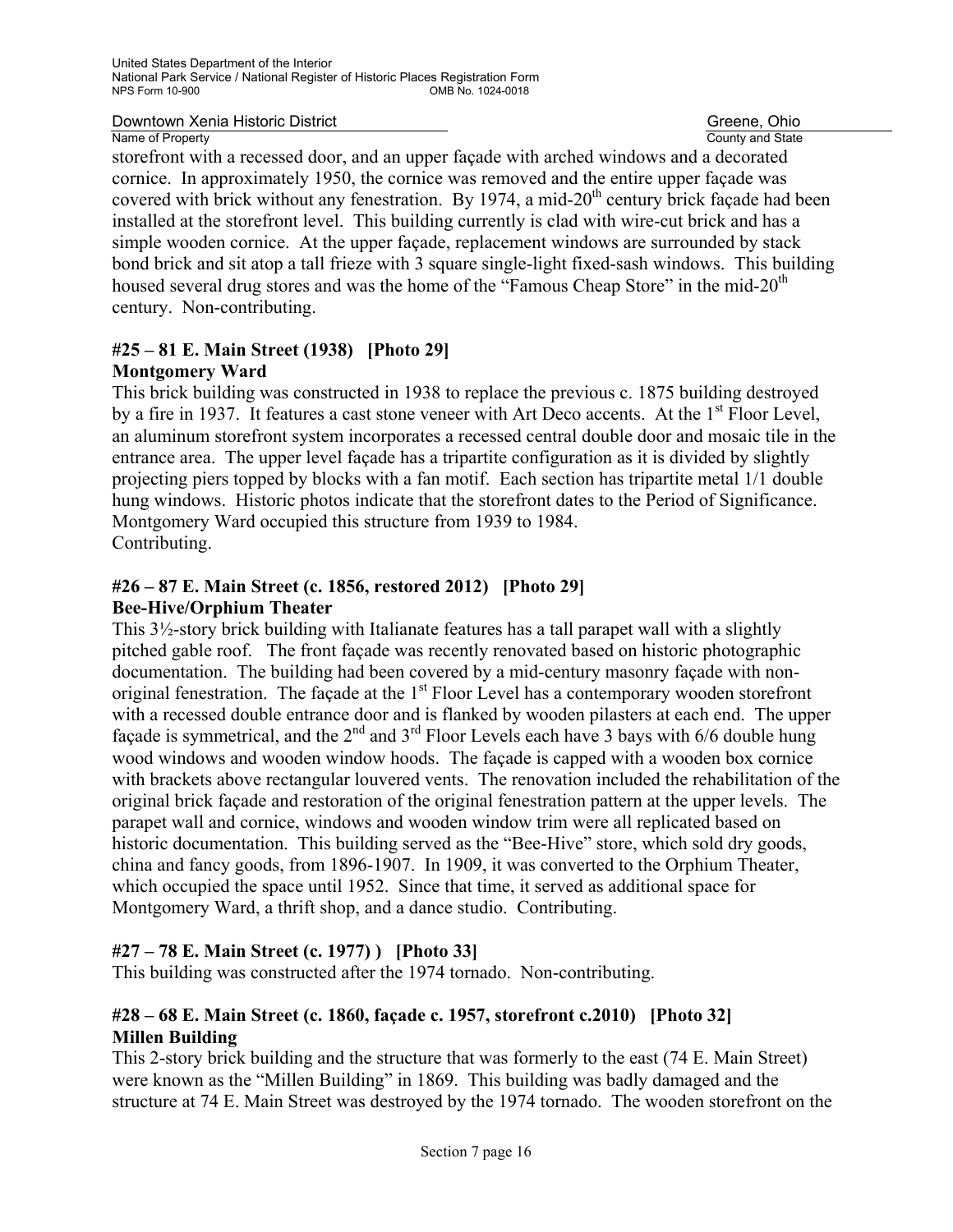storefront with a recessed door, and an upper façade with arched windows and a decorated cornice. In approximately 1950, the cornice was removed and the entire upper façade was covered with brick without any fenestration. By 1974, a mid-20th century brick façade had been installed at the storefront level. This building currently is clad with wire-cut brick and has a simple wooden cornice. At the upper façade, replacement windows are surrounded by stack bond brick and sit atop a tall frieze with 3 square single-light fixed-sash windows. This building housed several drug stores and was the home of the "Famous Cheap Store" in the mid-20th century. Non-contributing.

**#25 – 81 E. Main Street (1938) [Photo 29]**
**Montgomery Ward**

This brick building was constructed in 1938 to replace the previous c. 1875 building destroyed by a fire in 1937. It features a cast stone veneer with Art Deco accents. At the 1st Floor Level, an aluminum storefront system incorporates a recessed central double door and mosaic tile in the entrance area. The upper level façade has a tripartite configuration as it is divided by slightly projecting piers topped by blocks with a fan motif. Each section has tripartite metal 1/1 double hung windows. Historic photos indicate that the storefront dates to the Period of Significance. Montgomery Ward occupied this structure from 1939 to 1984.
Contributing.

**#26 – 87 E. Main Street (c. 1856, restored 2012) [Photo 29]**
**Bee-Hive/Orphium Theater**

This 3½-story brick building with Italianate features has a tall parapet wall with a slightly pitched gable roof. The front façade was recently renovated based on historic photographic documentation. The building had been covered by a mid-century masonry façade with non-original fenestration. The façade at the 1st Floor Level has a contemporary wooden storefront with a recessed double entrance door and is flanked by wooden pilasters at each end. The upper façade is symmetrical, and the 2nd and 3rd Floor Levels each have 3 bays with 6/6 double hung wood windows and wooden window hoods. The façade is capped with a wooden box cornice with brackets above rectangular louvered vents. The renovation included the rehabilitation of the original brick façade and restoration of the original fenestration pattern at the upper levels. The parapet wall and cornice, windows and wooden window trim were all replicated based on historic documentation. This building served as the "Bee-Hive" store, which sold dry goods, china and fancy goods, from 1896-1907. In 1909, it was converted to the Orphium Theater, which occupied the space until 1952. Since that time, it served as additional space for Montgomery Ward, a thrift shop, and a dance studio. Contributing.

**#27 – 78 E. Main Street (c. 1977) ) [Photo 33]**

This building was constructed after the 1974 tornado. Non-contributing.

**#28 – 68 E. Main Street (c. 1860, façade c. 1957, storefront c.2010) [Photo 32]**
**Millen Building**

This 2-story brick building and the structure that was formerly to the east (74 E. Main Street) were known as the "Millen Building" in 1869. This building was badly damaged and the structure at 74 E. Main Street was destroyed by the 1974 tornado. The wooden storefront on the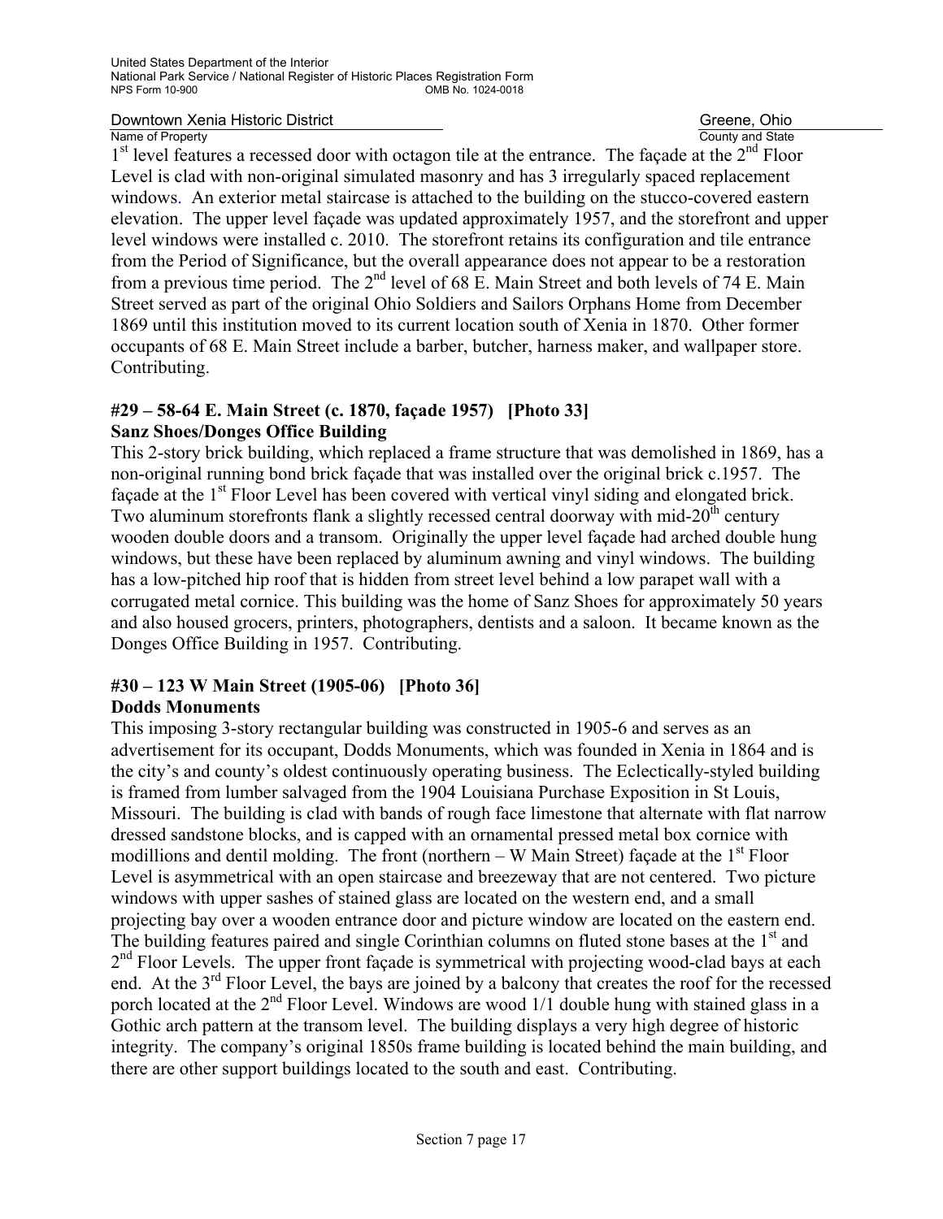1st level features a recessed door with octagon tile at the entrance. The façade at the 2nd Floor Level is clad with non-original simulated masonry and has 3 irregularly spaced replacement windows. An exterior metal staircase is attached to the building on the stucco-covered eastern elevation. The upper level façade was updated approximately 1957, and the storefront and upper level windows were installed c. 2010. The storefront retains its configuration and tile entrance from the Period of Significance, but the overall appearance does not appear to be a restoration from a previous time period. The 2nd level of 68 E. Main Street and both levels of 74 E. Main Street served as part of the original Ohio Soldiers and Sailors Orphans Home from December 1869 until this institution moved to its current location south of Xenia in 1870. Other former occupants of 68 E. Main Street include a barber, butcher, harness maker, and wallpaper store. Contributing.

**#29 – 58-64 E. Main Street (c. 1870, façade 1957) [Photo 33]**
**Sanz Shoes/Donges Office Building**

This 2-story brick building, which replaced a frame structure that was demolished in 1869, has a non-original running bond brick façade that was installed over the original brick c.1957. The façade at the 1st Floor Level has been covered with vertical vinyl siding and elongated brick. Two aluminum storefronts flank a slightly recessed central doorway with mid-20th century wooden double doors and a transom. Originally the upper level façade had arched double hung windows, but these have been replaced by aluminum awning and vinyl windows. The building has a low-pitched hip roof that is hidden from street level behind a low parapet wall with a corrugated metal cornice. This building was the home of Sanz Shoes for approximately 50 years and also housed grocers, printers, photographers, dentists and a saloon. It became known as the Donges Office Building in 1957. Contributing.

**#30 – 123 W Main Street (1905-06) [Photo 36]**
**Dodds Monuments**

This imposing 3-story rectangular building was constructed in 1905-6 and serves as an advertisement for its occupant, Dodds Monuments, which was founded in Xenia in 1864 and is the city's and county's oldest continuously operating business. The Eclectically-styled building is framed from lumber salvaged from the 1904 Louisiana Purchase Exposition in St Louis, Missouri. The building is clad with bands of rough face limestone that alternate with flat narrow dressed sandstone blocks, and is capped with an ornamental pressed metal box cornice with modillions and dentil molding. The front (northern – W Main Street) façade at the 1st Floor Level is asymmetrical with an open staircase and breezeway that are not centered. Two picture windows with upper sashes of stained glass are located on the western end, and a small projecting bay over a wooden entrance door and picture window are located on the eastern end. The building features paired and single Corinthian columns on fluted stone bases at the 1st and 2nd Floor Levels. The upper front façade is symmetrical with projecting wood-clad bays at each end. At the 3rd Floor Level, the bays are joined by a balcony that creates the roof for the recessed porch located at the 2nd Floor Level. Windows are wood 1/1 double hung with stained glass in a Gothic arch pattern at the transom level. The building displays a very high degree of historic integrity. The company's original 1850s frame building is located behind the main building, and there are other support buildings located to the south and east. Contributing.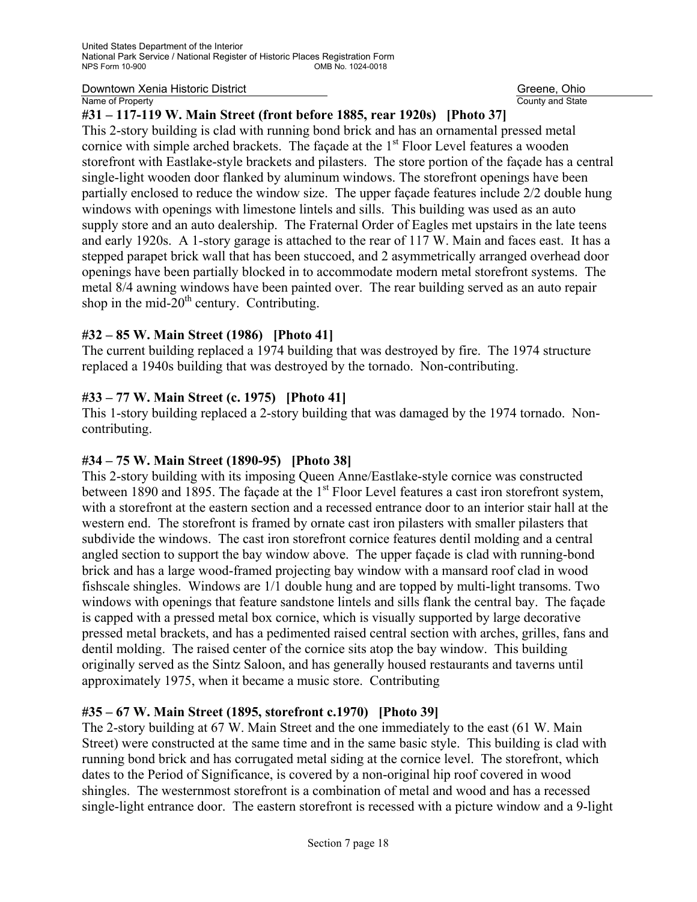**#31 – 117-119 W. Main Street (front before 1885, rear 1920s) [Photo 37]**

This 2-story building is clad with running bond brick and has an ornamental pressed metal cornice with simple arched brackets. The façade at the 1st Floor Level features a wooden storefront with Eastlake-style brackets and pilasters. The store portion of the façade has a central single-light wooden door flanked by aluminum windows. The storefront openings have been partially enclosed to reduce the window size. The upper façade features include 2/2 double hung windows with openings with limestone lintels and sills. This building was used as an auto supply store and an auto dealership. The Fraternal Order of Eagles met upstairs in the late teens and early 1920s. A 1-story garage is attached to the rear of 117 W. Main and faces east. It has a stepped parapet brick wall that has been stuccoed, and 2 asymmetrically arranged overhead door openings have been partially blocked in to accommodate modern metal storefront systems. The metal 8/4 awning windows have been painted over. The rear building served as an auto repair shop in the mid-20th century. Contributing.

**#32 – 85 W. Main Street (1986) [Photo 41]**

The current building replaced a 1974 building that was destroyed by fire. The 1974 structure replaced a 1940s building that was destroyed by the tornado. Non-contributing.

**#33 – 77 W. Main Street (c. 1975) [Photo 41]**

This 1-story building replaced a 2-story building that was damaged by the 1974 tornado. Non-contributing.

**#34 – 75 W. Main Street (1890-95) [Photo 38]**

This 2-story building with its imposing Queen Anne/Eastlake-style cornice was constructed between 1890 and 1895. The façade at the 1st Floor Level features a cast iron storefront system, with a storefront at the eastern section and a recessed entrance door to an interior stair hall at the western end. The storefront is framed by ornate cast iron pilasters with smaller pilasters that subdivide the windows. The cast iron storefront cornice features dentil molding and a central angled section to support the bay window above. The upper façade is clad with running-bond brick and has a large wood-framed projecting bay window with a mansard roof clad in wood fishscale shingles. Windows are 1/1 double hung and are topped by multi-light transoms. Two windows with openings that feature sandstone lintels and sills flank the central bay. The façade is capped with a pressed metal box cornice, which is visually supported by large decorative pressed metal brackets, and has a pedimented raised central section with arches, grilles, fans and dentil molding. The raised center of the cornice sits atop the bay window. This building originally served as the Sintz Saloon, and has generally housed restaurants and taverns until approximately 1975, when it became a music store. Contributing

**#35 – 67 W. Main Street (1895, storefront c.1970) [Photo 39]**

The 2-story building at 67 W. Main Street and the one immediately to the east (61 W. Main Street) were constructed at the same time and in the same basic style. This building is clad with running bond brick and has corrugated metal siding at the cornice level. The storefront, which dates to the Period of Significance, is covered by a non-original hip roof covered in wood shingles. The westernmost storefront is a combination of metal and wood and has a recessed single-light entrance door. The eastern storefront is recessed with a picture window and a 9-light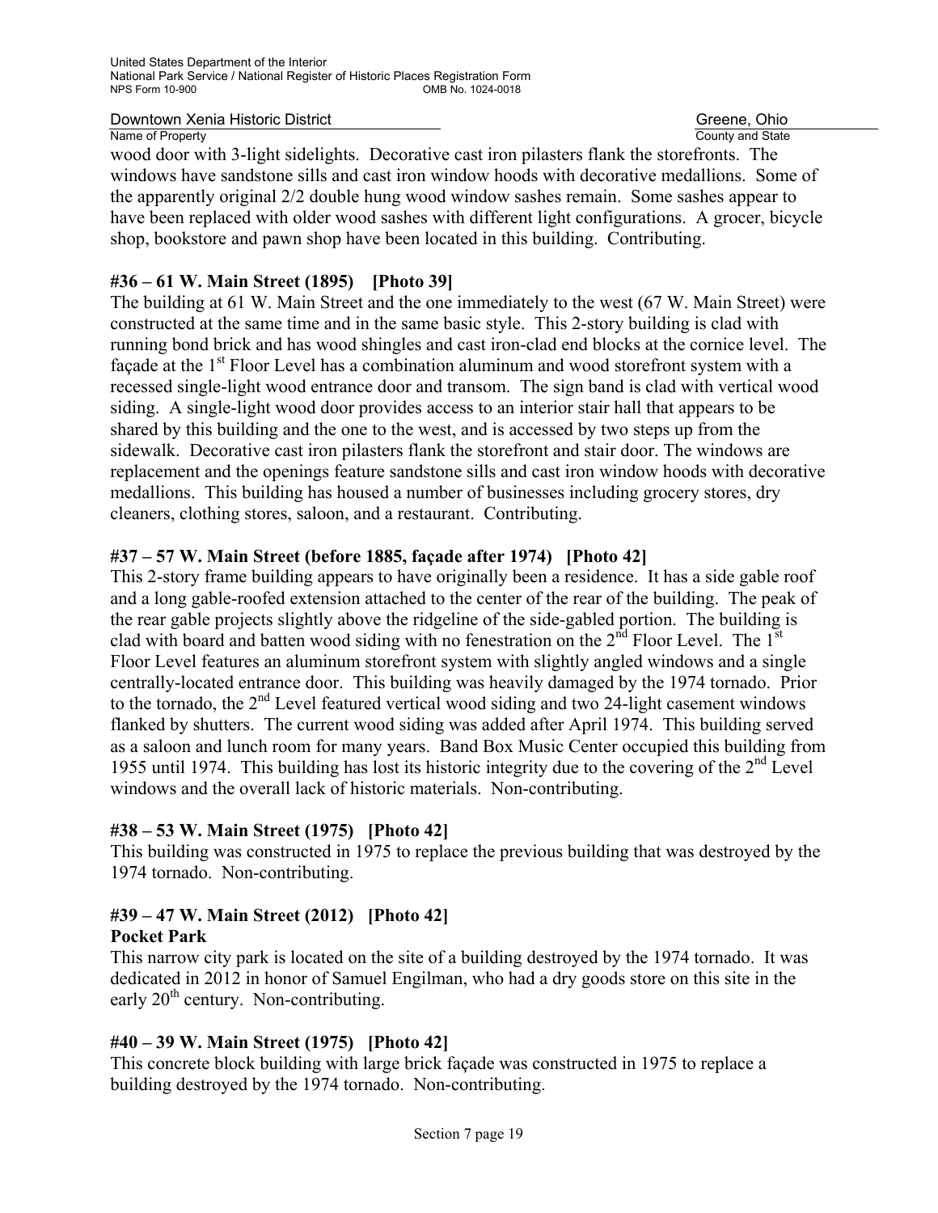wood door with 3-light sidelights. Decorative cast iron pilasters flank the storefronts. The windows have sandstone sills and cast iron window hoods with decorative medallions. Some of the apparently original 2/2 double hung wood window sashes remain. Some sashes appear to have been replaced with older wood sashes with different light configurations. A grocer, bicycle shop, bookstore and pawn shop have been located in this building. Contributing.

**#36 – 61 W. Main Street (1895) [Photo 39]**

The building at 61 W. Main Street and the one immediately to the west (67 W. Main Street) were constructed at the same time and in the same basic style. This 2-story building is clad with running bond brick and has wood shingles and cast iron-clad end blocks at the cornice level. The façade at the 1st Floor Level has a combination aluminum and wood storefront system with a recessed single-light wood entrance door and transom. The sign band is clad with vertical wood siding. A single-light wood door provides access to an interior stair hall that appears to be shared by this building and the one to the west, and is accessed by two steps up from the sidewalk. Decorative cast iron pilasters flank the storefront and stair door. The windows are replacement and the openings feature sandstone sills and cast iron window hoods with decorative medallions. This building has housed a number of businesses including grocery stores, dry cleaners, clothing stores, saloon, and a restaurant. Contributing.

**#37 – 57 W. Main Street (before 1885, façade after 1974) [Photo 42]**

This 2-story frame building appears to have originally been a residence. It has a side gable roof and a long gable-roofed extension attached to the center of the rear of the building. The peak of the rear gable projects slightly above the ridgeline of the side-gabled portion. The building is clad with board and batten wood siding with no fenestration on the 2nd Floor Level. The 1st Floor Level features an aluminum storefront system with slightly angled windows and a single centrally-located entrance door. This building was heavily damaged by the 1974 tornado. Prior to the tornado, the 2nd Level featured vertical wood siding and two 24-light casement windows flanked by shutters. The current wood siding was added after April 1974. This building served as a saloon and lunch room for many years. Band Box Music Center occupied this building from 1955 until 1974. This building has lost its historic integrity due to the covering of the 2nd Level windows and the overall lack of historic materials. Non-contributing.

**#38 – 53 W. Main Street (1975) [Photo 42]**

This building was constructed in 1975 to replace the previous building that was destroyed by the 1974 tornado. Non-contributing.

**#39 – 47 W. Main Street (2012) [Photo 42]**
**Pocket Park**

This narrow city park is located on the site of a building destroyed by the 1974 tornado. It was dedicated in 2012 in honor of Samuel Engilman, who had a dry goods store on this site in the early 20th century. Non-contributing.

**#40 – 39 W. Main Street (1975) [Photo 42]**

This concrete block building with large brick façade was constructed in 1975 to replace a building destroyed by the 1974 tornado. Non-contributing.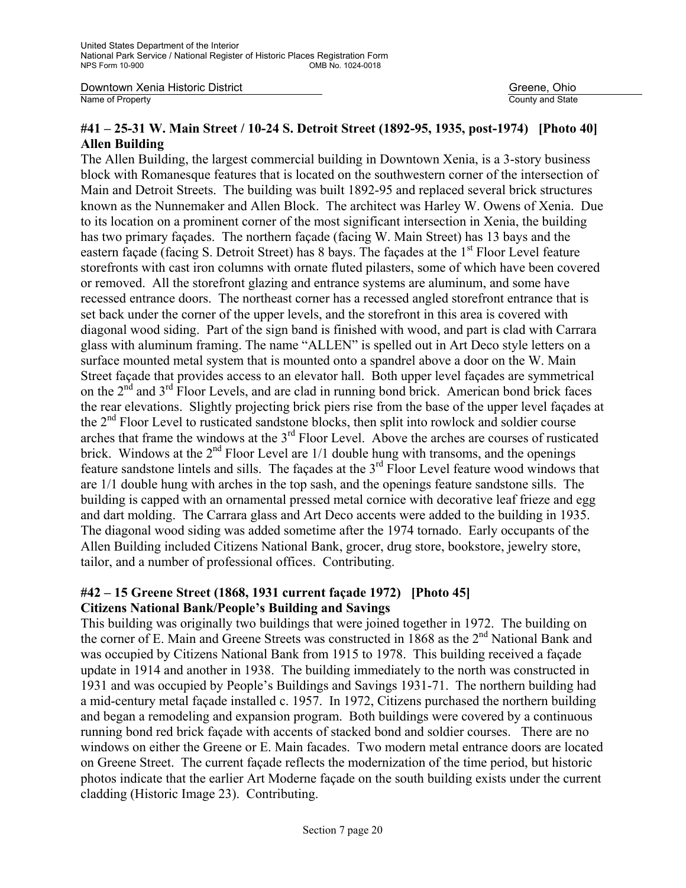**#41 – 25-31 W. Main Street / 10-24 S. Detroit Street (1892-95, 1935, post-1974) [Photo 40]**
**Allen Building**

The Allen Building, the largest commercial building in Downtown Xenia, is a 3-story business block with Romanesque features that is located on the southwestern corner of the intersection of Main and Detroit Streets. The building was built 1892-95 and replaced several brick structures known as the Nunnemaker and Allen Block. The architect was Harley W. Owens of Xenia. Due to its location on a prominent corner of the most significant intersection in Xenia, the building has two primary façades. The northern façade (facing W. Main Street) has 13 bays and the eastern façade (facing S. Detroit Street) has 8 bays. The façades at the 1st Floor Level feature storefronts with cast iron columns with ornate fluted pilasters, some of which have been covered or removed. All the storefront glazing and entrance systems are aluminum, and some have recessed entrance doors. The northeast corner has a recessed angled storefront entrance that is set back under the corner of the upper levels, and the storefront in this area is covered with diagonal wood siding. Part of the sign band is finished with wood, and part is clad with Carrara glass with aluminum framing. The name "ALLEN" is spelled out in Art Deco style letters on a surface mounted metal system that is mounted onto a spandrel above a door on the W. Main Street façade that provides access to an elevator hall. Both upper level façades are symmetrical on the 2nd and 3rd Floor Levels, and are clad in running bond brick. American bond brick faces the rear elevations. Slightly projecting brick piers rise from the base of the upper level façades at the 2nd Floor Level to rusticated sandstone blocks, then split into rowlock and soldier course arches that frame the windows at the 3rd Floor Level. Above the arches are courses of rusticated brick. Windows at the 2nd Floor Level are 1/1 double hung with transoms, and the openings feature sandstone lintels and sills. The façades at the 3rd Floor Level feature wood windows that are 1/1 double hung with arches in the top sash, and the openings feature sandstone sills. The building is capped with an ornamental pressed metal cornice with decorative leaf frieze and egg and dart molding. The Carrara glass and Art Deco accents were added to the building in 1935. The diagonal wood siding was added sometime after the 1974 tornado. Early occupants of the Allen Building included Citizens National Bank, grocer, drug store, bookstore, jewelry store, tailor, and a number of professional offices. Contributing.

**#42 – 15 Greene Street (1868, 1931 current façade 1972) [Photo 45]**
**Citizens National Bank/People's Building and Savings**

This building was originally two buildings that were joined together in 1972. The building on the corner of E. Main and Greene Streets was constructed in 1868 as the 2nd National Bank and was occupied by Citizens National Bank from 1915 to 1978. This building received a façade update in 1914 and another in 1938. The building immediately to the north was constructed in 1931 and was occupied by People's Buildings and Savings 1931-71. The northern building had a mid-century metal façade installed c. 1957. In 1972, Citizens purchased the northern building and began a remodeling and expansion program. Both buildings were covered by a continuous running bond red brick façade with accents of stacked bond and soldier courses. There are no windows on either the Greene or E. Main facades. Two modern metal entrance doors are located on Greene Street. The current façade reflects the modernization of the time period, but historic photos indicate that the earlier Art Moderne façade on the south building exists under the current cladding (Historic Image 23). Contributing.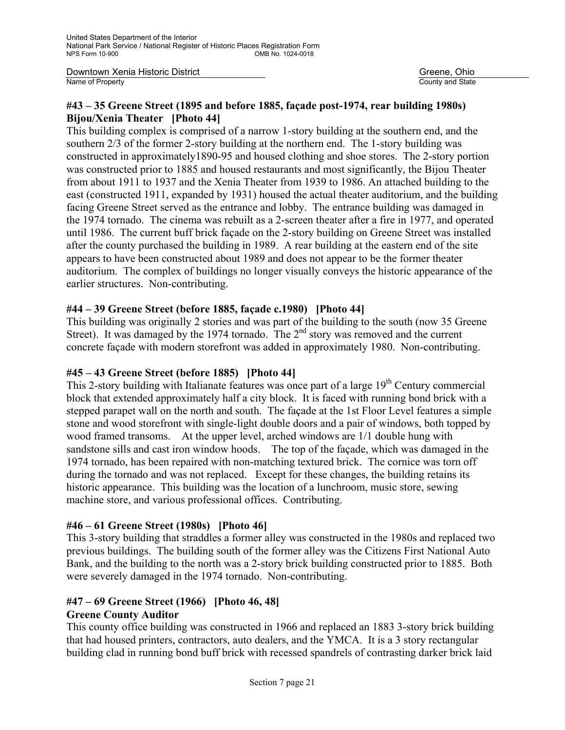**#43 – 35 Greene Street (1895 and before 1885, façade post-1974, rear building 1980s) Bijou/Xenia Theater [Photo 44]**

This building complex is comprised of a narrow 1-story building at the southern end, and the southern 2/3 of the former 2-story building at the northern end. The 1-story building was constructed in approximately1890-95 and housed clothing and shoe stores. The 2-story portion was constructed prior to 1885 and housed restaurants and most significantly, the Bijou Theater from about 1911 to 1937 and the Xenia Theater from 1939 to 1986. An attached building to the east (constructed 1911, expanded by 1931) housed the actual theater auditorium, and the building facing Greene Street served as the entrance and lobby. The entrance building was damaged in the 1974 tornado. The cinema was rebuilt as a 2-screen theater after a fire in 1977, and operated until 1986. The current buff brick façade on the 2-story building on Greene Street was installed after the county purchased the building in 1989. A rear building at the eastern end of the site appears to have been constructed about 1989 and does not appear to be the former theater auditorium. The complex of buildings no longer visually conveys the historic appearance of the earlier structures. Non-contributing.

**#44 – 39 Greene Street (before 1885, façade c.1980) [Photo 44]**

This building was originally 2 stories and was part of the building to the south (now 35 Greene Street). It was damaged by the 1974 tornado. The 2nd story was removed and the current concrete façade with modern storefront was added in approximately 1980. Non-contributing.

**#45 – 43 Greene Street (before 1885) [Photo 44]**

This 2-story building with Italianate features was once part of a large 19th Century commercial block that extended approximately half a city block. It is faced with running bond brick with a stepped parapet wall on the north and south. The façade at the 1st Floor Level features a simple stone and wood storefront with single-light double doors and a pair of windows, both topped by wood framed transoms. At the upper level, arched windows are 1/1 double hung with sandstone sills and cast iron window hoods. The top of the façade, which was damaged in the 1974 tornado, has been repaired with non-matching textured brick. The cornice was torn off during the tornado and was not replaced. Except for these changes, the building retains its historic appearance. This building was the location of a lunchroom, music store, sewing machine store, and various professional offices. Contributing.

**#46 – 61 Greene Street (1980s) [Photo 46]**

This 3-story building that straddles a former alley was constructed in the 1980s and replaced two previous buildings. The building south of the former alley was the Citizens First National Auto Bank, and the building to the north was a 2-story brick building constructed prior to 1885. Both were severely damaged in the 1974 tornado. Non-contributing.

**#47 – 69 Greene Street (1966) [Photo 46, 48]**
**Greene County Auditor**

This county office building was constructed in 1966 and replaced an 1883 3-story brick building that had housed printers, contractors, auto dealers, and the YMCA. It is a 3 story rectangular building clad in running bond buff brick with recessed spandrels of contrasting darker brick laid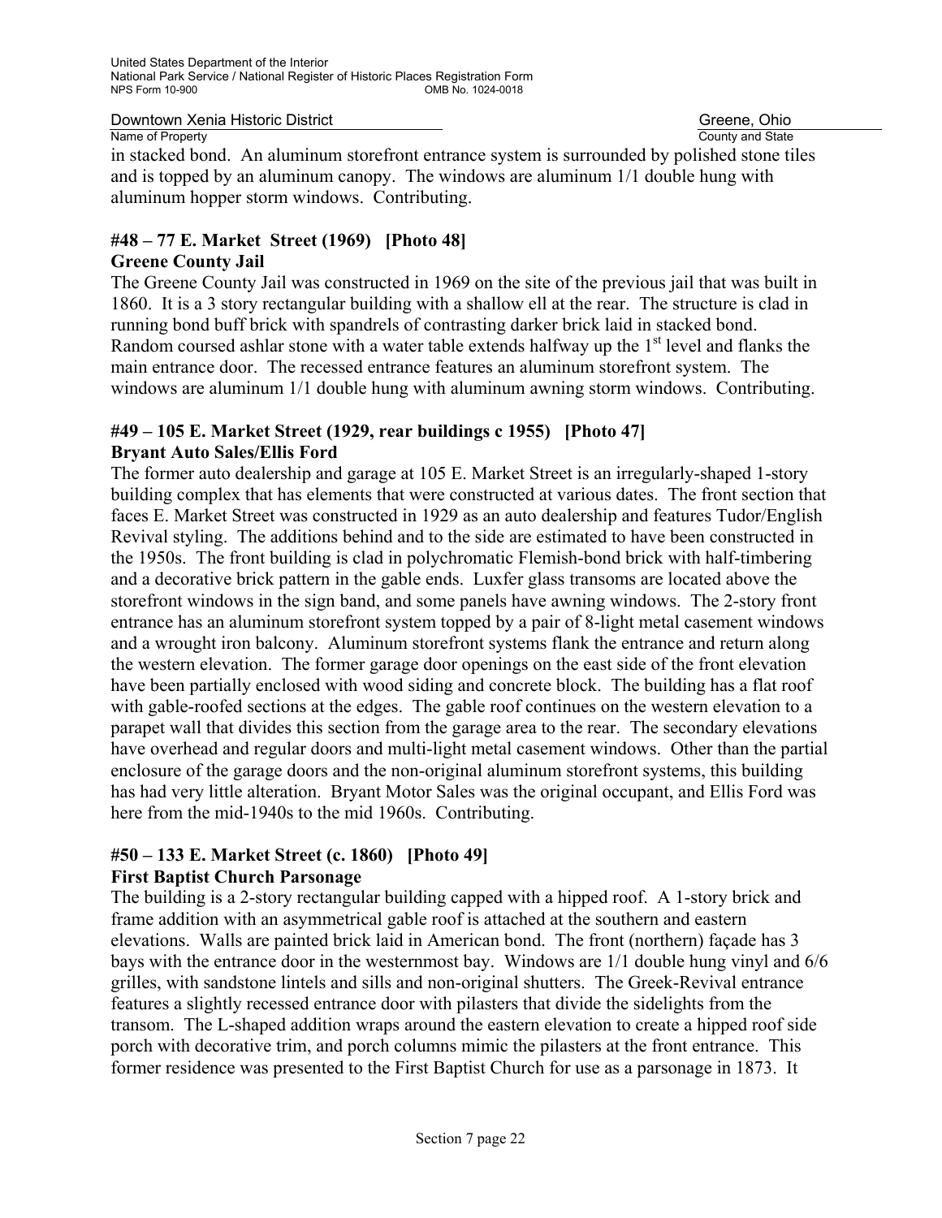in stacked bond. An aluminum storefront entrance system is surrounded by polished stone tiles and is topped by an aluminum canopy. The windows are aluminum 1/1 double hung with aluminum hopper storm windows. Contributing.

**#48 – 77 E. Market Street (1969) [Photo 48]**
**Greene County Jail**

The Greene County Jail was constructed in 1969 on the site of the previous jail that was built in 1860. It is a 3 story rectangular building with a shallow ell at the rear. The structure is clad in running bond buff brick with spandrels of contrasting darker brick laid in stacked bond. Random coursed ashlar stone with a water table extends halfway up the 1st level and flanks the main entrance door. The recessed entrance features an aluminum storefront system. The windows are aluminum 1/1 double hung with aluminum awning storm windows. Contributing.

**#49 – 105 E. Market Street (1929, rear buildings c 1955) [Photo 47]**
**Bryant Auto Sales/Ellis Ford**

The former auto dealership and garage at 105 E. Market Street is an irregularly-shaped 1-story building complex that has elements that were constructed at various dates. The front section that faces E. Market Street was constructed in 1929 as an auto dealership and features Tudor/English Revival styling. The additions behind and to the side are estimated to have been constructed in the 1950s. The front building is clad in polychromatic Flemish-bond brick with half-timbering and a decorative brick pattern in the gable ends. Luxfer glass transoms are located above the storefront windows in the sign band, and some panels have awning windows. The 2-story front entrance has an aluminum storefront system topped by a pair of 8-light metal casement windows and a wrought iron balcony. Aluminum storefront systems flank the entrance and return along the western elevation. The former garage door openings on the east side of the front elevation have been partially enclosed with wood siding and concrete block. The building has a flat roof with gable-roofed sections at the edges. The gable roof continues on the western elevation to a parapet wall that divides this section from the garage area to the rear. The secondary elevations have overhead and regular doors and multi-light metal casement windows. Other than the partial enclosure of the garage doors and the non-original aluminum storefront systems, this building has had very little alteration. Bryant Motor Sales was the original occupant, and Ellis Ford was here from the mid-1940s to the mid 1960s. Contributing.

**#50 – 133 E. Market Street (c. 1860) [Photo 49]**
**First Baptist Church Parsonage**

The building is a 2-story rectangular building capped with a hipped roof. A 1-story brick and frame addition with an asymmetrical gable roof is attached at the southern and eastern elevations. Walls are painted brick laid in American bond. The front (northern) façade has 3 bays with the entrance door in the westernmost bay. Windows are 1/1 double hung vinyl and 6/6 grilles, with sandstone lintels and sills and non-original shutters. The Greek-Revival entrance features a slightly recessed entrance door with pilasters that divide the sidelights from the transom. The L-shaped addition wraps around the eastern elevation to create a hipped roof side porch with decorative trim, and porch columns mimic the pilasters at the front entrance. This former residence was presented to the First Baptist Church for use as a parsonage in 1873. It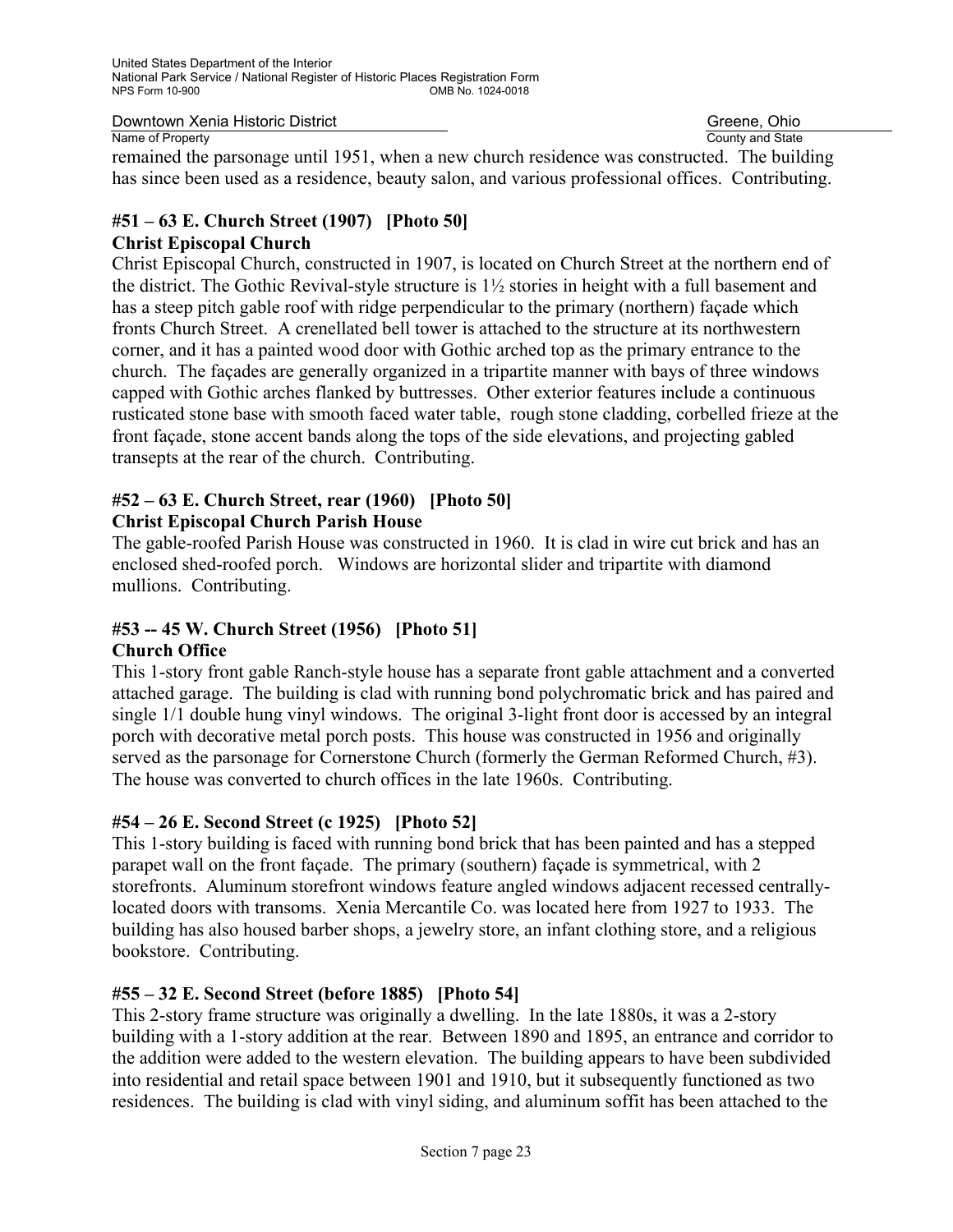remained the parsonage until 1951, when a new church residence was constructed. The building has since been used as a residence, beauty salon, and various professional offices. Contributing.

### #51 – 63 E. Church Street (1907) [Photo 50]
### Christ Episcopal Church

Christ Episcopal Church, constructed in 1907, is located on Church Street at the northern end of the district. The Gothic Revival-style structure is 1½ stories in height with a full basement and has a steep pitch gable roof with ridge perpendicular to the primary (northern) façade which fronts Church Street. A crenellated bell tower is attached to the structure at its northwestern corner, and it has a painted wood door with Gothic arched top as the primary entrance to the church. The façades are generally organized in a tripartite manner with bays of three windows capped with Gothic arches flanked by buttresses. Other exterior features include a continuous rusticated stone base with smooth faced water table, rough stone cladding, corbelled frieze at the front façade, stone accent bands along the tops of the side elevations, and projecting gabled transepts at the rear of the church. Contributing.

### #52 – 63 E. Church Street, rear (1960) [Photo 50]
### Christ Episcopal Church Parish House

The gable-roofed Parish House was constructed in 1960. It is clad in wire cut brick and has an enclosed shed-roofed porch. Windows are horizontal slider and tripartite with diamond mullions. Contributing.

### #53 -- 45 W. Church Street (1956) [Photo 51]
### Church Office

This 1-story front gable Ranch-style house has a separate front gable attachment and a converted attached garage. The building is clad with running bond polychromatic brick and has paired and single 1/1 double hung vinyl windows. The original 3-light front door is accessed by an integral porch with decorative metal porch posts. This house was constructed in 1956 and originally served as the parsonage for Cornerstone Church (formerly the German Reformed Church, #3). The house was converted to church offices in the late 1960s. Contributing.

### #54 – 26 E. Second Street (c 1925) [Photo 52]

This 1-story building is faced with running bond brick that has been painted and has a stepped parapet wall on the front façade. The primary (southern) façade is symmetrical, with 2 storefronts. Aluminum storefront windows feature angled windows adjacent recessed centrally-located doors with transoms. Xenia Mercantile Co. was located here from 1927 to 1933. The building has also housed barber shops, a jewelry store, an infant clothing store, and a religious bookstore. Contributing.

### #55 – 32 E. Second Street (before 1885) [Photo 54]

This 2-story frame structure was originally a dwelling. In the late 1880s, it was a 2-story building with a 1-story addition at the rear. Between 1890 and 1895, an entrance and corridor to the addition were added to the western elevation. The building appears to have been subdivided into residential and retail space between 1901 and 1910, but it subsequently functioned as two residences. The building is clad with vinyl siding, and aluminum soffit has been attached to the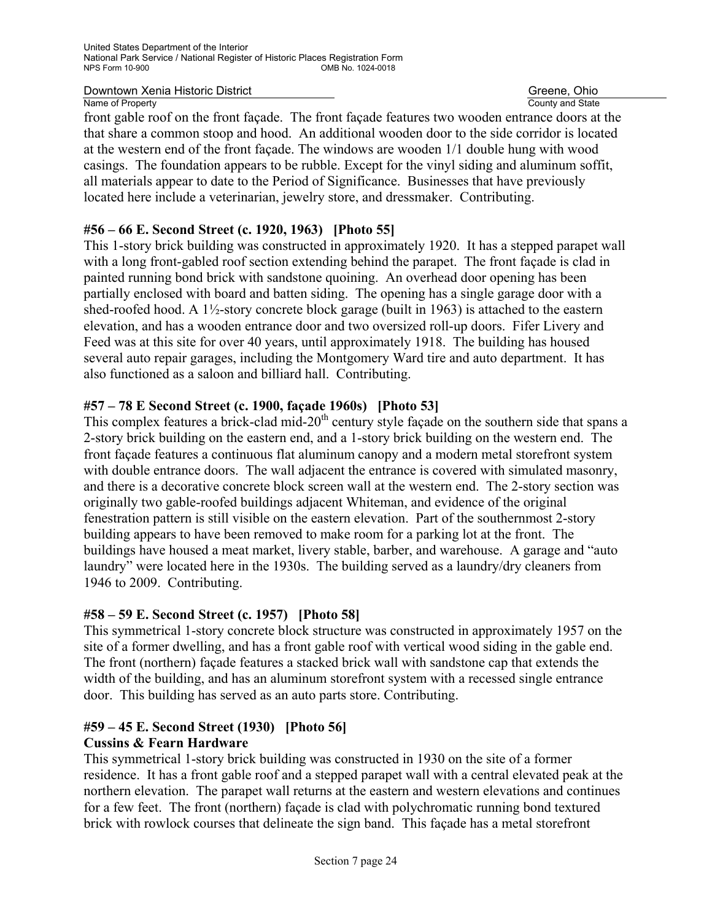front gable roof on the front façade. The front façade features two wooden entrance doors at the that share a common stoop and hood. An additional wooden door to the side corridor is located at the western end of the front façade. The windows are wooden 1/1 double hung with wood casings. The foundation appears to be rubble. Except for the vinyl siding and aluminum soffit, all materials appear to date to the Period of Significance. Businesses that have previously located here include a veterinarian, jewelry store, and dressmaker. Contributing.

**#56 – 66 E. Second Street (c. 1920, 1963) [Photo 55]**

This 1-story brick building was constructed in approximately 1920. It has a stepped parapet wall with a long front-gabled roof section extending behind the parapet. The front façade is clad in painted running bond brick with sandstone quoining. An overhead door opening has been partially enclosed with board and batten siding. The opening has a single garage door with a shed-roofed hood. A 1½-story concrete block garage (built in 1963) is attached to the eastern elevation, and has a wooden entrance door and two oversized roll-up doors. Fifer Livery and Feed was at this site for over 40 years, until approximately 1918. The building has housed several auto repair garages, including the Montgomery Ward tire and auto department. It has also functioned as a saloon and billiard hall. Contributing.

**#57 – 78 E Second Street (c. 1900, façade 1960s) [Photo 53]**

This complex features a brick-clad mid-20th century style façade on the southern side that spans a 2-story brick building on the eastern end, and a 1-story brick building on the western end. The front façade features a continuous flat aluminum canopy and a modern metal storefront system with double entrance doors. The wall adjacent the entrance is covered with simulated masonry, and there is a decorative concrete block screen wall at the western end. The 2-story section was originally two gable-roofed buildings adjacent Whiteman, and evidence of the original fenestration pattern is still visible on the eastern elevation. Part of the southernmost 2-story building appears to have been removed to make room for a parking lot at the front. The buildings have housed a meat market, livery stable, barber, and warehouse. A garage and "auto laundry" were located here in the 1930s. The building served as a laundry/dry cleaners from 1946 to 2009. Contributing.

**#58 – 59 E. Second Street (c. 1957) [Photo 58]**

This symmetrical 1-story concrete block structure was constructed in approximately 1957 on the site of a former dwelling, and has a front gable roof with vertical wood siding in the gable end. The front (northern) façade features a stacked brick wall with sandstone cap that extends the width of the building, and has an aluminum storefront system with a recessed single entrance door. This building has served as an auto parts store. Contributing.

**#59 – 45 E. Second Street (1930) [Photo 56]**
**Cussins & Fearn Hardware**

This symmetrical 1-story brick building was constructed in 1930 on the site of a former residence. It has a front gable roof and a stepped parapet wall with a central elevated peak at the northern elevation. The parapet wall returns at the eastern and western elevations and continues for a few feet. The front (northern) façade is clad with polychromatic running bond textured brick with rowlock courses that delineate the sign band. This façade has a metal storefront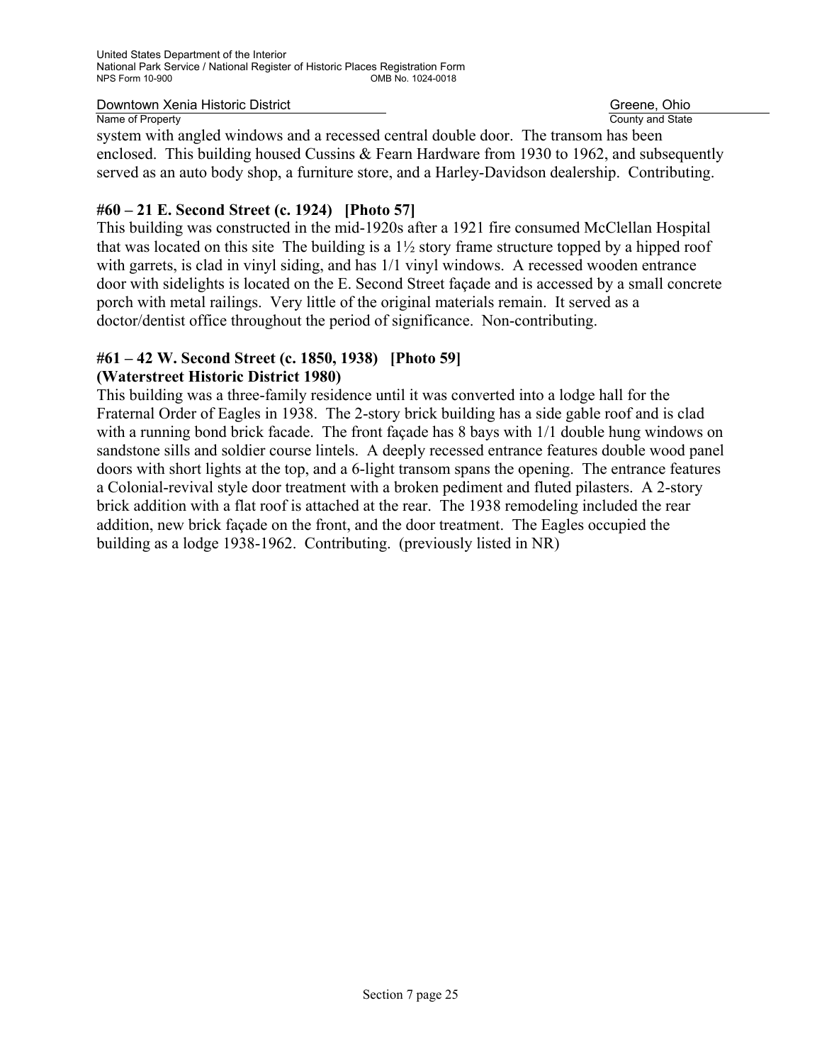system with angled windows and a recessed central double door. The transom has been enclosed. This building housed Cussins & Fearn Hardware from 1930 to 1962, and subsequently served as an auto body shop, a furniture store, and a Harley-Davidson dealership. Contributing.

**#60 – 21 E. Second Street (c. 1924) [Photo 57]**

This building was constructed in the mid-1920s after a 1921 fire consumed McClellan Hospital that was located on this site The building is a 1½ story frame structure topped by a hipped roof with garrets, is clad in vinyl siding, and has 1/1 vinyl windows. A recessed wooden entrance door with sidelights is located on the E. Second Street façade and is accessed by a small concrete porch with metal railings. Very little of the original materials remain. It served as a doctor/dentist office throughout the period of significance. Non-contributing.

**#61 – 42 W. Second Street (c. 1850, 1938) [Photo 59]**
**(Waterstreet Historic District 1980)**

This building was a three-family residence until it was converted into a lodge hall for the Fraternal Order of Eagles in 1938. The 2-story brick building has a side gable roof and is clad with a running bond brick facade. The front façade has 8 bays with 1/1 double hung windows on sandstone sills and soldier course lintels. A deeply recessed entrance features double wood panel doors with short lights at the top, and a 6-light transom spans the opening. The entrance features a Colonial-revival style door treatment with a broken pediment and fluted pilasters. A 2-story brick addition with a flat roof is attached at the rear. The 1938 remodeling included the rear addition, new brick façade on the front, and the door treatment. The Eagles occupied the building as a lodge 1938-1962. Contributing. (previously listed in NR)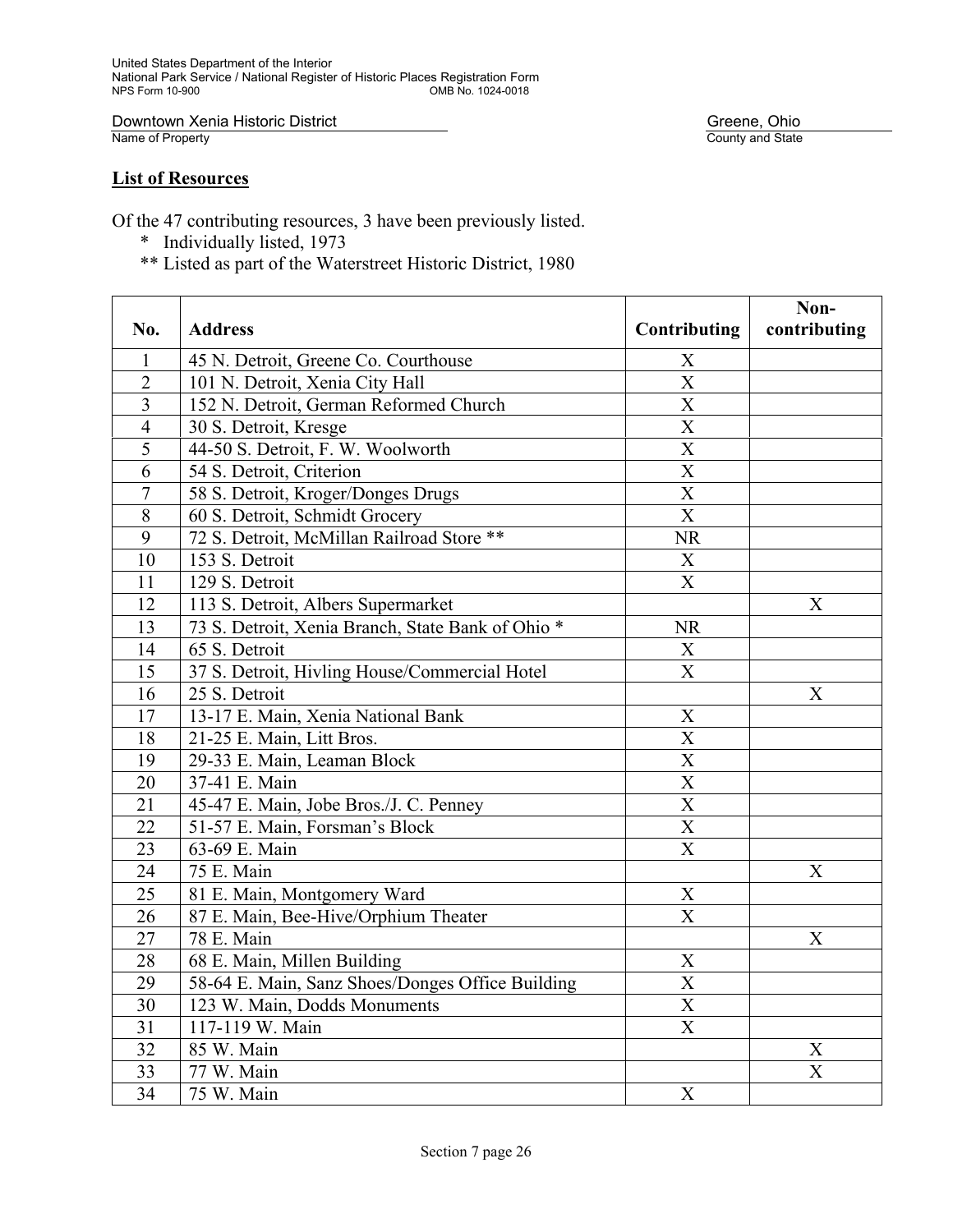## List of Resources

Of the 47 contributing resources, 3 have been previously listed.

\* Individually listed, 1973

\*\* Listed as part of the Waterstreet Historic District, 1980

| No. | Address | Contributing | Non-contributing |
|---|---|---|---|
| 1 | 45 N. Detroit, Greene Co. Courthouse | X | |
| 2 | 101 N. Detroit, Xenia City Hall | X | |
| 3 | 152 N. Detroit, German Reformed Church | X | |
| 4 | 30 S. Detroit, Kresge | X | |
| 5 | 44-50 S. Detroit, F. W. Woolworth | X | |
| 6 | 54 S. Detroit, Criterion | X | |
| 7 | 58 S. Detroit, Kroger/Donges Drugs | X | |
| 8 | 60 S. Detroit, Schmidt Grocery | X | |
| 9 | 72 S. Detroit, McMillan Railroad Store ** | NR | |
| 10 | 153 S. Detroit | X | |
| 11 | 129 S. Detroit | X | |
| 12 | 113 S. Detroit, Albers Supermarket | | X |
| 13 | 73 S. Detroit, Xenia Branch, State Bank of Ohio * | NR | |
| 14 | 65 S. Detroit | X | |
| 15 | 37 S. Detroit, Hivling House/Commercial Hotel | X | |
| 16 | 25 S. Detroit | | X |
| 17 | 13-17 E. Main, Xenia National Bank | X | |
| 18 | 21-25 E. Main, Litt Bros. | X | |
| 19 | 29-33 E. Main, Leaman Block | X | |
| 20 | 37-41 E. Main | X | |
| 21 | 45-47 E. Main, Jobe Bros./J. C. Penney | X | |
| 22 | 51-57 E. Main, Forsman's Block | X | |
| 23 | 63-69 E. Main | X | |
| 24 | 75 E. Main | | X |
| 25 | 81 E. Main, Montgomery Ward | X | |
| 26 | 87 E. Main, Bee-Hive/Orphium Theater | X | |
| 27 | 78 E. Main | | X |
| 28 | 68 E. Main, Millen Building | X | |
| 29 | 58-64 E. Main, Sanz Shoes/Donges Office Building | X | |
| 30 | 123 W. Main, Dodds Monuments | X | |
| 31 | 117-119 W. Main | X | |
| 32 | 85 W. Main | | X |
| 33 | 77 W. Main | | X |
| 34 | 75 W. Main | X | |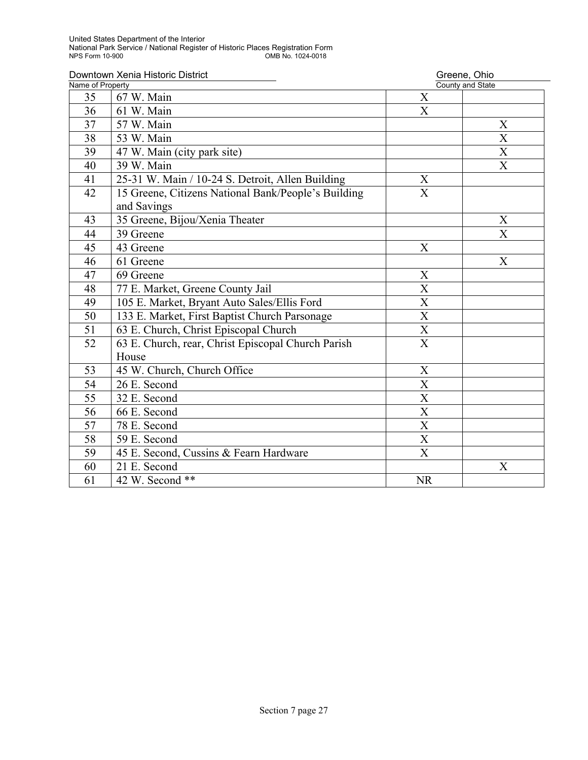| 35 | 67 W. Main | X | |
|---|---|---|---|
| 36 | 61 W. Main | X | |
| 37 | 57 W. Main | | X |
| 38 | 53 W. Main | | X |
| 39 | 47 W. Main (city park site) | | X |
| 40 | 39 W. Main | | X |
| 41 | 25-31 W. Main / 10-24 S. Detroit, Allen Building | X | |
| 42 | 15 Greene, Citizens National Bank/People's Building and Savings | X | |
| 43 | 35 Greene, Bijou/Xenia Theater | | X |
| 44 | 39 Greene | | X |
| 45 | 43 Greene | X | |
| 46 | 61 Greene | | X |
| 47 | 69 Greene | X | |
| 48 | 77 E. Market, Greene County Jail | X | |
| 49 | 105 E. Market, Bryant Auto Sales/Ellis Ford | X | |
| 50 | 133 E. Market, First Baptist Church Parsonage | X | |
| 51 | 63 E. Church, Christ Episcopal Church | X | |
| 52 | 63 E. Church, rear, Christ Episcopal Church Parish House | X | |
| 53 | 45 W. Church, Church Office | X | |
| 54 | 26 E. Second | X | |
| 55 | 32 E. Second | X | |
| 56 | 66 E. Second | X | |
| 57 | 78 E. Second | X | |
| 58 | 59 E. Second | X | |
| 59 | 45 E. Second, Cussins & Fearn Hardware | X | |
| 60 | 21 E. Second | | X |
| 61 | 42 W. Second ** | NR | |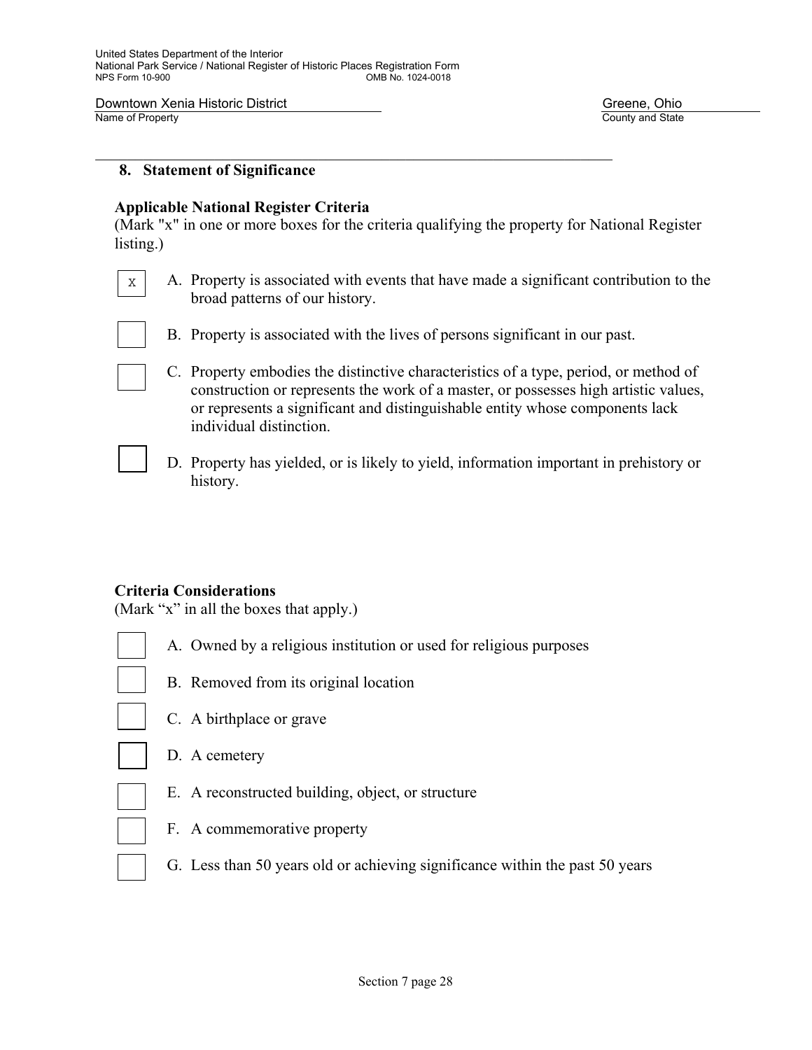## 8. Statement of Significance

**Applicable National Register Criteria**
(Mark "x" in one or more boxes for the criteria qualifying the property for National Register listing.)

- [x] A. Property is associated with events that have made a significant contribution to the broad patterns of our history.
- [ ] B. Property is associated with the lives of persons significant in our past.
- [ ] C. Property embodies the distinctive characteristics of a type, period, or method of construction or represents the work of a master, or possesses high artistic values, or represents a significant and distinguishable entity whose components lack individual distinction.
- [ ] D. Property has yielded, or is likely to yield, information important in prehistory or history.

**Criteria Considerations**
(Mark "x" in all the boxes that apply.)

- [ ] A. Owned by a religious institution or used for religious purposes
- [ ] B. Removed from its original location
- [ ] C. A birthplace or grave
- [ ] D. A cemetery
- [ ] E. A reconstructed building, object, or structure
- [ ] F. A commemorative property
- [ ] G. Less than 50 years old or achieving significance within the past 50 years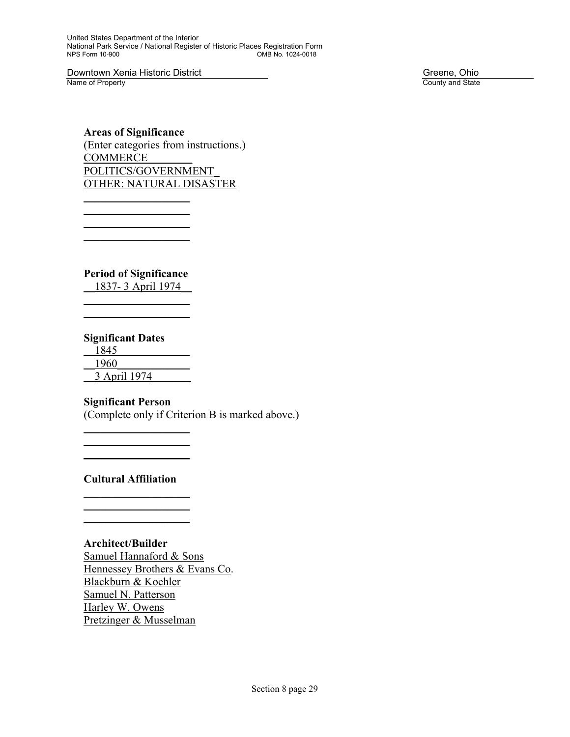**Areas of Significance**
(Enter categories from instructions.)
COMMERCE
POLITICS/GOVERNMENT
OTHER: NATURAL DISASTER

**Period of Significance**
1837- 3 April 1974

**Significant Dates**
1845
1960
3 April 1974

**Significant Person**
(Complete only if Criterion B is marked above.)

**Cultural Affiliation**

**Architect/Builder**
Samuel Hannaford & Sons
Hennessey Brothers & Evans Co.
Blackburn & Koehler
Samuel N. Patterson
Harley W. Owens
Pretzinger & Musselman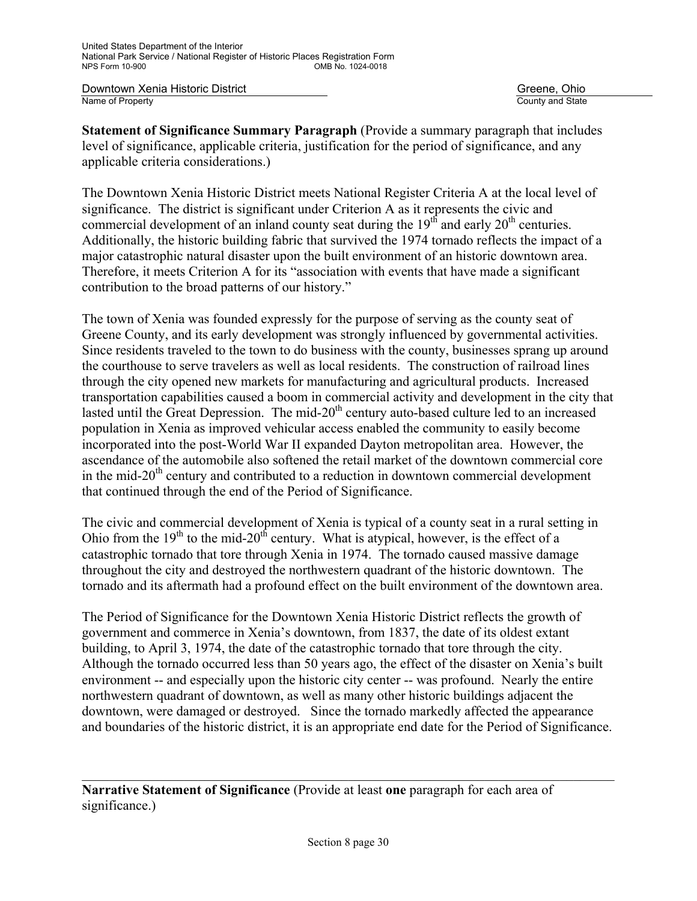**Statement of Significance Summary Paragraph** (Provide a summary paragraph that includes level of significance, applicable criteria, justification for the period of significance, and any applicable criteria considerations.)

The Downtown Xenia Historic District meets National Register Criteria A at the local level of significance. The district is significant under Criterion A as it represents the civic and commercial development of an inland county seat during the 19th and early 20th centuries. Additionally, the historic building fabric that survived the 1974 tornado reflects the impact of a major catastrophic natural disaster upon the built environment of an historic downtown area. Therefore, it meets Criterion A for its "association with events that have made a significant contribution to the broad patterns of our history."

The town of Xenia was founded expressly for the purpose of serving as the county seat of Greene County, and its early development was strongly influenced by governmental activities. Since residents traveled to the town to do business with the county, businesses sprang up around the courthouse to serve travelers as well as local residents. The construction of railroad lines through the city opened new markets for manufacturing and agricultural products. Increased transportation capabilities caused a boom in commercial activity and development in the city that lasted until the Great Depression. The mid-20th century auto-based culture led to an increased population in Xenia as improved vehicular access enabled the community to easily become incorporated into the post-World War II expanded Dayton metropolitan area. However, the ascendance of the automobile also softened the retail market of the downtown commercial core in the mid-20th century and contributed to a reduction in downtown commercial development that continued through the end of the Period of Significance.

The civic and commercial development of Xenia is typical of a county seat in a rural setting in Ohio from the 19th to the mid-20th century. What is atypical, however, is the effect of a catastrophic tornado that tore through Xenia in 1974. The tornado caused massive damage throughout the city and destroyed the northwestern quadrant of the historic downtown. The tornado and its aftermath had a profound effect on the built environment of the downtown area.

The Period of Significance for the Downtown Xenia Historic District reflects the growth of government and commerce in Xenia's downtown, from 1837, the date of its oldest extant building, to April 3, 1974, the date of the catastrophic tornado that tore through the city. Although the tornado occurred less than 50 years ago, the effect of the disaster on Xenia's built environment -- and especially upon the historic city center -- was profound. Nearly the entire northwestern quadrant of downtown, as well as many other historic buildings adjacent the downtown, were damaged or destroyed. Since the tornado markedly affected the appearance and boundaries of the historic district, it is an appropriate end date for the Period of Significance.

---

**Narrative Statement of Significance** (Provide at least **one** paragraph for each area of significance.)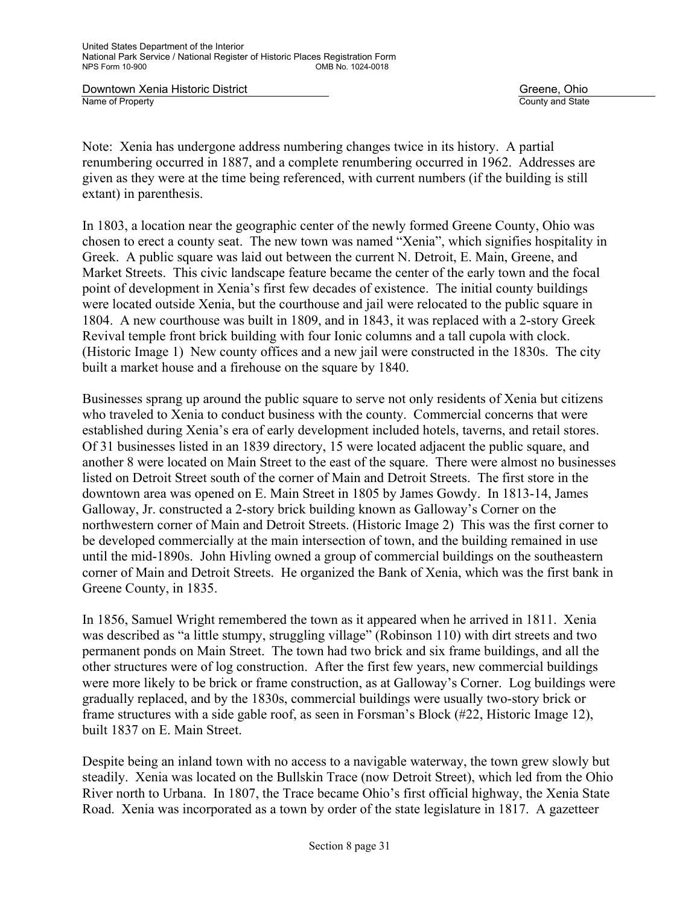Note: Xenia has undergone address numbering changes twice in its history. A partial renumbering occurred in 1887, and a complete renumbering occurred in 1962. Addresses are given as they were at the time being referenced, with current numbers (if the building is still extant) in parenthesis.

In 1803, a location near the geographic center of the newly formed Greene County, Ohio was chosen to erect a county seat. The new town was named "Xenia", which signifies hospitality in Greek. A public square was laid out between the current N. Detroit, E. Main, Greene, and Market Streets. This civic landscape feature became the center of the early town and the focal point of development in Xenia's first few decades of existence. The initial county buildings were located outside Xenia, but the courthouse and jail were relocated to the public square in 1804. A new courthouse was built in 1809, and in 1843, it was replaced with a 2-story Greek Revival temple front brick building with four Ionic columns and a tall cupola with clock. (Historic Image 1) New county offices and a new jail were constructed in the 1830s. The city built a market house and a firehouse on the square by 1840.

Businesses sprang up around the public square to serve not only residents of Xenia but citizens who traveled to Xenia to conduct business with the county. Commercial concerns that were established during Xenia's era of early development included hotels, taverns, and retail stores. Of 31 businesses listed in an 1839 directory, 15 were located adjacent the public square, and another 8 were located on Main Street to the east of the square. There were almost no businesses listed on Detroit Street south of the corner of Main and Detroit Streets. The first store in the downtown area was opened on E. Main Street in 1805 by James Gowdy. In 1813-14, James Galloway, Jr. constructed a 2-story brick building known as Galloway's Corner on the northwestern corner of Main and Detroit Streets. (Historic Image 2) This was the first corner to be developed commercially at the main intersection of town, and the building remained in use until the mid-1890s. John Hivling owned a group of commercial buildings on the southeastern corner of Main and Detroit Streets. He organized the Bank of Xenia, which was the first bank in Greene County, in 1835.

In 1856, Samuel Wright remembered the town as it appeared when he arrived in 1811. Xenia was described as "a little stumpy, struggling village" (Robinson 110) with dirt streets and two permanent ponds on Main Street. The town had two brick and six frame buildings, and all the other structures were of log construction. After the first few years, new commercial buildings were more likely to be brick or frame construction, as at Galloway's Corner. Log buildings were gradually replaced, and by the 1830s, commercial buildings were usually two-story brick or frame structures with a side gable roof, as seen in Forsman's Block (#22, Historic Image 12), built 1837 on E. Main Street.

Despite being an inland town with no access to a navigable waterway, the town grew slowly but steadily. Xenia was located on the Bullskin Trace (now Detroit Street), which led from the Ohio River north to Urbana. In 1807, the Trace became Ohio's first official highway, the Xenia State Road. Xenia was incorporated as a town by order of the state legislature in 1817. A gazetteer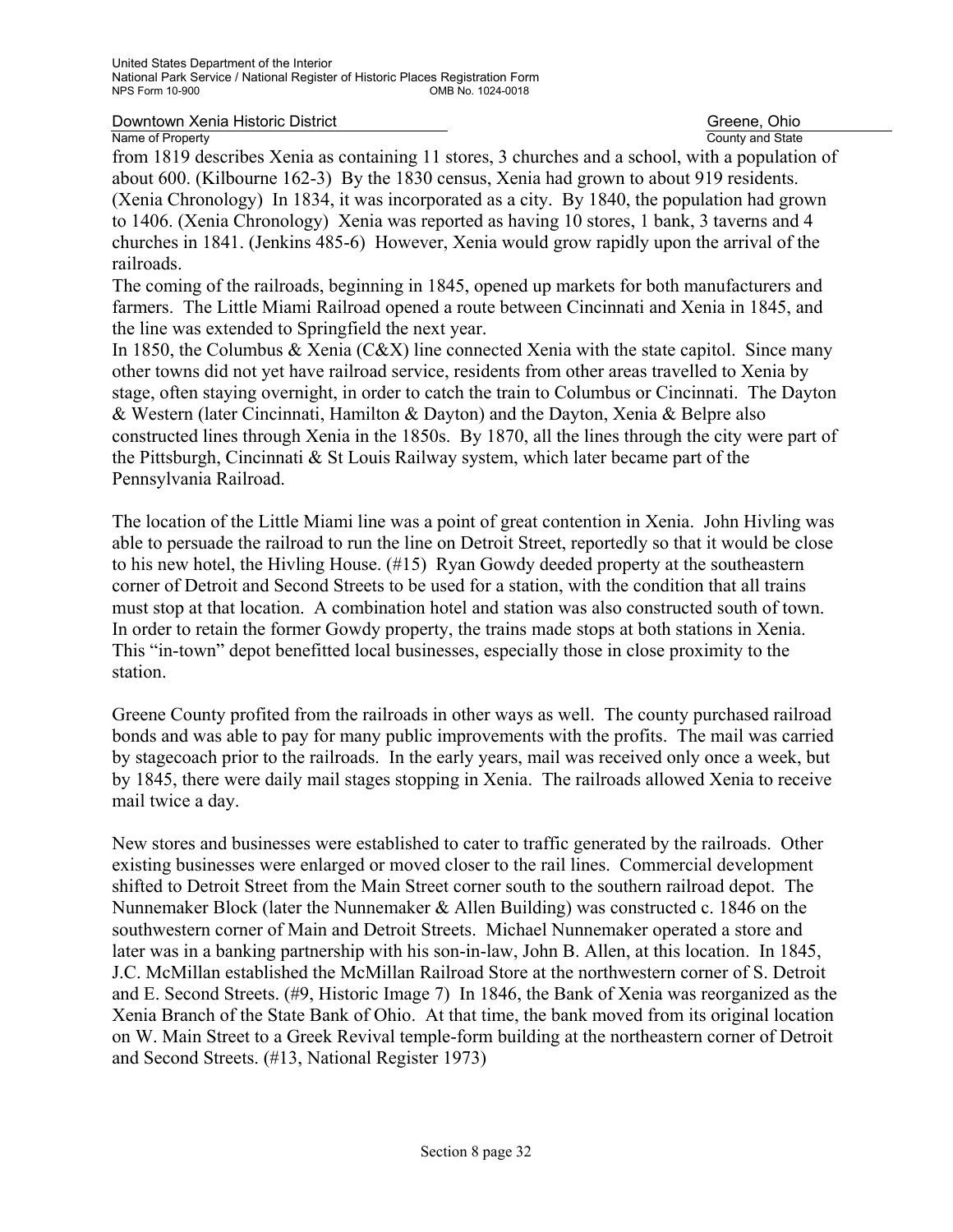from 1819 describes Xenia as containing 11 stores, 3 churches and a school, with a population of about 600. (Kilbourne 162-3) By the 1830 census, Xenia had grown to about 919 residents. (Xenia Chronology) In 1834, it was incorporated as a city. By 1840, the population had grown to 1406. (Xenia Chronology) Xenia was reported as having 10 stores, 1 bank, 3 taverns and 4 churches in 1841. (Jenkins 485-6) However, Xenia would grow rapidly upon the arrival of the railroads.

The coming of the railroads, beginning in 1845, opened up markets for both manufacturers and farmers. The Little Miami Railroad opened a route between Cincinnati and Xenia in 1845, and the line was extended to Springfield the next year.

In 1850, the Columbus & Xenia (C&X) line connected Xenia with the state capitol. Since many other towns did not yet have railroad service, residents from other areas travelled to Xenia by stage, often staying overnight, in order to catch the train to Columbus or Cincinnati. The Dayton & Western (later Cincinnati, Hamilton & Dayton) and the Dayton, Xenia & Belpre also constructed lines through Xenia in the 1850s. By 1870, all the lines through the city were part of the Pittsburgh, Cincinnati & St Louis Railway system, which later became part of the Pennsylvania Railroad.

The location of the Little Miami line was a point of great contention in Xenia. John Hivling was able to persuade the railroad to run the line on Detroit Street, reportedly so that it would be close to his new hotel, the Hivling House. (#15) Ryan Gowdy deeded property at the southeastern corner of Detroit and Second Streets to be used for a station, with the condition that all trains must stop at that location. A combination hotel and station was also constructed south of town. In order to retain the former Gowdy property, the trains made stops at both stations in Xenia. This "in-town" depot benefitted local businesses, especially those in close proximity to the station.

Greene County profited from the railroads in other ways as well. The county purchased railroad bonds and was able to pay for many public improvements with the profits. The mail was carried by stagecoach prior to the railroads. In the early years, mail was received only once a week, but by 1845, there were daily mail stages stopping in Xenia. The railroads allowed Xenia to receive mail twice a day.

New stores and businesses were established to cater to traffic generated by the railroads. Other existing businesses were enlarged or moved closer to the rail lines. Commercial development shifted to Detroit Street from the Main Street corner south to the southern railroad depot. The Nunnemaker Block (later the Nunnemaker & Allen Building) was constructed c. 1846 on the southwestern corner of Main and Detroit Streets. Michael Nunnemaker operated a store and later was in a banking partnership with his son-in-law, John B. Allen, at this location. In 1845, J.C. McMillan established the McMillan Railroad Store at the northwestern corner of S. Detroit and E. Second Streets. (#9, Historic Image 7) In 1846, the Bank of Xenia was reorganized as the Xenia Branch of the State Bank of Ohio. At that time, the bank moved from its original location on W. Main Street to a Greek Revival temple-form building at the northeastern corner of Detroit and Second Streets. (#13, National Register 1973)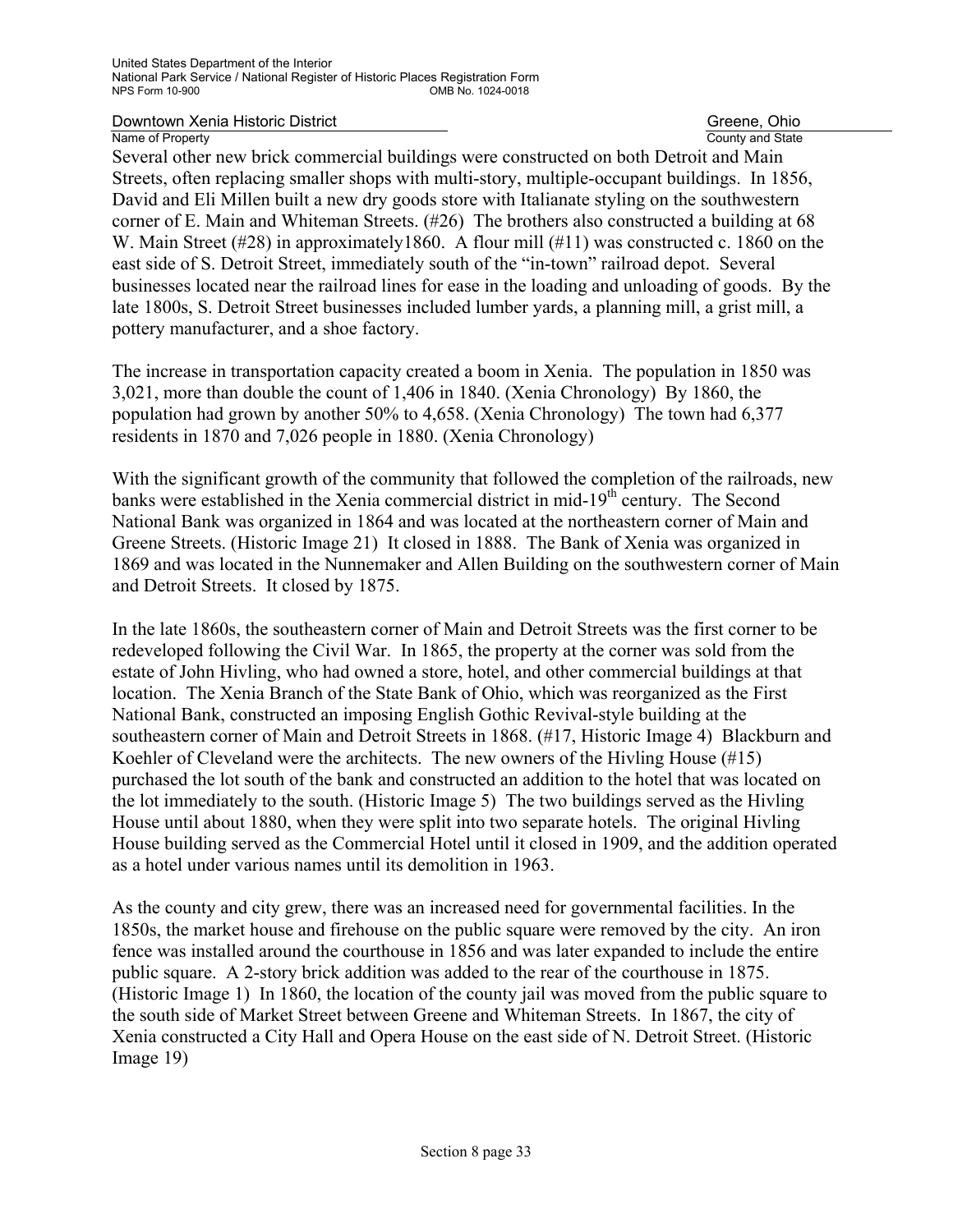Several other new brick commercial buildings were constructed on both Detroit and Main Streets, often replacing smaller shops with multi-story, multiple-occupant buildings. In 1856, David and Eli Millen built a new dry goods store with Italianate styling on the southwestern corner of E. Main and Whiteman Streets. (#26) The brothers also constructed a building at 68 W. Main Street (#28) in approximately1860. A flour mill (#11) was constructed c. 1860 on the east side of S. Detroit Street, immediately south of the "in-town" railroad depot. Several businesses located near the railroad lines for ease in the loading and unloading of goods. By the late 1800s, S. Detroit Street businesses included lumber yards, a planning mill, a grist mill, a pottery manufacturer, and a shoe factory.

The increase in transportation capacity created a boom in Xenia. The population in 1850 was 3,021, more than double the count of 1,406 in 1840. (Xenia Chronology) By 1860, the population had grown by another 50% to 4,658. (Xenia Chronology) The town had 6,377 residents in 1870 and 7,026 people in 1880. (Xenia Chronology)

With the significant growth of the community that followed the completion of the railroads, new banks were established in the Xenia commercial district in mid-19th century. The Second National Bank was organized in 1864 and was located at the northeastern corner of Main and Greene Streets. (Historic Image 21) It closed in 1888. The Bank of Xenia was organized in 1869 and was located in the Nunnemaker and Allen Building on the southwestern corner of Main and Detroit Streets. It closed by 1875.

In the late 1860s, the southeastern corner of Main and Detroit Streets was the first corner to be redeveloped following the Civil War. In 1865, the property at the corner was sold from the estate of John Hivling, who had owned a store, hotel, and other commercial buildings at that location. The Xenia Branch of the State Bank of Ohio, which was reorganized as the First National Bank, constructed an imposing English Gothic Revival-style building at the southeastern corner of Main and Detroit Streets in 1868. (#17, Historic Image 4) Blackburn and Koehler of Cleveland were the architects. The new owners of the Hivling House (#15) purchased the lot south of the bank and constructed an addition to the hotel that was located on the lot immediately to the south. (Historic Image 5) The two buildings served as the Hivling House until about 1880, when they were split into two separate hotels. The original Hivling House building served as the Commercial Hotel until it closed in 1909, and the addition operated as a hotel under various names until its demolition in 1963.

As the county and city grew, there was an increased need for governmental facilities. In the 1850s, the market house and firehouse on the public square were removed by the city. An iron fence was installed around the courthouse in 1856 and was later expanded to include the entire public square. A 2-story brick addition was added to the rear of the courthouse in 1875. (Historic Image 1) In 1860, the location of the county jail was moved from the public square to the south side of Market Street between Greene and Whiteman Streets. In 1867, the city of Xenia constructed a City Hall and Opera House on the east side of N. Detroit Street. (Historic Image 19)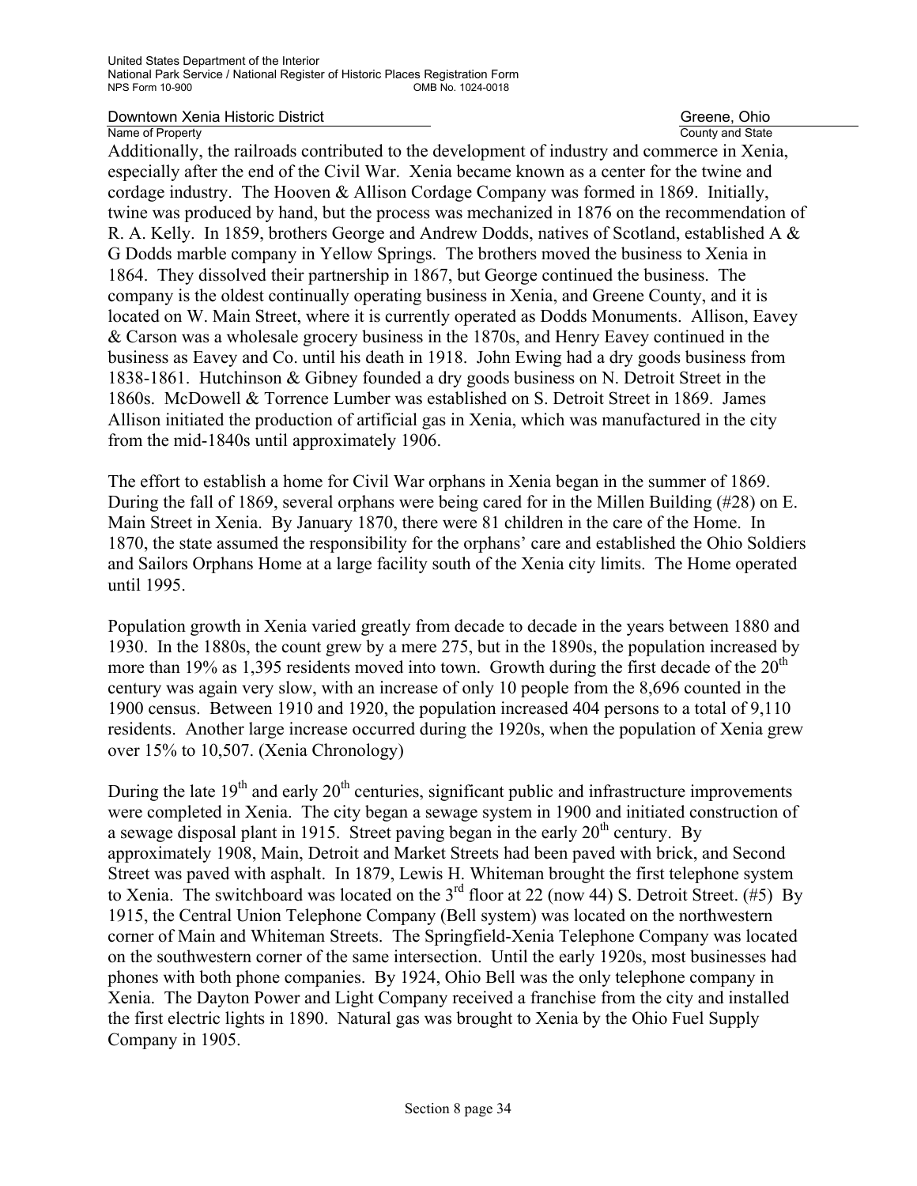Additionally, the railroads contributed to the development of industry and commerce in Xenia, especially after the end of the Civil War. Xenia became known as a center for the twine and cordage industry. The Hooven & Allison Cordage Company was formed in 1869. Initially, twine was produced by hand, but the process was mechanized in 1876 on the recommendation of R. A. Kelly. In 1859, brothers George and Andrew Dodds, natives of Scotland, established A & G Dodds marble company in Yellow Springs. The brothers moved the business to Xenia in 1864. They dissolved their partnership in 1867, but George continued the business. The company is the oldest continually operating business in Xenia, and Greene County, and it is located on W. Main Street, where it is currently operated as Dodds Monuments. Allison, Eavey & Carson was a wholesale grocery business in the 1870s, and Henry Eavey continued in the business as Eavey and Co. until his death in 1918. John Ewing had a dry goods business from 1838-1861. Hutchinson & Gibney founded a dry goods business on N. Detroit Street in the 1860s. McDowell & Torrence Lumber was established on S. Detroit Street in 1869. James Allison initiated the production of artificial gas in Xenia, which was manufactured in the city from the mid-1840s until approximately 1906.

The effort to establish a home for Civil War orphans in Xenia began in the summer of 1869. During the fall of 1869, several orphans were being cared for in the Millen Building (#28) on E. Main Street in Xenia. By January 1870, there were 81 children in the care of the Home. In 1870, the state assumed the responsibility for the orphans' care and established the Ohio Soldiers and Sailors Orphans Home at a large facility south of the Xenia city limits. The Home operated until 1995.

Population growth in Xenia varied greatly from decade to decade in the years between 1880 and 1930. In the 1880s, the count grew by a mere 275, but in the 1890s, the population increased by more than 19% as 1,395 residents moved into town. Growth during the first decade of the 20th century was again very slow, with an increase of only 10 people from the 8,696 counted in the 1900 census. Between 1910 and 1920, the population increased 404 persons to a total of 9,110 residents. Another large increase occurred during the 1920s, when the population of Xenia grew over 15% to 10,507. (Xenia Chronology)

During the late 19th and early 20th centuries, significant public and infrastructure improvements were completed in Xenia. The city began a sewage system in 1900 and initiated construction of a sewage disposal plant in 1915. Street paving began in the early 20th century. By approximately 1908, Main, Detroit and Market Streets had been paved with brick, and Second Street was paved with asphalt. In 1879, Lewis H. Whiteman brought the first telephone system to Xenia. The switchboard was located on the 3rd floor at 22 (now 44) S. Detroit Street. (#5) By 1915, the Central Union Telephone Company (Bell system) was located on the northwestern corner of Main and Whiteman Streets. The Springfield-Xenia Telephone Company was located on the southwestern corner of the same intersection. Until the early 1920s, most businesses had phones with both phone companies. By 1924, Ohio Bell was the only telephone company in Xenia. The Dayton Power and Light Company received a franchise from the city and installed the first electric lights in 1890. Natural gas was brought to Xenia by the Ohio Fuel Supply Company in 1905.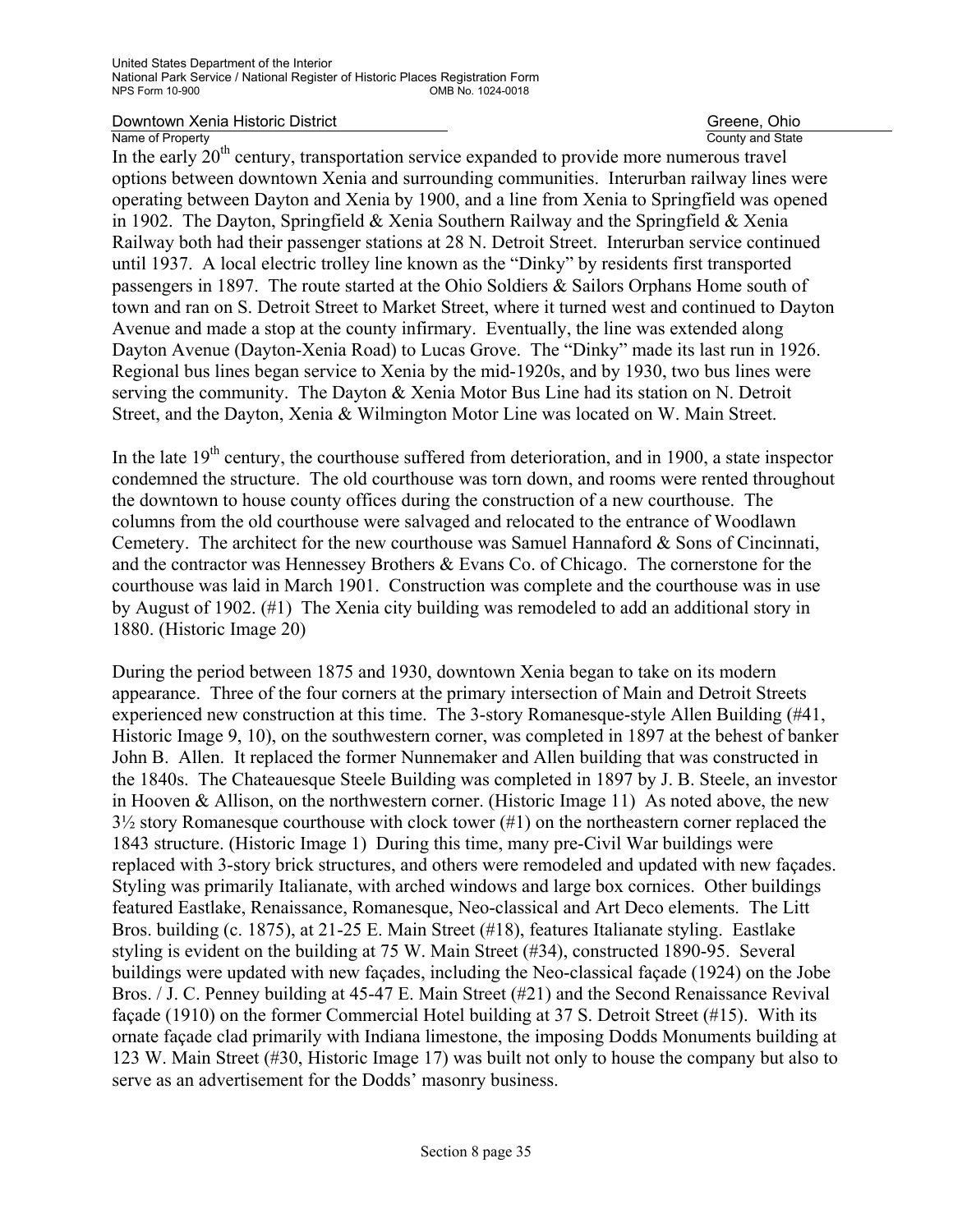In the early 20th century, transportation service expanded to provide more numerous travel options between downtown Xenia and surrounding communities. Interurban railway lines were operating between Dayton and Xenia by 1900, and a line from Xenia to Springfield was opened in 1902. The Dayton, Springfield & Xenia Southern Railway and the Springfield & Xenia Railway both had their passenger stations at 28 N. Detroit Street. Interurban service continued until 1937. A local electric trolley line known as the "Dinky" by residents first transported passengers in 1897. The route started at the Ohio Soldiers & Sailors Orphans Home south of town and ran on S. Detroit Street to Market Street, where it turned west and continued to Dayton Avenue and made a stop at the county infirmary. Eventually, the line was extended along Dayton Avenue (Dayton-Xenia Road) to Lucas Grove. The "Dinky" made its last run in 1926. Regional bus lines began service to Xenia by the mid-1920s, and by 1930, two bus lines were serving the community. The Dayton & Xenia Motor Bus Line had its station on N. Detroit Street, and the Dayton, Xenia & Wilmington Motor Line was located on W. Main Street.

In the late 19th century, the courthouse suffered from deterioration, and in 1900, a state inspector condemned the structure. The old courthouse was torn down, and rooms were rented throughout the downtown to house county offices during the construction of a new courthouse. The columns from the old courthouse were salvaged and relocated to the entrance of Woodlawn Cemetery. The architect for the new courthouse was Samuel Hannaford & Sons of Cincinnati, and the contractor was Hennessey Brothers & Evans Co. of Chicago. The cornerstone for the courthouse was laid in March 1901. Construction was complete and the courthouse was in use by August of 1902. (#1) The Xenia city building was remodeled to add an additional story in 1880. (Historic Image 20)

During the period between 1875 and 1930, downtown Xenia began to take on its modern appearance. Three of the four corners at the primary intersection of Main and Detroit Streets experienced new construction at this time. The 3-story Romanesque-style Allen Building (#41, Historic Image 9, 10), on the southwestern corner, was completed in 1897 at the behest of banker John B. Allen. It replaced the former Nunnemaker and Allen building that was constructed in the 1840s. The Chateauesque Steele Building was completed in 1897 by J. B. Steele, an investor in Hooven & Allison, on the northwestern corner. (Historic Image 11) As noted above, the new 3½ story Romanesque courthouse with clock tower (#1) on the northeastern corner replaced the 1843 structure. (Historic Image 1) During this time, many pre-Civil War buildings were replaced with 3-story brick structures, and others were remodeled and updated with new façades. Styling was primarily Italianate, with arched windows and large box cornices. Other buildings featured Eastlake, Renaissance, Romanesque, Neo-classical and Art Deco elements. The Litt Bros. building (c. 1875), at 21-25 E. Main Street (#18), features Italianate styling. Eastlake styling is evident on the building at 75 W. Main Street (#34), constructed 1890-95. Several buildings were updated with new façades, including the Neo-classical façade (1924) on the Jobe Bros. / J. C. Penney building at 45-47 E. Main Street (#21) and the Second Renaissance Revival façade (1910) on the former Commercial Hotel building at 37 S. Detroit Street (#15). With its ornate façade clad primarily with Indiana limestone, the imposing Dodds Monuments building at 123 W. Main Street (#30, Historic Image 17) was built not only to house the company but also to serve as an advertisement for the Dodds' masonry business.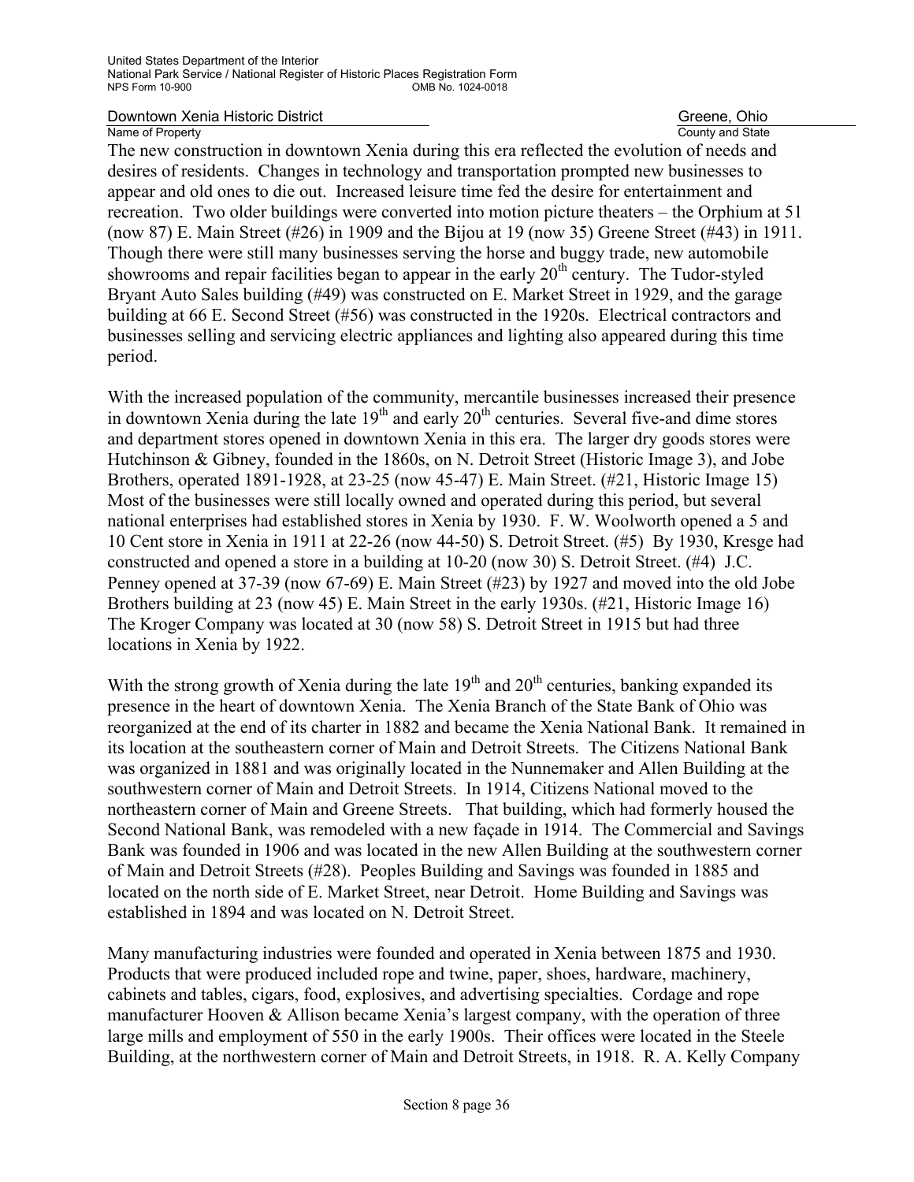The new construction in downtown Xenia during this era reflected the evolution of needs and desires of residents. Changes in technology and transportation prompted new businesses to appear and old ones to die out. Increased leisure time fed the desire for entertainment and recreation. Two older buildings were converted into motion picture theaters – the Orphium at 51 (now 87) E. Main Street (#26) in 1909 and the Bijou at 19 (now 35) Greene Street (#43) in 1911. Though there were still many businesses serving the horse and buggy trade, new automobile showrooms and repair facilities began to appear in the early 20th century. The Tudor-styled Bryant Auto Sales building (#49) was constructed on E. Market Street in 1929, and the garage building at 66 E. Second Street (#56) was constructed in the 1920s. Electrical contractors and businesses selling and servicing electric appliances and lighting also appeared during this time period.

With the increased population of the community, mercantile businesses increased their presence in downtown Xenia during the late 19th and early 20th centuries. Several five-and dime stores and department stores opened in downtown Xenia in this era. The larger dry goods stores were Hutchinson & Gibney, founded in the 1860s, on N. Detroit Street (Historic Image 3), and Jobe Brothers, operated 1891-1928, at 23-25 (now 45-47) E. Main Street. (#21, Historic Image 15) Most of the businesses were still locally owned and operated during this period, but several national enterprises had established stores in Xenia by 1930. F. W. Woolworth opened a 5 and 10 Cent store in Xenia in 1911 at 22-26 (now 44-50) S. Detroit Street. (#5) By 1930, Kresge had constructed and opened a store in a building at 10-20 (now 30) S. Detroit Street. (#4) J.C. Penney opened at 37-39 (now 67-69) E. Main Street (#23) by 1927 and moved into the old Jobe Brothers building at 23 (now 45) E. Main Street in the early 1930s. (#21, Historic Image 16) The Kroger Company was located at 30 (now 58) S. Detroit Street in 1915 but had three locations in Xenia by 1922.

With the strong growth of Xenia during the late 19th and 20th centuries, banking expanded its presence in the heart of downtown Xenia. The Xenia Branch of the State Bank of Ohio was reorganized at the end of its charter in 1882 and became the Xenia National Bank. It remained in its location at the southeastern corner of Main and Detroit Streets. The Citizens National Bank was organized in 1881 and was originally located in the Nunnemaker and Allen Building at the southwestern corner of Main and Detroit Streets. In 1914, Citizens National moved to the northeastern corner of Main and Greene Streets. That building, which had formerly housed the Second National Bank, was remodeled with a new façade in 1914. The Commercial and Savings Bank was founded in 1906 and was located in the new Allen Building at the southwestern corner of Main and Detroit Streets (#28). Peoples Building and Savings was founded in 1885 and located on the north side of E. Market Street, near Detroit. Home Building and Savings was established in 1894 and was located on N. Detroit Street.

Many manufacturing industries were founded and operated in Xenia between 1875 and 1930. Products that were produced included rope and twine, paper, shoes, hardware, machinery, cabinets and tables, cigars, food, explosives, and advertising specialties. Cordage and rope manufacturer Hooven & Allison became Xenia's largest company, with the operation of three large mills and employment of 550 in the early 1900s. Their offices were located in the Steele Building, at the northwestern corner of Main and Detroit Streets, in 1918. R. A. Kelly Company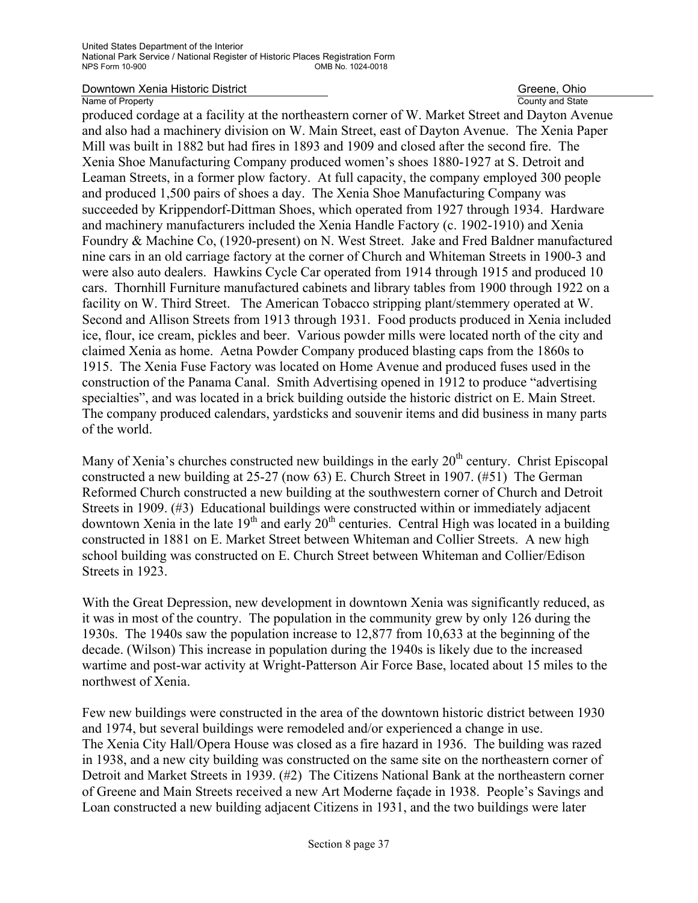produced cordage at a facility at the northeastern corner of W. Market Street and Dayton Avenue and also had a machinery division on W. Main Street, east of Dayton Avenue. The Xenia Paper Mill was built in 1882 but had fires in 1893 and 1909 and closed after the second fire. The Xenia Shoe Manufacturing Company produced women's shoes 1880-1927 at S. Detroit and Leaman Streets, in a former plow factory. At full capacity, the company employed 300 people and produced 1,500 pairs of shoes a day. The Xenia Shoe Manufacturing Company was succeeded by Krippendorf-Dittman Shoes, which operated from 1927 through 1934. Hardware and machinery manufacturers included the Xenia Handle Factory (c. 1902-1910) and Xenia Foundry & Machine Co, (1920-present) on N. West Street. Jake and Fred Baldner manufactured nine cars in an old carriage factory at the corner of Church and Whiteman Streets in 1900-3 and were also auto dealers. Hawkins Cycle Car operated from 1914 through 1915 and produced 10 cars. Thornhill Furniture manufactured cabinets and library tables from 1900 through 1922 on a facility on W. Third Street. The American Tobacco stripping plant/stemmery operated at W. Second and Allison Streets from 1913 through 1931. Food products produced in Xenia included ice, flour, ice cream, pickles and beer. Various powder mills were located north of the city and claimed Xenia as home. Aetna Powder Company produced blasting caps from the 1860s to 1915. The Xenia Fuse Factory was located on Home Avenue and produced fuses used in the construction of the Panama Canal. Smith Advertising opened in 1912 to produce "advertising specialties", and was located in a brick building outside the historic district on E. Main Street. The company produced calendars, yardsticks and souvenir items and did business in many parts of the world.

Many of Xenia's churches constructed new buildings in the early 20th century. Christ Episcopal constructed a new building at 25-27 (now 63) E. Church Street in 1907. (#51) The German Reformed Church constructed a new building at the southwestern corner of Church and Detroit Streets in 1909. (#3) Educational buildings were constructed within or immediately adjacent downtown Xenia in the late 19th and early 20th centuries. Central High was located in a building constructed in 1881 on E. Market Street between Whiteman and Collier Streets. A new high school building was constructed on E. Church Street between Whiteman and Collier/Edison Streets in 1923.

With the Great Depression, new development in downtown Xenia was significantly reduced, as it was in most of the country. The population in the community grew by only 126 during the 1930s. The 1940s saw the population increase to 12,877 from 10,633 at the beginning of the decade. (Wilson) This increase in population during the 1940s is likely due to the increased wartime and post-war activity at Wright-Patterson Air Force Base, located about 15 miles to the northwest of Xenia.

Few new buildings were constructed in the area of the downtown historic district between 1930 and 1974, but several buildings were remodeled and/or experienced a change in use. The Xenia City Hall/Opera House was closed as a fire hazard in 1936. The building was razed in 1938, and a new city building was constructed on the same site on the northeastern corner of Detroit and Market Streets in 1939. (#2) The Citizens National Bank at the northeastern corner of Greene and Main Streets received a new Art Moderne façade in 1938. People's Savings and Loan constructed a new building adjacent Citizens in 1931, and the two buildings were later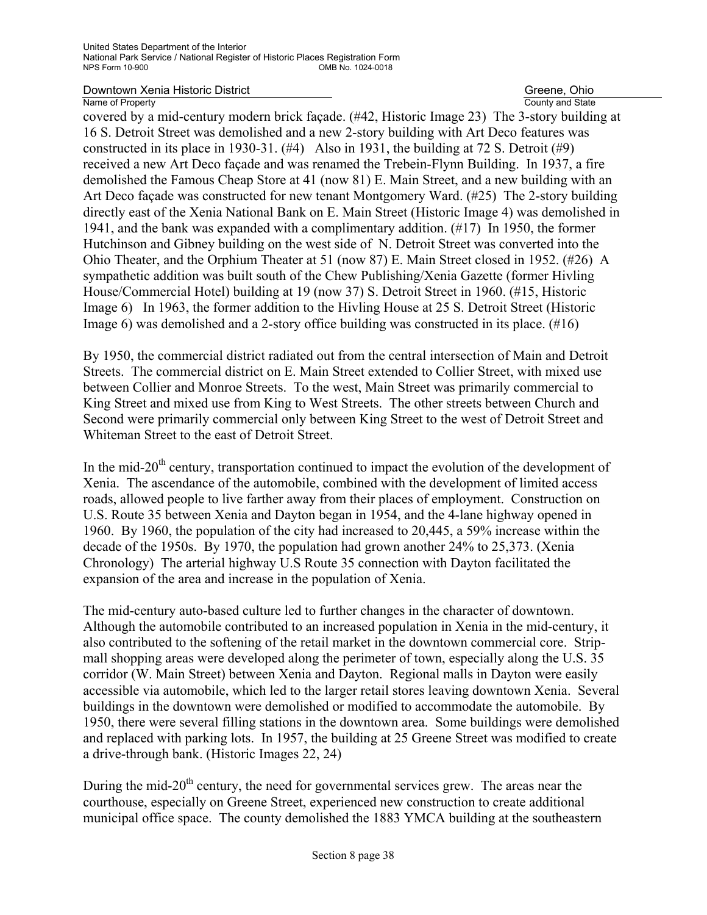covered by a mid-century modern brick façade. (#42, Historic Image 23) The 3-story building at 16 S. Detroit Street was demolished and a new 2-story building with Art Deco features was constructed in its place in 1930-31. (#4) Also in 1931, the building at 72 S. Detroit (#9) received a new Art Deco façade and was renamed the Trebein-Flynn Building. In 1937, a fire demolished the Famous Cheap Store at 41 (now 81) E. Main Street, and a new building with an Art Deco façade was constructed for new tenant Montgomery Ward. (#25) The 2-story building directly east of the Xenia National Bank on E. Main Street (Historic Image 4) was demolished in 1941, and the bank was expanded with a complimentary addition. (#17) In 1950, the former Hutchinson and Gibney building on the west side of N. Detroit Street was converted into the Ohio Theater, and the Orphium Theater at 51 (now 87) E. Main Street closed in 1952. (#26) A sympathetic addition was built south of the Chew Publishing/Xenia Gazette (former Hivling House/Commercial Hotel) building at 19 (now 37) S. Detroit Street in 1960. (#15, Historic Image 6) In 1963, the former addition to the Hivling House at 25 S. Detroit Street (Historic Image 6) was demolished and a 2-story office building was constructed in its place. (#16)

By 1950, the commercial district radiated out from the central intersection of Main and Detroit Streets. The commercial district on E. Main Street extended to Collier Street, with mixed use between Collier and Monroe Streets. To the west, Main Street was primarily commercial to King Street and mixed use from King to West Streets. The other streets between Church and Second were primarily commercial only between King Street to the west of Detroit Street and Whiteman Street to the east of Detroit Street.

In the mid-20th century, transportation continued to impact the evolution of the development of Xenia. The ascendance of the automobile, combined with the development of limited access roads, allowed people to live farther away from their places of employment. Construction on U.S. Route 35 between Xenia and Dayton began in 1954, and the 4-lane highway opened in 1960. By 1960, the population of the city had increased to 20,445, a 59% increase within the decade of the 1950s. By 1970, the population had grown another 24% to 25,373. (Xenia Chronology) The arterial highway U.S Route 35 connection with Dayton facilitated the expansion of the area and increase in the population of Xenia.

The mid-century auto-based culture led to further changes in the character of downtown. Although the automobile contributed to an increased population in Xenia in the mid-century, it also contributed to the softening of the retail market in the downtown commercial core. Strip-mall shopping areas were developed along the perimeter of town, especially along the U.S. 35 corridor (W. Main Street) between Xenia and Dayton. Regional malls in Dayton were easily accessible via automobile, which led to the larger retail stores leaving downtown Xenia. Several buildings in the downtown were demolished or modified to accommodate the automobile. By 1950, there were several filling stations in the downtown area. Some buildings were demolished and replaced with parking lots. In 1957, the building at 25 Greene Street was modified to create a drive-through bank. (Historic Images 22, 24)

During the mid-20th century, the need for governmental services grew. The areas near the courthouse, especially on Greene Street, experienced new construction to create additional municipal office space. The county demolished the 1883 YMCA building at the southeastern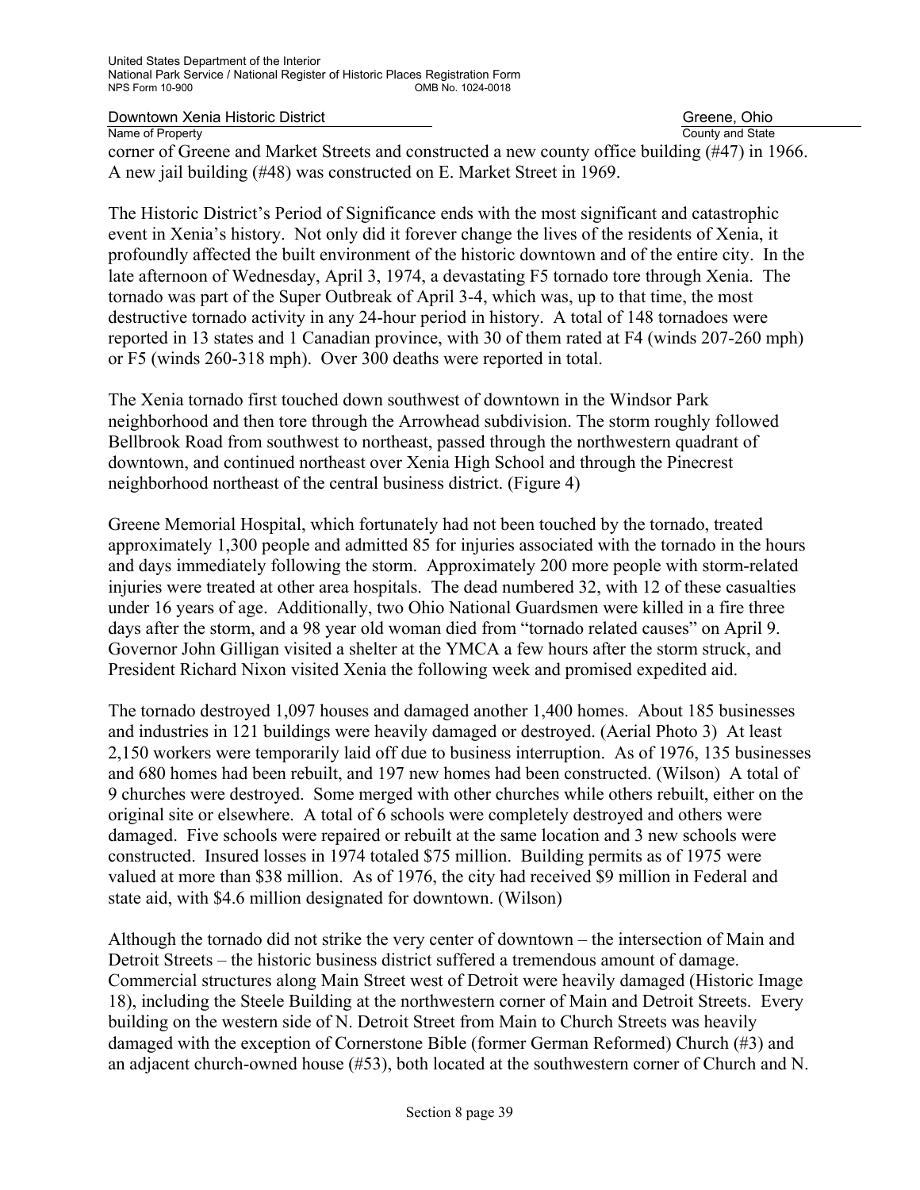corner of Greene and Market Streets and constructed a new county office building (#47) in 1966. A new jail building (#48) was constructed on E. Market Street in 1969.

The Historic District's Period of Significance ends with the most significant and catastrophic event in Xenia's history. Not only did it forever change the lives of the residents of Xenia, it profoundly affected the built environment of the historic downtown and of the entire city. In the late afternoon of Wednesday, April 3, 1974, a devastating F5 tornado tore through Xenia. The tornado was part of the Super Outbreak of April 3-4, which was, up to that time, the most destructive tornado activity in any 24-hour period in history. A total of 148 tornadoes were reported in 13 states and 1 Canadian province, with 30 of them rated at F4 (winds 207-260 mph) or F5 (winds 260-318 mph). Over 300 deaths were reported in total.

The Xenia tornado first touched down southwest of downtown in the Windsor Park neighborhood and then tore through the Arrowhead subdivision. The storm roughly followed Bellbrook Road from southwest to northeast, passed through the northwestern quadrant of downtown, and continued northeast over Xenia High School and through the Pinecrest neighborhood northeast of the central business district. (Figure 4)

Greene Memorial Hospital, which fortunately had not been touched by the tornado, treated approximately 1,300 people and admitted 85 for injuries associated with the tornado in the hours and days immediately following the storm. Approximately 200 more people with storm-related injuries were treated at other area hospitals. The dead numbered 32, with 12 of these casualties under 16 years of age. Additionally, two Ohio National Guardsmen were killed in a fire three days after the storm, and a 98 year old woman died from "tornado related causes" on April 9. Governor John Gilligan visited a shelter at the YMCA a few hours after the storm struck, and President Richard Nixon visited Xenia the following week and promised expedited aid.

The tornado destroyed 1,097 houses and damaged another 1,400 homes. About 185 businesses and industries in 121 buildings were heavily damaged or destroyed. (Aerial Photo 3) At least 2,150 workers were temporarily laid off due to business interruption. As of 1976, 135 businesses and 680 homes had been rebuilt, and 197 new homes had been constructed. (Wilson) A total of 9 churches were destroyed. Some merged with other churches while others rebuilt, either on the original site or elsewhere. A total of 6 schools were completely destroyed and others were damaged. Five schools were repaired or rebuilt at the same location and 3 new schools were constructed. Insured losses in 1974 totaled $75 million. Building permits as of 1975 were valued at more than $38 million. As of 1976, the city had received $9 million in Federal and state aid, with $4.6 million designated for downtown. (Wilson)

Although the tornado did not strike the very center of downtown – the intersection of Main and Detroit Streets – the historic business district suffered a tremendous amount of damage. Commercial structures along Main Street west of Detroit were heavily damaged (Historic Image 18), including the Steele Building at the northwestern corner of Main and Detroit Streets. Every building on the western side of N. Detroit Street from Main to Church Streets was heavily damaged with the exception of Cornerstone Bible (former German Reformed) Church (#3) and an adjacent church-owned house (#53), both located at the southwestern corner of Church and N.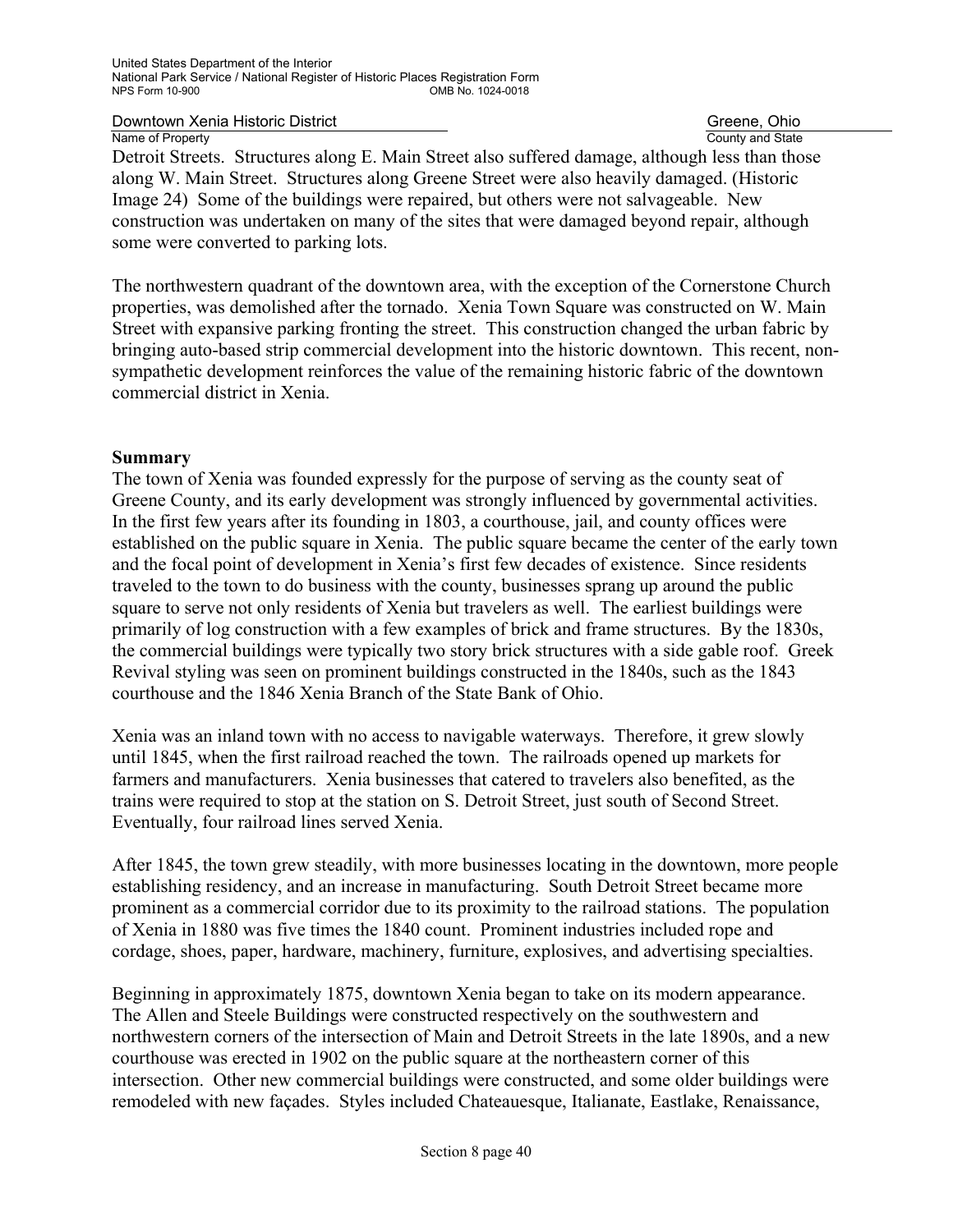Detroit Streets. Structures along E. Main Street also suffered damage, although less than those along W. Main Street. Structures along Greene Street were also heavily damaged. (Historic Image 24) Some of the buildings were repaired, but others were not salvageable. New construction was undertaken on many of the sites that were damaged beyond repair, although some were converted to parking lots.

The northwestern quadrant of the downtown area, with the exception of the Cornerstone Church properties, was demolished after the tornado. Xenia Town Square was constructed on W. Main Street with expansive parking fronting the street. This construction changed the urban fabric by bringing auto-based strip commercial development into the historic downtown. This recent, non-sympathetic development reinforces the value of the remaining historic fabric of the downtown commercial district in Xenia.

**Summary**

The town of Xenia was founded expressly for the purpose of serving as the county seat of Greene County, and its early development was strongly influenced by governmental activities. In the first few years after its founding in 1803, a courthouse, jail, and county offices were established on the public square in Xenia. The public square became the center of the early town and the focal point of development in Xenia's first few decades of existence. Since residents traveled to the town to do business with the county, businesses sprang up around the public square to serve not only residents of Xenia but travelers as well. The earliest buildings were primarily of log construction with a few examples of brick and frame structures. By the 1830s, the commercial buildings were typically two story brick structures with a side gable roof. Greek Revival styling was seen on prominent buildings constructed in the 1840s, such as the 1843 courthouse and the 1846 Xenia Branch of the State Bank of Ohio.

Xenia was an inland town with no access to navigable waterways. Therefore, it grew slowly until 1845, when the first railroad reached the town. The railroads opened up markets for farmers and manufacturers. Xenia businesses that catered to travelers also benefited, as the trains were required to stop at the station on S. Detroit Street, just south of Second Street. Eventually, four railroad lines served Xenia.

After 1845, the town grew steadily, with more businesses locating in the downtown, more people establishing residency, and an increase in manufacturing. South Detroit Street became more prominent as a commercial corridor due to its proximity to the railroad stations. The population of Xenia in 1880 was five times the 1840 count. Prominent industries included rope and cordage, shoes, paper, hardware, machinery, furniture, explosives, and advertising specialties.

Beginning in approximately 1875, downtown Xenia began to take on its modern appearance. The Allen and Steele Buildings were constructed respectively on the southwestern and northwestern corners of the intersection of Main and Detroit Streets in the late 1890s, and a new courthouse was erected in 1902 on the public square at the northeastern corner of this intersection. Other new commercial buildings were constructed, and some older buildings were remodeled with new façades. Styles included Chateauesque, Italianate, Eastlake, Renaissance,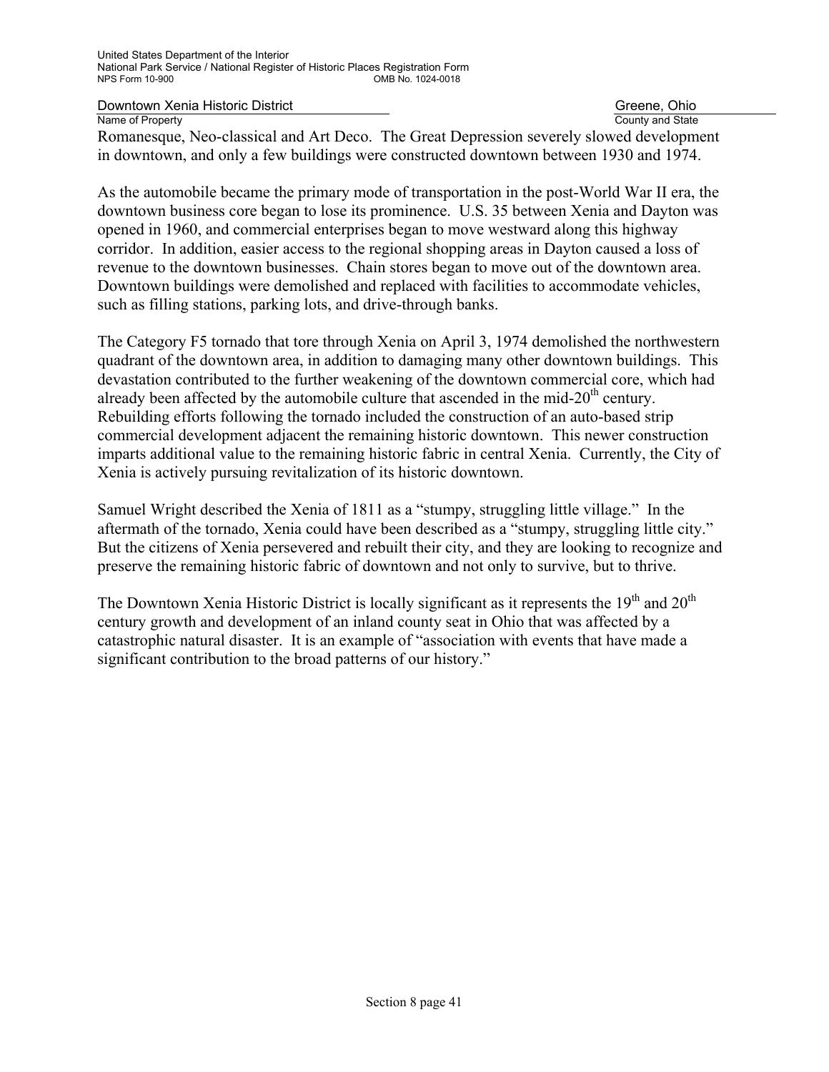Romanesque, Neo-classical and Art Deco. The Great Depression severely slowed development in downtown, and only a few buildings were constructed downtown between 1930 and 1974.

As the automobile became the primary mode of transportation in the post-World War II era, the downtown business core began to lose its prominence. U.S. 35 between Xenia and Dayton was opened in 1960, and commercial enterprises began to move westward along this highway corridor. In addition, easier access to the regional shopping areas in Dayton caused a loss of revenue to the downtown businesses. Chain stores began to move out of the downtown area. Downtown buildings were demolished and replaced with facilities to accommodate vehicles, such as filling stations, parking lots, and drive-through banks.

The Category F5 tornado that tore through Xenia on April 3, 1974 demolished the northwestern quadrant of the downtown area, in addition to damaging many other downtown buildings. This devastation contributed to the further weakening of the downtown commercial core, which had already been affected by the automobile culture that ascended in the mid-20th century. Rebuilding efforts following the tornado included the construction of an auto-based strip commercial development adjacent the remaining historic downtown. This newer construction imparts additional value to the remaining historic fabric in central Xenia. Currently, the City of Xenia is actively pursuing revitalization of its historic downtown.

Samuel Wright described the Xenia of 1811 as a "stumpy, struggling little village." In the aftermath of the tornado, Xenia could have been described as a "stumpy, struggling little city." But the citizens of Xenia persevered and rebuilt their city, and they are looking to recognize and preserve the remaining historic fabric of downtown and not only to survive, but to thrive.

The Downtown Xenia Historic District is locally significant as it represents the 19th and 20th century growth and development of an inland county seat in Ohio that was affected by a catastrophic natural disaster. It is an example of "association with events that have made a significant contribution to the broad patterns of our history."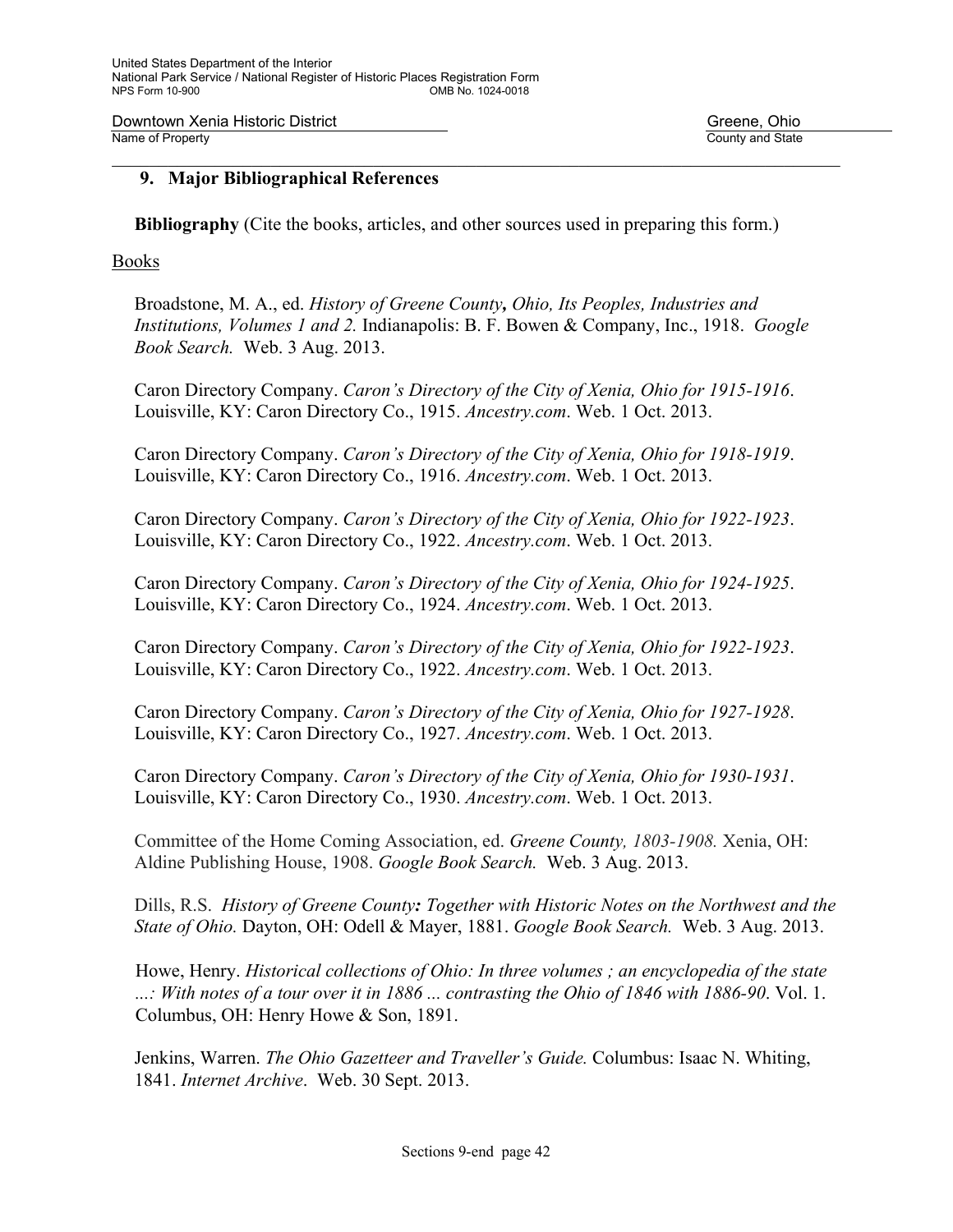## 9. Major Bibliographical References

**Bibliography** (Cite the books, articles, and other sources used in preparing this form.)

Books

Broadstone, M. A., ed. *History of Greene County, Ohio, Its Peoples, Industries and Institutions, Volumes 1 and 2.* Indianapolis: B. F. Bowen & Company, Inc., 1918. *Google Book Search.* Web. 3 Aug. 2013.

Caron Directory Company. *Caron's Directory of the City of Xenia, Ohio for 1915-1916*. Louisville, KY: Caron Directory Co., 1915. *Ancestry.com*. Web. 1 Oct. 2013.

Caron Directory Company. *Caron's Directory of the City of Xenia, Ohio for 1918-1919*. Louisville, KY: Caron Directory Co., 1916. *Ancestry.com*. Web. 1 Oct. 2013.

Caron Directory Company. *Caron's Directory of the City of Xenia, Ohio for 1922-1923*. Louisville, KY: Caron Directory Co., 1922. *Ancestry.com*. Web. 1 Oct. 2013.

Caron Directory Company. *Caron's Directory of the City of Xenia, Ohio for 1924-1925*. Louisville, KY: Caron Directory Co., 1924. *Ancestry.com*. Web. 1 Oct. 2013.

Caron Directory Company. *Caron's Directory of the City of Xenia, Ohio for 1922-1923*. Louisville, KY: Caron Directory Co., 1922. *Ancestry.com*. Web. 1 Oct. 2013.

Caron Directory Company. *Caron's Directory of the City of Xenia, Ohio for 1927-1928*. Louisville, KY: Caron Directory Co., 1927. *Ancestry.com*. Web. 1 Oct. 2013.

Caron Directory Company. *Caron's Directory of the City of Xenia, Ohio for 1930-1931*. Louisville, KY: Caron Directory Co., 1930. *Ancestry.com*. Web. 1 Oct. 2013.

Committee of the Home Coming Association, ed. *Greene County, 1803-1908.* Xenia, OH: Aldine Publishing House, 1908. *Google Book Search.* Web. 3 Aug. 2013.

Dills, R.S. *History of Greene County: Together with Historic Notes on the Northwest and the State of Ohio.* Dayton, OH: Odell & Mayer, 1881. *Google Book Search.* Web. 3 Aug. 2013.

Howe, Henry. *Historical collections of Ohio: In three volumes ; an encyclopedia of the state ...: With notes of a tour over it in 1886 ... contrasting the Ohio of 1846 with 1886-90*. Vol. 1. Columbus, OH: Henry Howe & Son, 1891.

Jenkins, Warren. *The Ohio Gazetteer and Traveller's Guide.* Columbus: Isaac N. Whiting, 1841. *Internet Archive*. Web. 30 Sept. 2013.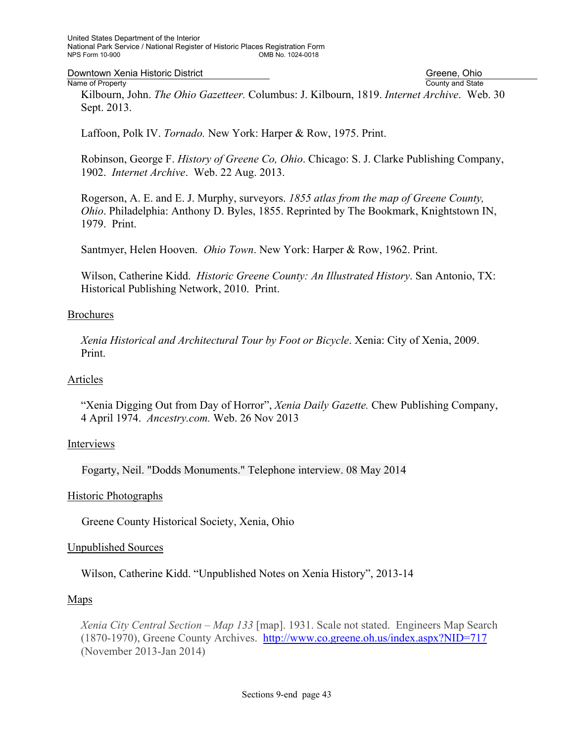Kilbourn, John. *The Ohio Gazetteer.* Columbus: J. Kilbourn, 1819. *Internet Archive*. Web. 30 Sept. 2013.

Laffoon, Polk IV. *Tornado.* New York: Harper & Row, 1975. Print.

Robinson, George F. *History of Greene Co, Ohio*. Chicago: S. J. Clarke Publishing Company, 1902. *Internet Archive*. Web. 22 Aug. 2013.

Rogerson, A. E. and E. J. Murphy, surveyors. *1855 atlas from the map of Greene County, Ohio*. Philadelphia: Anthony D. Byles, 1855. Reprinted by The Bookmark, Knightstown IN, 1979. Print.

Santmyer, Helen Hooven. *Ohio Town*. New York: Harper & Row, 1962. Print.

Wilson, Catherine Kidd. *Historic Greene County: An Illustrated History*. San Antonio, TX: Historical Publishing Network, 2010. Print.

Brochures

*Xenia Historical and Architectural Tour by Foot or Bicycle*. Xenia: City of Xenia, 2009. Print.

Articles

"Xenia Digging Out from Day of Horror", *Xenia Daily Gazette.* Chew Publishing Company, 4 April 1974. *Ancestry.com.* Web. 26 Nov 2013

Interviews

Fogarty, Neil. "Dodds Monuments." Telephone interview. 08 May 2014

Historic Photographs

Greene County Historical Society, Xenia, Ohio

Unpublished Sources

Wilson, Catherine Kidd. "Unpublished Notes on Xenia History", 2013-14

Maps

*Xenia City Central Section – Map 133* [map]. 1931. Scale not stated. Engineers Map Search (1870-1970), Greene County Archives. http://www.co.greene.oh.us/index.aspx?NID=717 (November 2013-Jan 2014)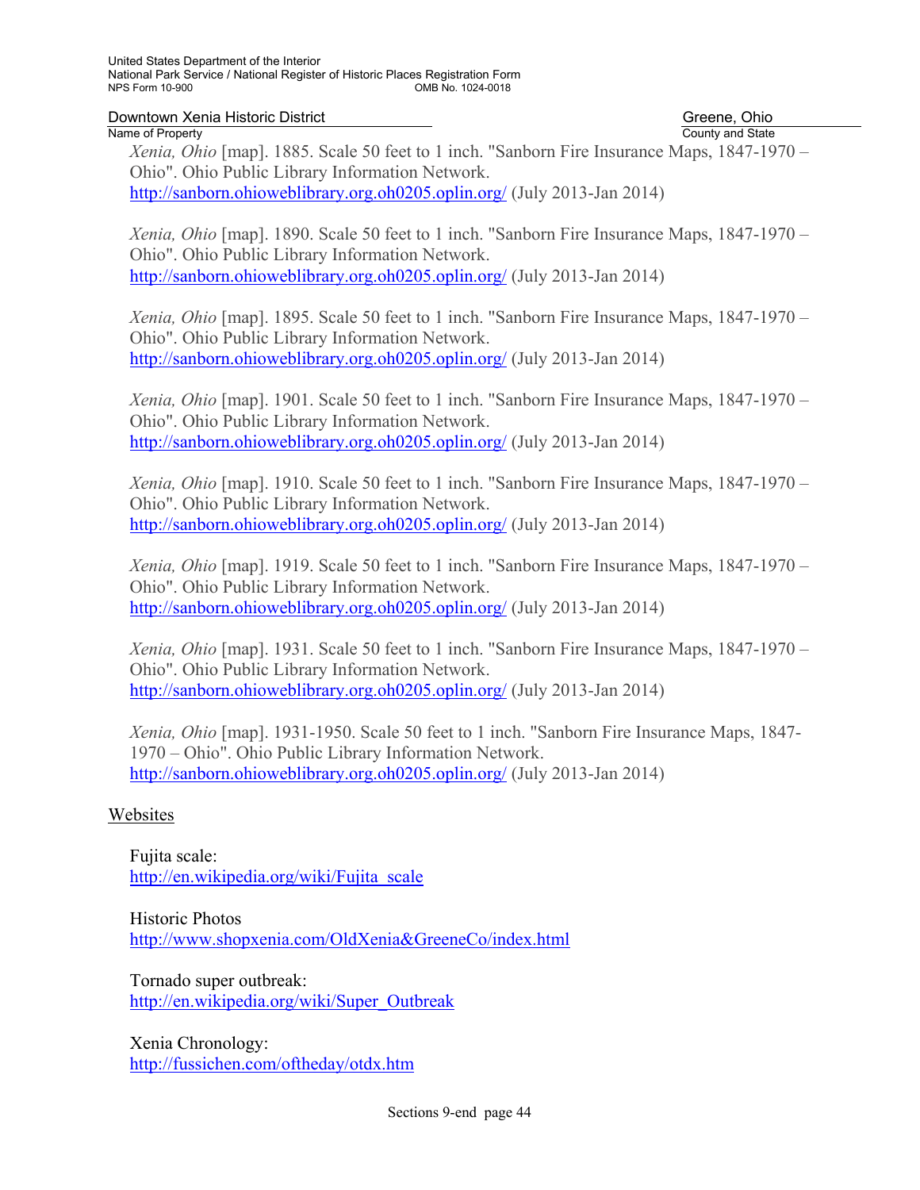*Xenia, Ohio* [map]. 1885. Scale 50 feet to 1 inch. "Sanborn Fire Insurance Maps, 1847-1970 – Ohio". Ohio Public Library Information Network. http://sanborn.ohioweblibrary.org.oh0205.oplin.org/ (July 2013-Jan 2014)

*Xenia, Ohio* [map]. 1890. Scale 50 feet to 1 inch. "Sanborn Fire Insurance Maps, 1847-1970 – Ohio". Ohio Public Library Information Network. http://sanborn.ohioweblibrary.org.oh0205.oplin.org/ (July 2013-Jan 2014)

*Xenia, Ohio* [map]. 1895. Scale 50 feet to 1 inch. "Sanborn Fire Insurance Maps, 1847-1970 – Ohio". Ohio Public Library Information Network. http://sanborn.ohioweblibrary.org.oh0205.oplin.org/ (July 2013-Jan 2014)

*Xenia, Ohio* [map]. 1901. Scale 50 feet to 1 inch. "Sanborn Fire Insurance Maps, 1847-1970 – Ohio". Ohio Public Library Information Network. http://sanborn.ohioweblibrary.org.oh0205.oplin.org/ (July 2013-Jan 2014)

*Xenia, Ohio* [map]. 1910. Scale 50 feet to 1 inch. "Sanborn Fire Insurance Maps, 1847-1970 – Ohio". Ohio Public Library Information Network. http://sanborn.ohioweblibrary.org.oh0205.oplin.org/ (July 2013-Jan 2014)

*Xenia, Ohio* [map]. 1919. Scale 50 feet to 1 inch. "Sanborn Fire Insurance Maps, 1847-1970 – Ohio". Ohio Public Library Information Network. http://sanborn.ohioweblibrary.org.oh0205.oplin.org/ (July 2013-Jan 2014)

*Xenia, Ohio* [map]. 1931. Scale 50 feet to 1 inch. "Sanborn Fire Insurance Maps, 1847-1970 – Ohio". Ohio Public Library Information Network. http://sanborn.ohioweblibrary.org.oh0205.oplin.org/ (July 2013-Jan 2014)

*Xenia, Ohio* [map]. 1931-1950. Scale 50 feet to 1 inch. "Sanborn Fire Insurance Maps, 1847-1970 – Ohio". Ohio Public Library Information Network. http://sanborn.ohioweblibrary.org.oh0205.oplin.org/ (July 2013-Jan 2014)

Websites

Fujita scale:
http://en.wikipedia.org/wiki/Fujita_scale

Historic Photos
http://www.shopxenia.com/OldXenia&GreeneCo/index.html

Tornado super outbreak:
http://en.wikipedia.org/wiki/Super_Outbreak

Xenia Chronology:
http://fussichen.com/oftheday/otdx.htm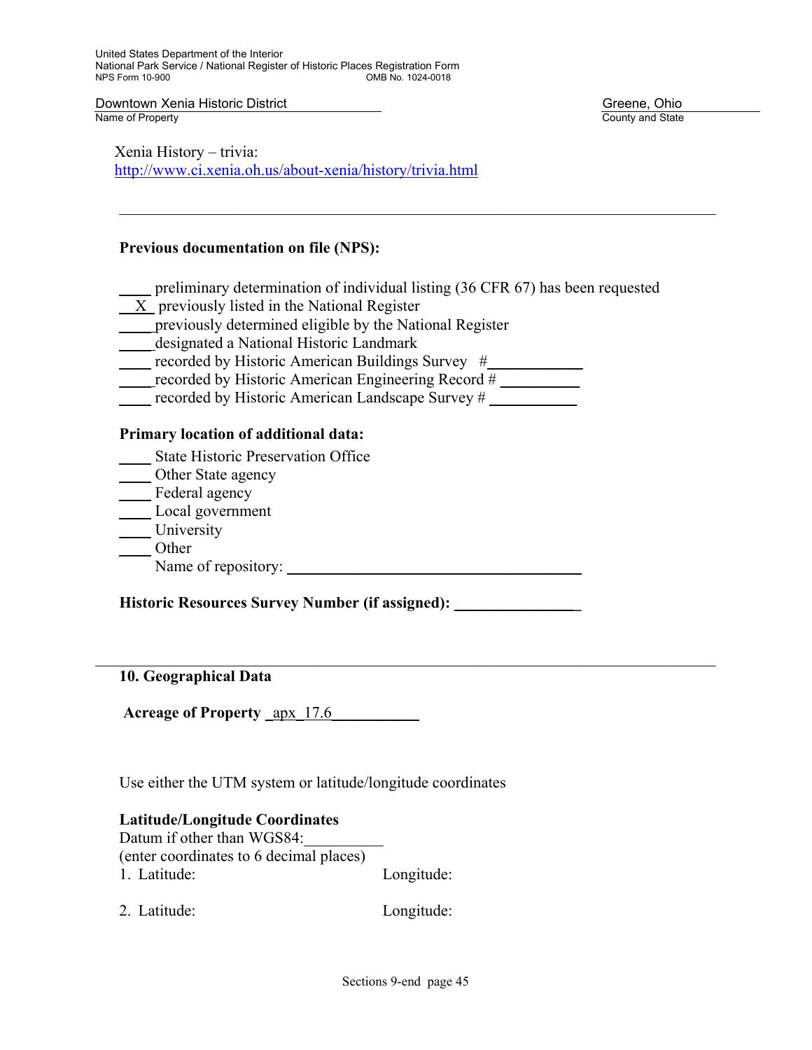Xenia History – trivia:
http://www.ci.xenia.oh.us/about-xenia/history/trivia.html

---

**Previous documentation on file (NPS):**

____ preliminary determination of individual listing (36 CFR 67) has been requested
__X__ previously listed in the National Register
____ previously determined eligible by the National Register
____ designated a National Historic Landmark
____ recorded by Historic American Buildings Survey #__________
____ recorded by Historic American Engineering Record # __________
____ recorded by Historic American Landscape Survey # __________

**Primary location of additional data:**

____ State Historic Preservation Office
____ Other State agency
____ Federal agency
____ Local government
____ University
____ Other
Name of repository: ______________________________

**Historic Resources Survey Number (if assigned):** ______________

---

**10. Geographical Data**

**Acreage of Property** _apx_17.6__________

Use either the UTM system or latitude/longitude coordinates

**Latitude/Longitude Coordinates**
Datum if other than WGS84:__________
(enter coordinates to 6 decimal places)

1. Latitude: Longitude:

2. Latitude: Longitude: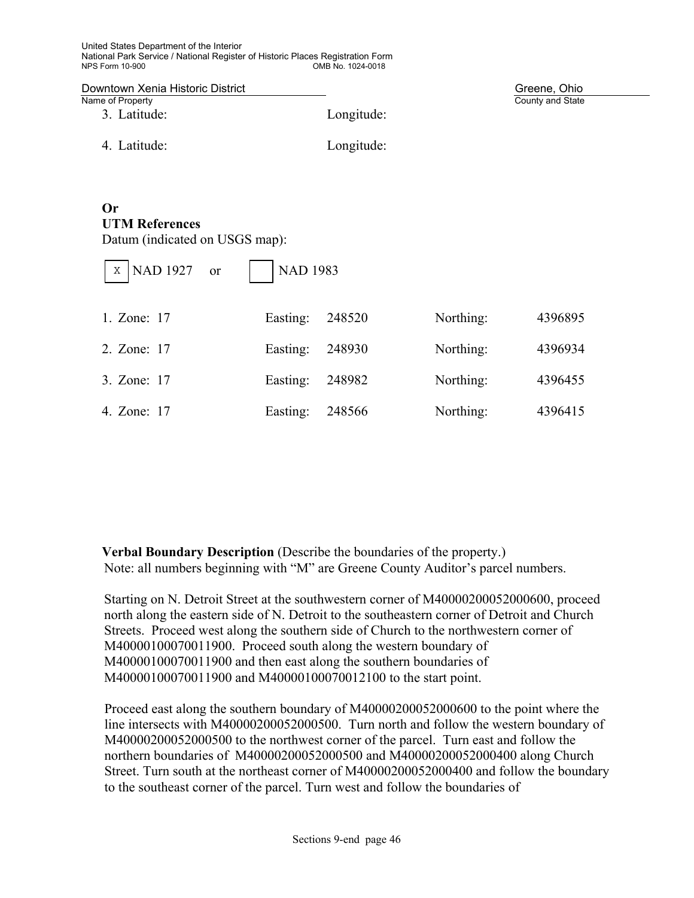Downtown Xenia Historic District | Greene, Ohio
Name of Property | County and State

3. Latitude: Longitude:

4. Latitude: Longitude:

**Or**
**UTM References**
Datum (indicated on USGS map):

[X] NAD 1927 or [ ] NAD 1983

| | | | | | |
|---|---|---|---|---|---|
| 1. Zone: 17 | Easting: | 248520 | Northing: | 4396895 |
| 2. Zone: 17 | Easting: | 248930 | Northing: | 4396934 |
| 3. Zone: 17 | Easting: | 248982 | Northing: | 4396455 |
| 4. Zone: 17 | Easting: | 248566 | Northing: | 4396415 |

**Verbal Boundary Description** (Describe the boundaries of the property.)
Note: all numbers beginning with "M" are Greene County Auditor's parcel numbers.

Starting on N. Detroit Street at the southwestern corner of M40000200052000600, proceed north along the eastern side of N. Detroit to the southeastern corner of Detroit and Church Streets. Proceed west along the southern side of Church to the northwestern corner of M40000100070011900. Proceed south along the western boundary of M40000100070011900 and then east along the southern boundaries of M40000100070011900 and M40000100070012100 to the start point.

Proceed east along the southern boundary of M40000200052000600 to the point where the line intersects with M40000200052000500. Turn north and follow the western boundary of M40000200052000500 to the northwest corner of the parcel. Turn east and follow the northern boundaries of M40000200052000500 and M40000200052000400 along Church Street. Turn south at the northeast corner of M40000200052000400 and follow the boundary to the southeast corner of the parcel. Turn west and follow the boundaries of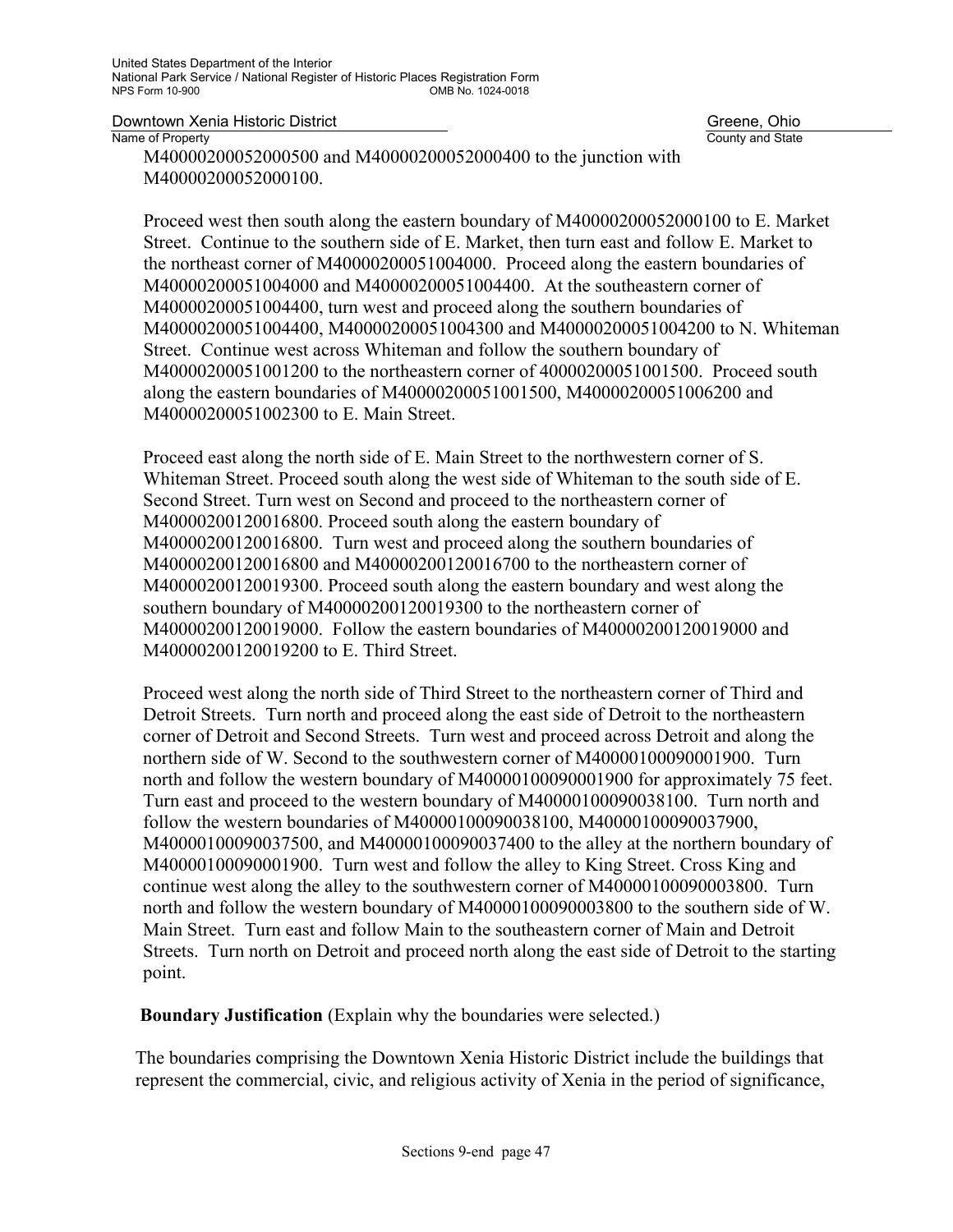M40000200052000500 and M40000200052000400 to the junction with M40000200052000100.

Proceed west then south along the eastern boundary of M40000200052000100 to E. Market Street. Continue to the southern side of E. Market, then turn east and follow E. Market to the northeast corner of M40000200051004000. Proceed along the eastern boundaries of M40000200051004000 and M40000200051004400. At the southeastern corner of M40000200051004400, turn west and proceed along the southern boundaries of M40000200051004400, M40000200051004300 and M40000200051004200 to N. Whiteman Street. Continue west across Whiteman and follow the southern boundary of M40000200051001200 to the northeastern corner of 40000200051001500. Proceed south along the eastern boundaries of M40000200051001500, M40000200051006200 and M40000200051002300 to E. Main Street.

Proceed east along the north side of E. Main Street to the northwestern corner of S. Whiteman Street. Proceed south along the west side of Whiteman to the south side of E. Second Street. Turn west on Second and proceed to the northeastern corner of M40000200120016800. Proceed south along the eastern boundary of M40000200120016800. Turn west and proceed along the southern boundaries of M40000200120016800 and M40000200120016700 to the northeastern corner of M40000200120019300. Proceed south along the eastern boundary and west along the southern boundary of M40000200120019300 to the northeastern corner of M40000200120019000. Follow the eastern boundaries of M40000200120019000 and M40000200120019200 to E. Third Street.

Proceed west along the north side of Third Street to the northeastern corner of Third and Detroit Streets. Turn north and proceed along the east side of Detroit to the northeastern corner of Detroit and Second Streets. Turn west and proceed across Detroit and along the northern side of W. Second to the southwestern corner of M40000100090001900. Turn north and follow the western boundary of M40000100090001900 for approximately 75 feet. Turn east and proceed to the western boundary of M40000100090038100. Turn north and follow the western boundaries of M40000100090038100, M40000100090037900, M40000100090037500, and M40000100090037400 to the alley at the northern boundary of M40000100090001900. Turn west and follow the alley to King Street. Cross King and continue west along the alley to the southwestern corner of M40000100090003800. Turn north and follow the western boundary of M40000100090003800 to the southern side of W. Main Street. Turn east and follow Main to the southeastern corner of Main and Detroit Streets. Turn north on Detroit and proceed north along the east side of Detroit to the starting point.

**Boundary Justification** (Explain why the boundaries were selected.)

The boundaries comprising the Downtown Xenia Historic District include the buildings that represent the commercial, civic, and religious activity of Xenia in the period of significance,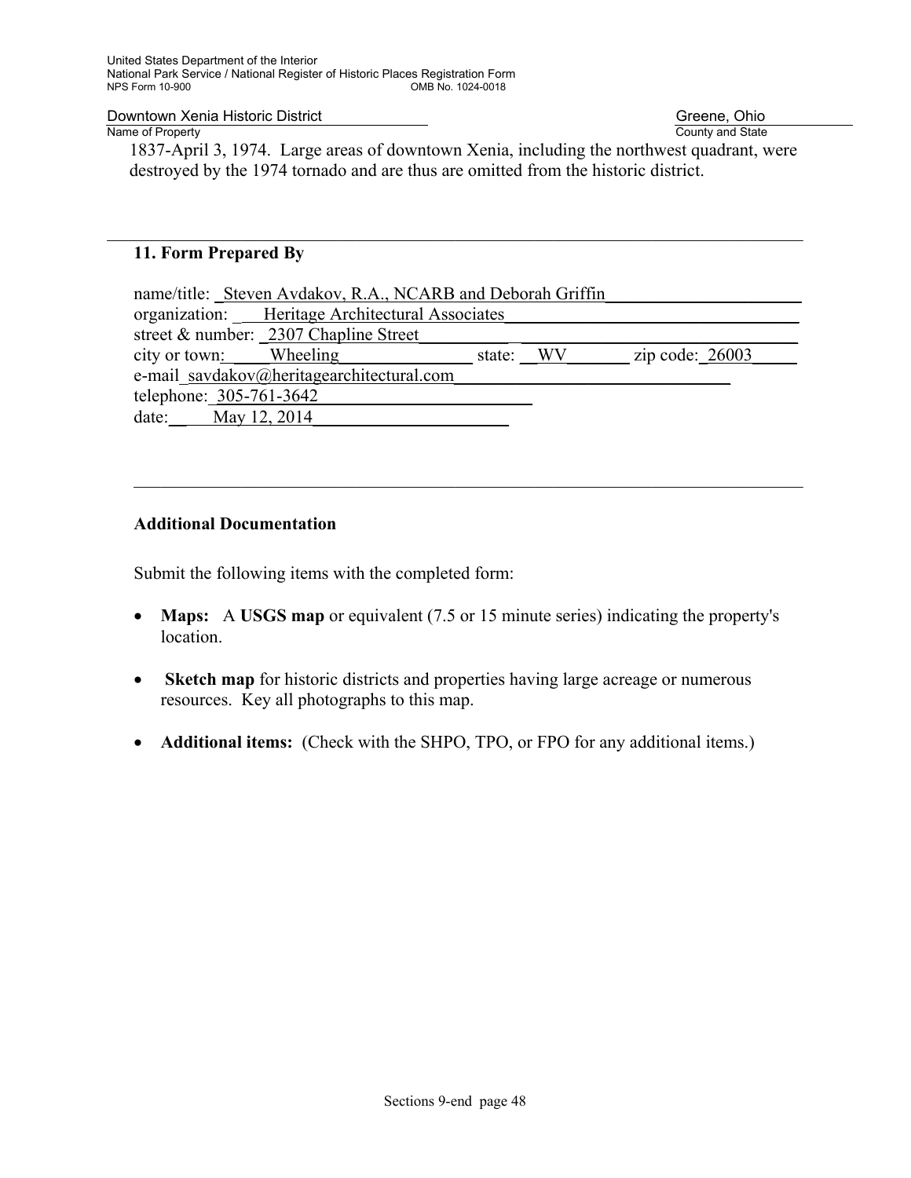1837-April 3, 1974. Large areas of downtown Xenia, including the northwest quadrant, were destroyed by the 1974 tornado and are thus are omitted from the historic district.

---

## 11. Form Prepared By

name/title: Steven Avdakov, R.A., NCARB and Deborah Griffin
organization: Heritage Architectural Associates
street & number: 2307 Chapline Street
city or town: Wheeling state: WV zip code: 26003
e-mail savdakov@heritagearchitectural.com
telephone: 305-761-3642
date: May 12, 2014

---

## Additional Documentation

Submit the following items with the completed form:

- **Maps:** A **USGS map** or equivalent (7.5 or 15 minute series) indicating the property's location.
- **Sketch map** for historic districts and properties having large acreage or numerous resources. Key all photographs to this map.
- **Additional items:** (Check with the SHPO, TPO, or FPO for any additional items.)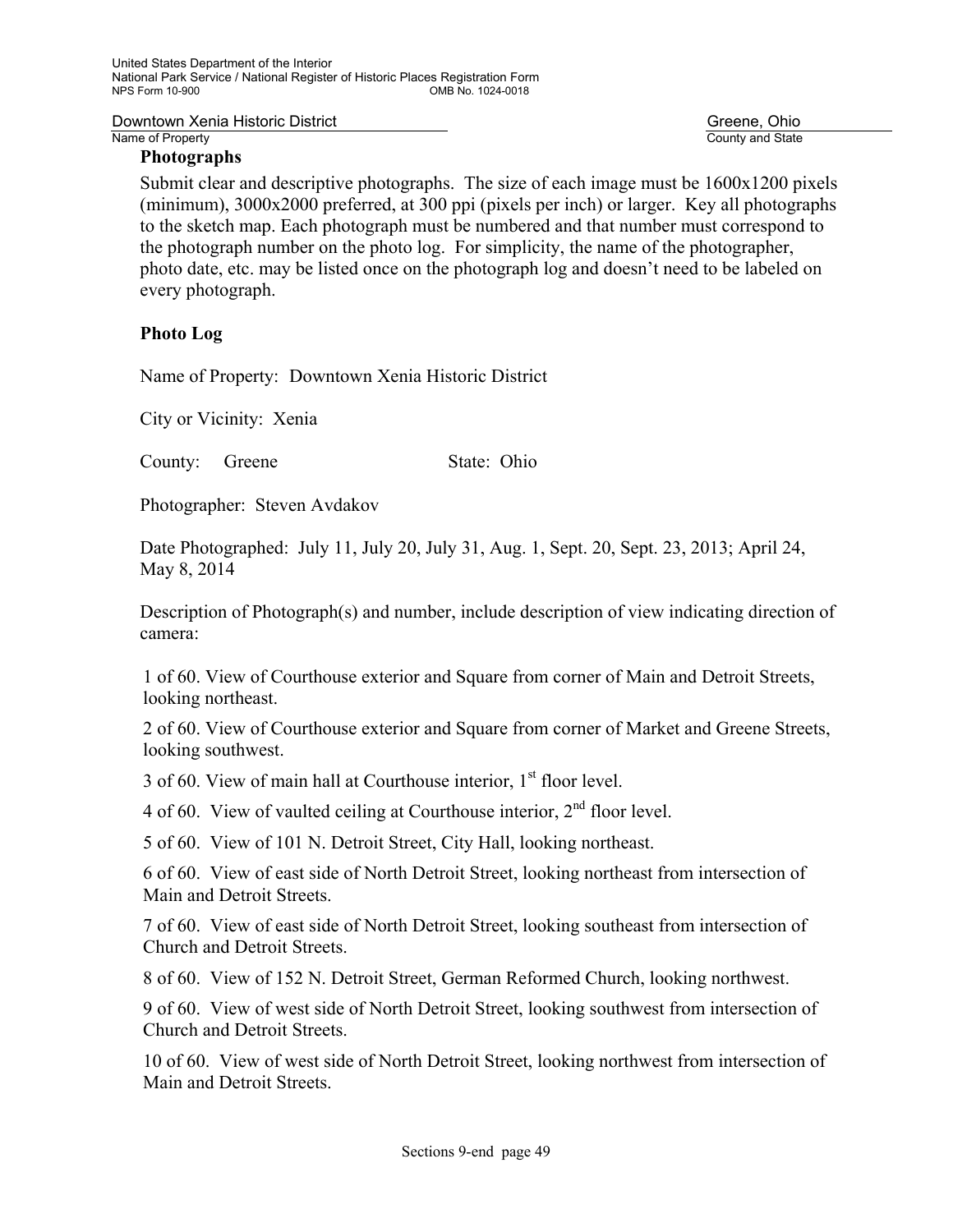**Photographs**

Submit clear and descriptive photographs. The size of each image must be 1600x1200 pixels (minimum), 3000x2000 preferred, at 300 ppi (pixels per inch) or larger. Key all photographs to the sketch map. Each photograph must be numbered and that number must correspond to the photograph number on the photo log. For simplicity, the name of the photographer, photo date, etc. may be listed once on the photograph log and doesn't need to be labeled on every photograph.

**Photo Log**

Name of Property: Downtown Xenia Historic District

City or Vicinity: Xenia

County: Greene State: Ohio

Photographer: Steven Avdakov

Date Photographed: July 11, July 20, July 31, Aug. 1, Sept. 20, Sept. 23, 2013; April 24, May 8, 2014

Description of Photograph(s) and number, include description of view indicating direction of camera:

1 of 60. View of Courthouse exterior and Square from corner of Main and Detroit Streets, looking northeast.

2 of 60. View of Courthouse exterior and Square from corner of Market and Greene Streets, looking southwest.

3 of 60. View of main hall at Courthouse interior, 1st floor level.

4 of 60. View of vaulted ceiling at Courthouse interior, 2nd floor level.

5 of 60. View of 101 N. Detroit Street, City Hall, looking northeast.

6 of 60. View of east side of North Detroit Street, looking northeast from intersection of Main and Detroit Streets.

7 of 60. View of east side of North Detroit Street, looking southeast from intersection of Church and Detroit Streets.

8 of 60. View of 152 N. Detroit Street, German Reformed Church, looking northwest.

9 of 60. View of west side of North Detroit Street, looking southwest from intersection of Church and Detroit Streets.

10 of 60. View of west side of North Detroit Street, looking northwest from intersection of Main and Detroit Streets.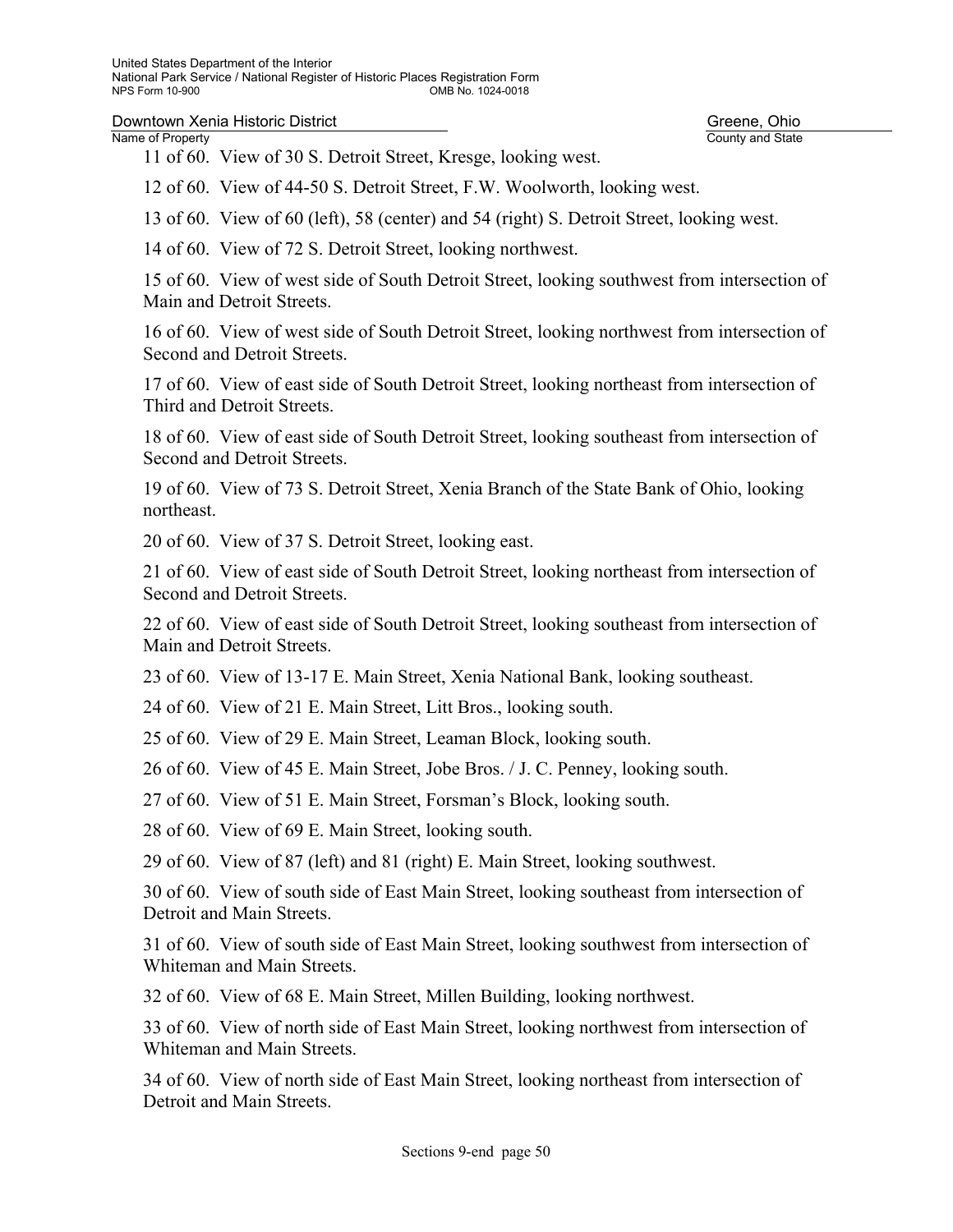11 of 60. View of 30 S. Detroit Street, Kresge, looking west.

12 of 60. View of 44-50 S. Detroit Street, F.W. Woolworth, looking west.

13 of 60. View of 60 (left), 58 (center) and 54 (right) S. Detroit Street, looking west.

14 of 60. View of 72 S. Detroit Street, looking northwest.

15 of 60. View of west side of South Detroit Street, looking southwest from intersection of Main and Detroit Streets.

16 of 60. View of west side of South Detroit Street, looking northwest from intersection of Second and Detroit Streets.

17 of 60. View of east side of South Detroit Street, looking northeast from intersection of Third and Detroit Streets.

18 of 60. View of east side of South Detroit Street, looking southeast from intersection of Second and Detroit Streets.

19 of 60. View of 73 S. Detroit Street, Xenia Branch of the State Bank of Ohio, looking northeast.

20 of 60. View of 37 S. Detroit Street, looking east.

21 of 60. View of east side of South Detroit Street, looking northeast from intersection of Second and Detroit Streets.

22 of 60. View of east side of South Detroit Street, looking southeast from intersection of Main and Detroit Streets.

23 of 60. View of 13-17 E. Main Street, Xenia National Bank, looking southeast.

24 of 60. View of 21 E. Main Street, Litt Bros., looking south.

25 of 60. View of 29 E. Main Street, Leaman Block, looking south.

26 of 60. View of 45 E. Main Street, Jobe Bros. / J. C. Penney, looking south.

27 of 60. View of 51 E. Main Street, Forsman's Block, looking south.

28 of 60. View of 69 E. Main Street, looking south.

29 of 60. View of 87 (left) and 81 (right) E. Main Street, looking southwest.

30 of 60. View of south side of East Main Street, looking southeast from intersection of Detroit and Main Streets.

31 of 60. View of south side of East Main Street, looking southwest from intersection of Whiteman and Main Streets.

32 of 60. View of 68 E. Main Street, Millen Building, looking northwest.

33 of 60. View of north side of East Main Street, looking northwest from intersection of Whiteman and Main Streets.

34 of 60. View of north side of East Main Street, looking northeast from intersection of Detroit and Main Streets.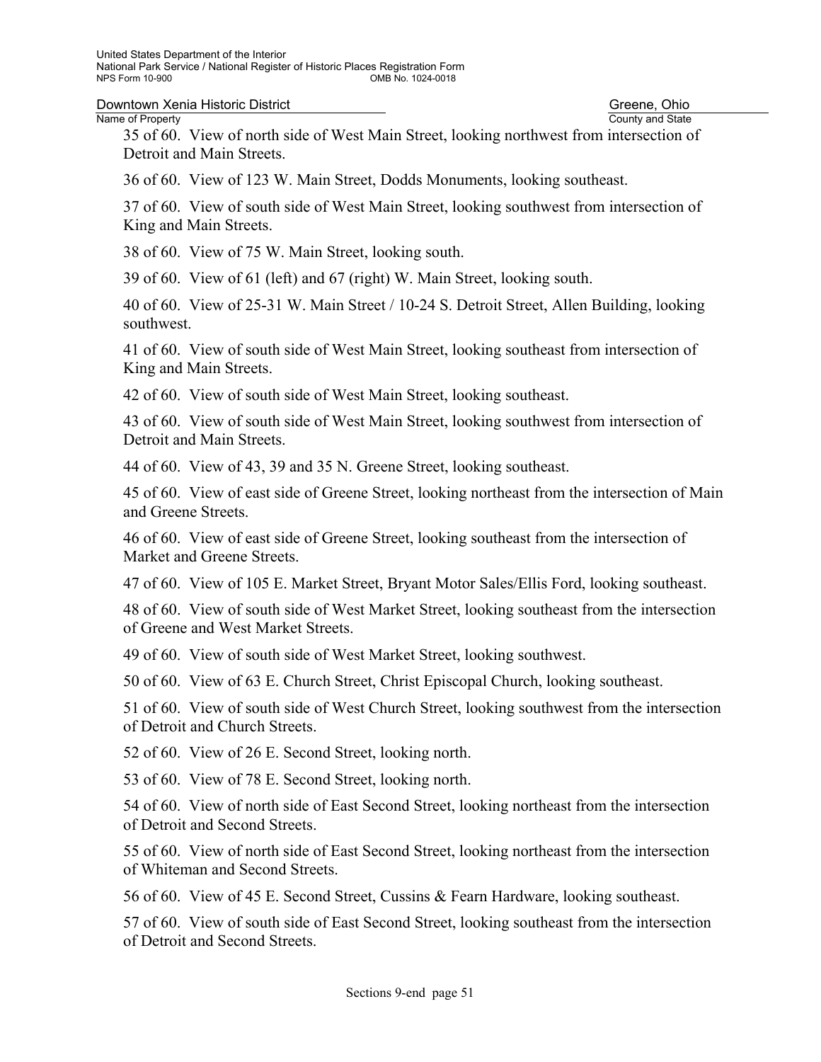35 of 60. View of north side of West Main Street, looking northwest from intersection of Detroit and Main Streets.

36 of 60. View of 123 W. Main Street, Dodds Monuments, looking southeast.

37 of 60. View of south side of West Main Street, looking southwest from intersection of King and Main Streets.

38 of 60. View of 75 W. Main Street, looking south.

39 of 60. View of 61 (left) and 67 (right) W. Main Street, looking south.

40 of 60. View of 25-31 W. Main Street / 10-24 S. Detroit Street, Allen Building, looking southwest.

41 of 60. View of south side of West Main Street, looking southeast from intersection of King and Main Streets.

42 of 60. View of south side of West Main Street, looking southeast.

43 of 60. View of south side of West Main Street, looking southwest from intersection of Detroit and Main Streets.

44 of 60. View of 43, 39 and 35 N. Greene Street, looking southeast.

45 of 60. View of east side of Greene Street, looking northeast from the intersection of Main and Greene Streets.

46 of 60. View of east side of Greene Street, looking southeast from the intersection of Market and Greene Streets.

47 of 60. View of 105 E. Market Street, Bryant Motor Sales/Ellis Ford, looking southeast.

48 of 60. View of south side of West Market Street, looking southeast from the intersection of Greene and West Market Streets.

49 of 60. View of south side of West Market Street, looking southwest.

50 of 60. View of 63 E. Church Street, Christ Episcopal Church, looking southeast.

51 of 60. View of south side of West Church Street, looking southwest from the intersection of Detroit and Church Streets.

52 of 60. View of 26 E. Second Street, looking north.

53 of 60. View of 78 E. Second Street, looking north.

54 of 60. View of north side of East Second Street, looking northeast from the intersection of Detroit and Second Streets.

55 of 60. View of north side of East Second Street, looking northeast from the intersection of Whiteman and Second Streets.

56 of 60. View of 45 E. Second Street, Cussins & Fearn Hardware, looking southeast.

57 of 60. View of south side of East Second Street, looking southeast from the intersection of Detroit and Second Streets.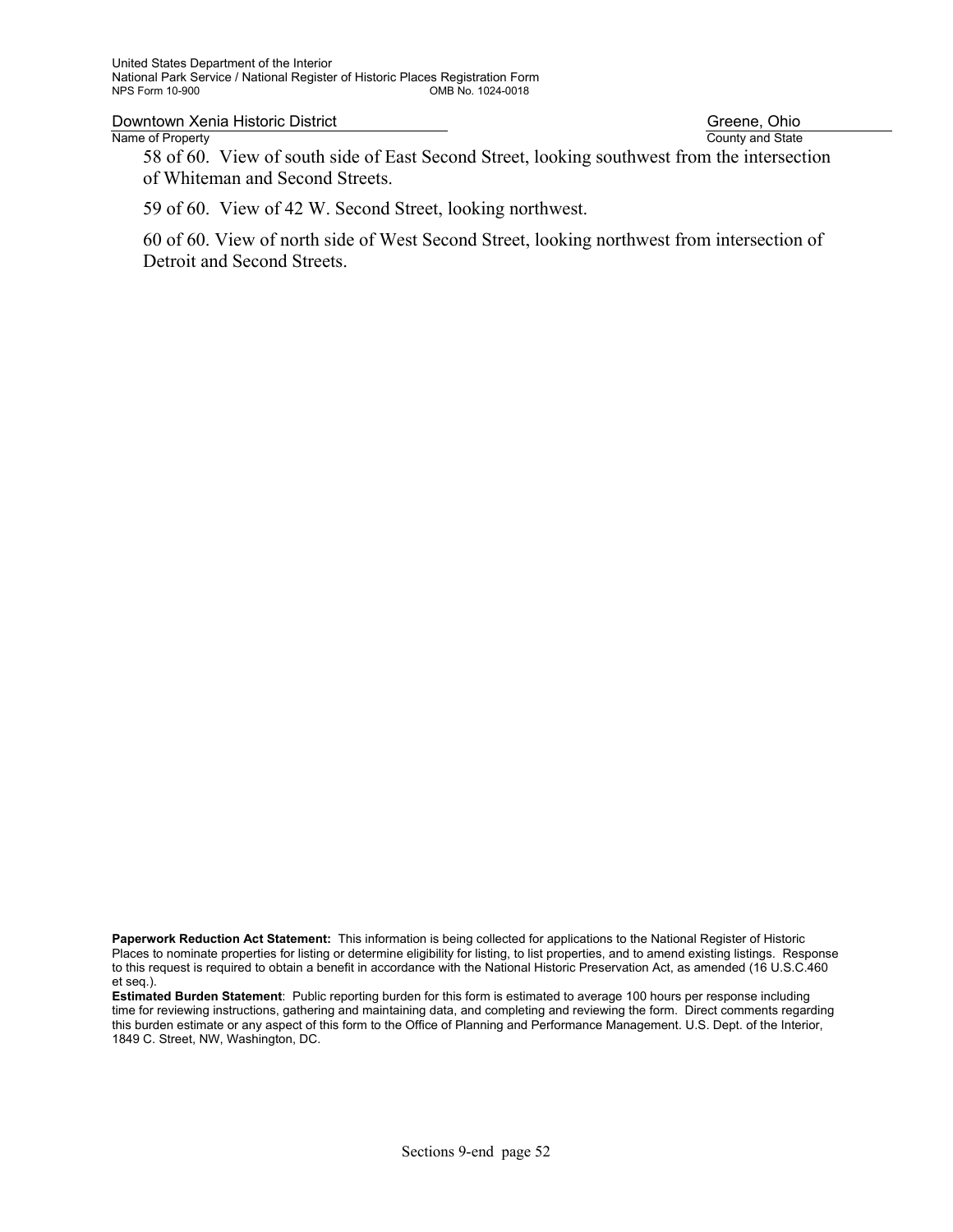58 of 60. View of south side of East Second Street, looking southwest from the intersection of Whiteman and Second Streets.

59 of 60. View of 42 W. Second Street, looking northwest.

60 of 60. View of north side of West Second Street, looking northwest from intersection of Detroit and Second Streets.

**Paperwork Reduction Act Statement:** This information is being collected for applications to the National Register of Historic Places to nominate properties for listing or determine eligibility for listing, to list properties, and to amend existing listings. Response to this request is required to obtain a benefit in accordance with the National Historic Preservation Act, as amended (16 U.S.C.460 et seq.).

**Estimated Burden Statement**: Public reporting burden for this form is estimated to average 100 hours per response including time for reviewing instructions, gathering and maintaining data, and completing and reviewing the form. Direct comments regarding this burden estimate or any aspect of this form to the Office of Planning and Performance Management. U.S. Dept. of the Interior, 1849 C. Street, NW, Washington, DC.